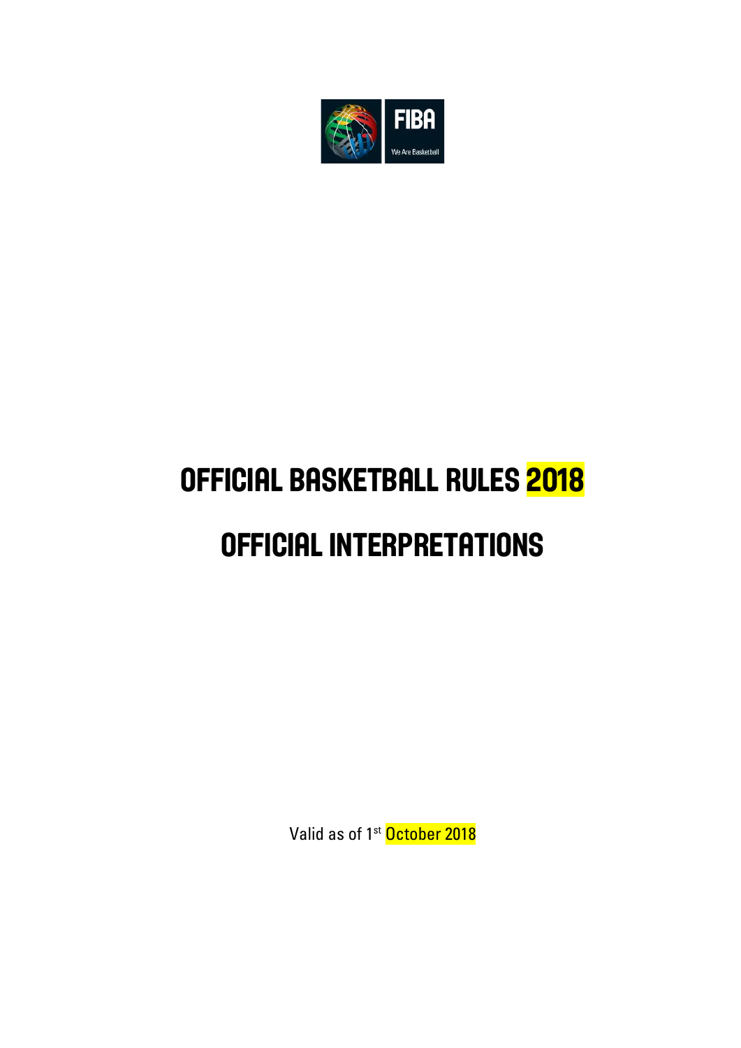FIBA

We Are Basketball

# OFFICIAL BASKETBALL RULES 2018

# OFFICIAL INTERPRETATIONS

Valid as of 1st October 2018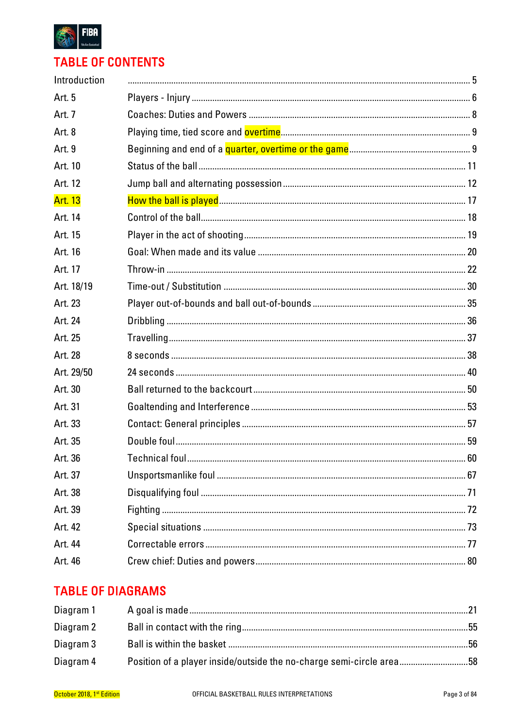## TABLE OF CONTENTS

| | | |
|---|---|---|
| Introduction | | 5 |
| Art. 5 | Players - Injury | 6 |
| Art. 7 | Coaches: Duties and Powers | 8 |
| Art. 8 | Playing time, tied score and overtime | 9 |
| Art. 9 | Beginning and end of a quarter, overtime or the game | 9 |
| Art. 10 | Status of the ball | 11 |
| Art. 12 | Jump ball and alternating possession | 12 |
| Art. 13 | How the ball is played | 17 |
| Art. 14 | Control of the ball | 18 |
| Art. 15 | Player in the act of shooting | 19 |
| Art. 16 | Goal: When made and its value | 20 |
| Art. 17 | Throw-in | 22 |
| Art. 18/19 | Time-out / Substitution | 30 |
| Art. 23 | Player out-of-bounds and ball out-of-bounds | 35 |
| Art. 24 | Dribbling | 36 |
| Art. 25 | Travelling | 37 |
| Art. 28 | 8 seconds | 38 |
| Art. 29/50 | 24 seconds | 40 |
| Art. 30 | Ball returned to the backcourt | 50 |
| Art. 31 | Goaltending and Interference | 53 |
| Art. 33 | Contact: General principles | 57 |
| Art. 35 | Double foul | 59 |
| Art. 36 | Technical foul | 60 |
| Art. 37 | Unsportsmanlike foul | 67 |
| Art. 38 | Disqualifying foul | 71 |
| Art. 39 | Fighting | 72 |
| Art. 42 | Special situations | 73 |
| Art. 44 | Correctable errors | 77 |
| Art. 46 | Crew chief: Duties and powers | 80 |

## TABLE OF DIAGRAMS

| | | |
|---|---|---|
| Diagram 1 | A goal is made | 21 |
| Diagram 2 | Ball in contact with the ring | 55 |
| Diagram 3 | Ball is within the basket | 56 |
| Diagram 4 | Position of a player inside/outside the no-charge semi-circle area | 58 |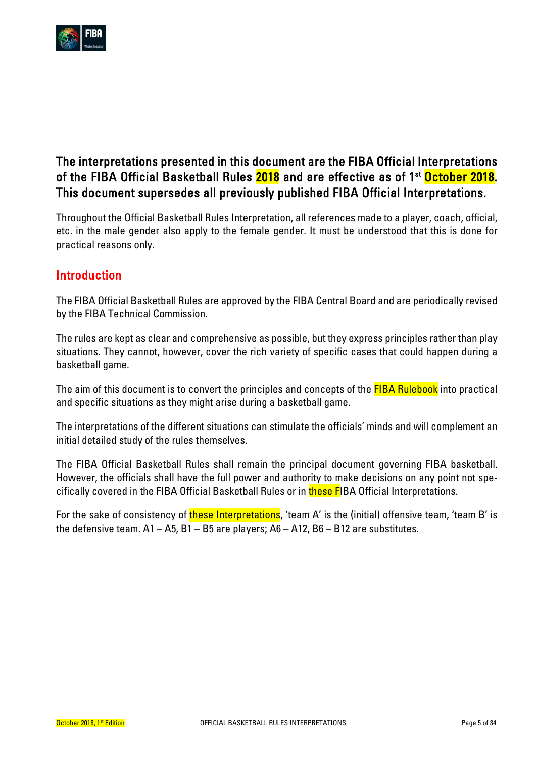**The interpretations presented in this document are the FIBA Official Interpretations of the FIBA Official Basketball Rules 2018 and are effective as of 1st October 2018. This document supersedes all previously published FIBA Official Interpretations.**

Throughout the Official Basketball Rules Interpretation, all references made to a player, coach, official, etc. in the male gender also apply to the female gender. It must be understood that this is done for practical reasons only.

## Introduction

The FIBA Official Basketball Rules are approved by the FIBA Central Board and are periodically revised by the FIBA Technical Commission.

The rules are kept as clear and comprehensive as possible, but they express principles rather than play situations. They cannot, however, cover the rich variety of specific cases that could happen during a basketball game.

The aim of this document is to convert the principles and concepts of the FIBA Rulebook into practical and specific situations as they might arise during a basketball game.

The interpretations of the different situations can stimulate the officials' minds and will complement an initial detailed study of the rules themselves.

The FIBA Official Basketball Rules shall remain the principal document governing FIBA basketball. However, the officials shall have the full power and authority to make decisions on any point not specifically covered in the FIBA Official Basketball Rules or in these FIBA Official Interpretations.

For the sake of consistency of these Interpretations, 'team A' is the (initial) offensive team, 'team B' is the defensive team. A1 – A5, B1 – B5 are players; A6 – A12, B6 – B12 are substitutes.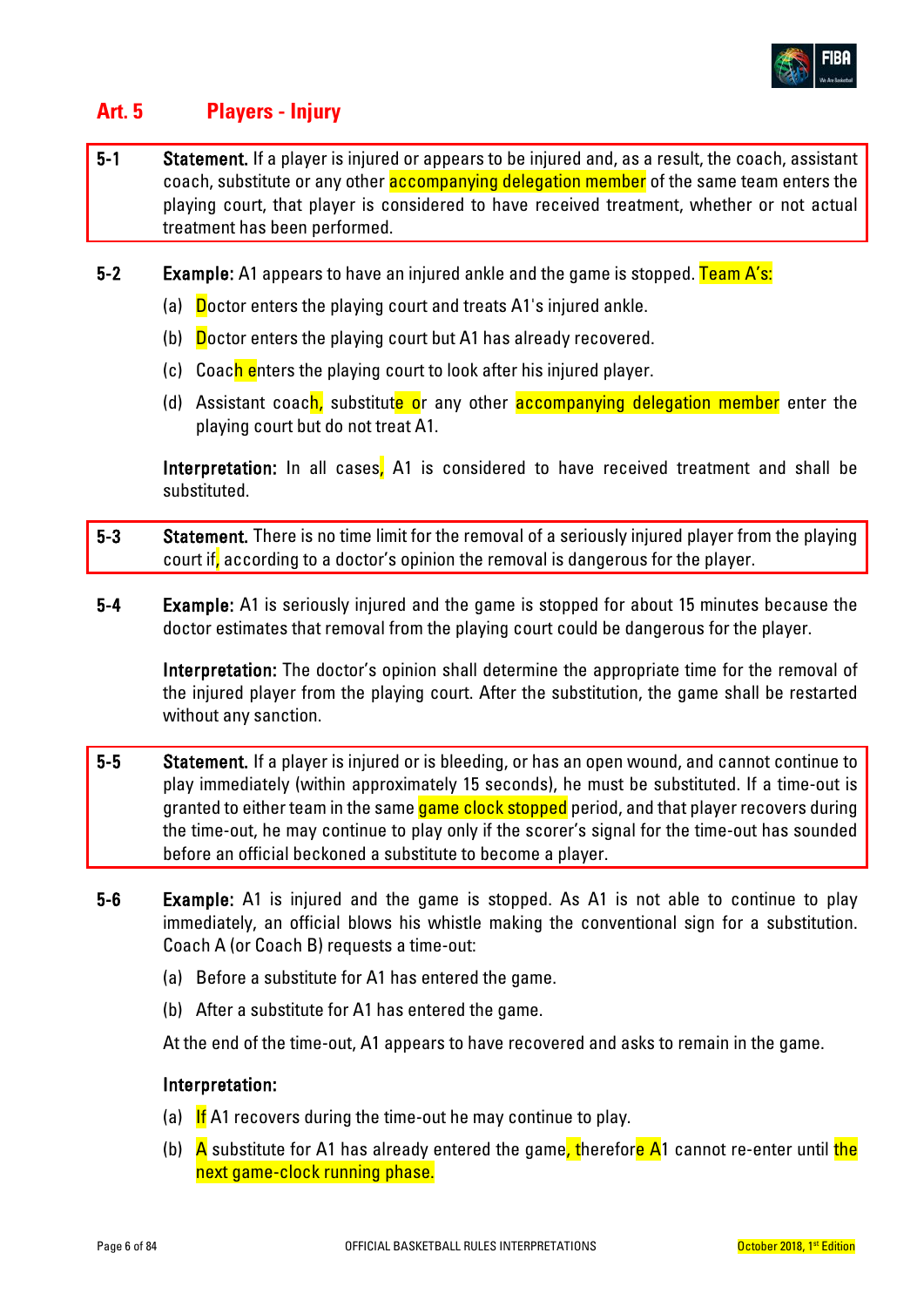## Art. 5 Players - Injury

**5-1 Statement.** If a player is injured or appears to be injured and, as a result, the coach, assistant coach, substitute or any other accompanying delegation member of the same team enters the playing court, that player is considered to have received treatment, whether or not actual treatment has been performed.

**5-2 Example:** A1 appears to have an injured ankle and the game is stopped. Team A's:

(a) Doctor enters the playing court and treats A1's injured ankle.

(b) Doctor enters the playing court but A1 has already recovered.

(c) Coach enters the playing court to look after his injured player.

(d) Assistant coach, substitute or any other accompanying delegation member enter the playing court but do not treat A1.

**Interpretation:** In all cases, A1 is considered to have received treatment and shall be substituted.

**5-3 Statement.** There is no time limit for the removal of a seriously injured player from the playing court if, according to a doctor's opinion the removal is dangerous for the player.

**5-4 Example:** A1 is seriously injured and the game is stopped for about 15 minutes because the doctor estimates that removal from the playing court could be dangerous for the player.

**Interpretation:** The doctor's opinion shall determine the appropriate time for the removal of the injured player from the playing court. After the substitution, the game shall be restarted without any sanction.

**5-5 Statement.** If a player is injured or is bleeding, or has an open wound, and cannot continue to play immediately (within approximately 15 seconds), he must be substituted. If a time-out is granted to either team in the same game clock stopped period, and that player recovers during the time-out, he may continue to play only if the scorer's signal for the time-out has sounded before an official beckoned a substitute to become a player.

**5-6 Example:** A1 is injured and the game is stopped. As A1 is not able to continue to play immediately, an official blows his whistle making the conventional sign for a substitution. Coach A (or Coach B) requests a time-out:

(a) Before a substitute for A1 has entered the game.

(b) After a substitute for A1 has entered the game.

At the end of the time-out, A1 appears to have recovered and asks to remain in the game.

**Interpretation:**

(a) If A1 recovers during the time-out he may continue to play.

(b) A substitute for A1 has already entered the game, therefore A1 cannot re-enter until the next game-clock running phase.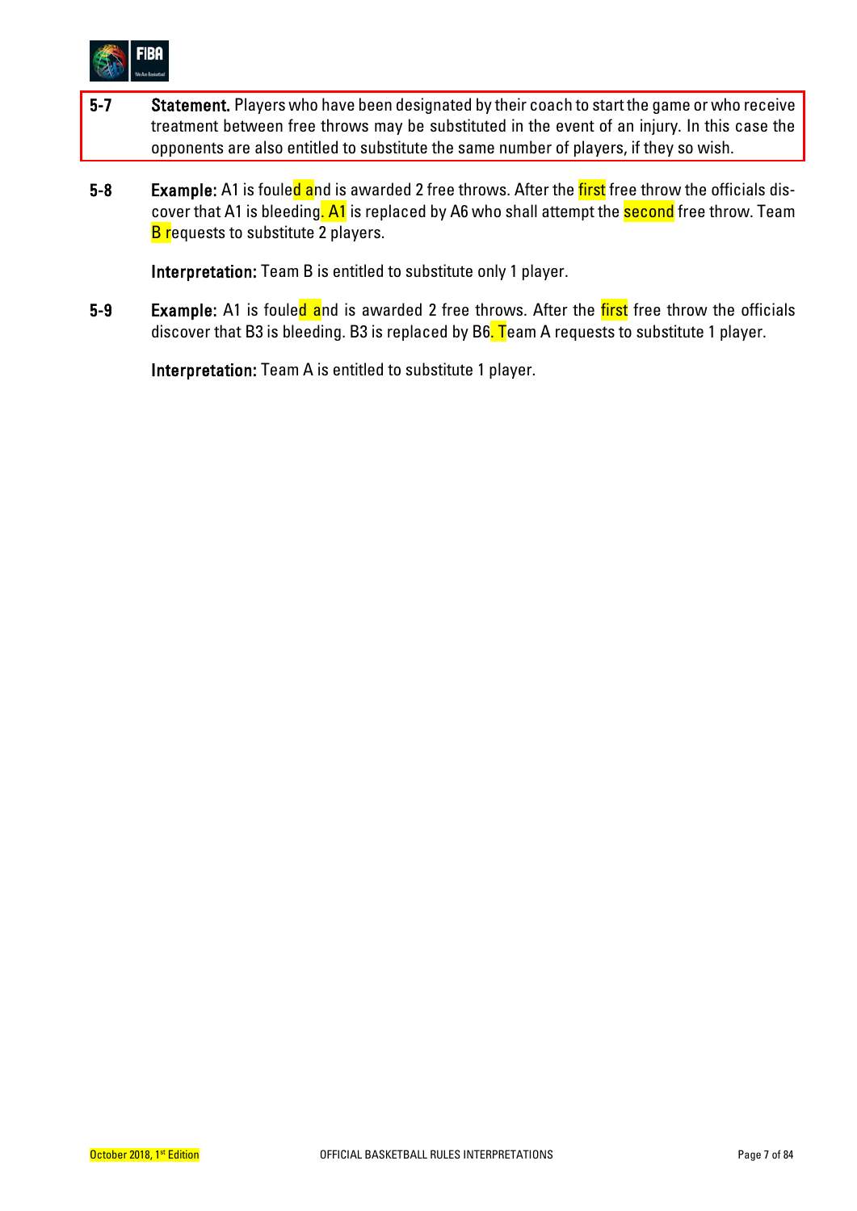**5-7** **Statement.** Players who have been designated by their coach to start the game or who receive treatment between free throws may be substituted in the event of an injury. In this case the opponents are also entitled to substitute the same number of players, if they so wish.

**5-8** **Example:** A1 is fouled and is awarded 2 free throws. After the first free throw the officials discover that A1 is bleeding. A1 is replaced by A6 who shall attempt the second free throw. Team B requests to substitute 2 players.

**Interpretation:** Team B is entitled to substitute only 1 player.

**5-9** **Example:** A1 is fouled and is awarded 2 free throws. After the first free throw the officials discover that B3 is bleeding. B3 is replaced by B6. Team A requests to substitute 1 player.

**Interpretation:** Team A is entitled to substitute 1 player.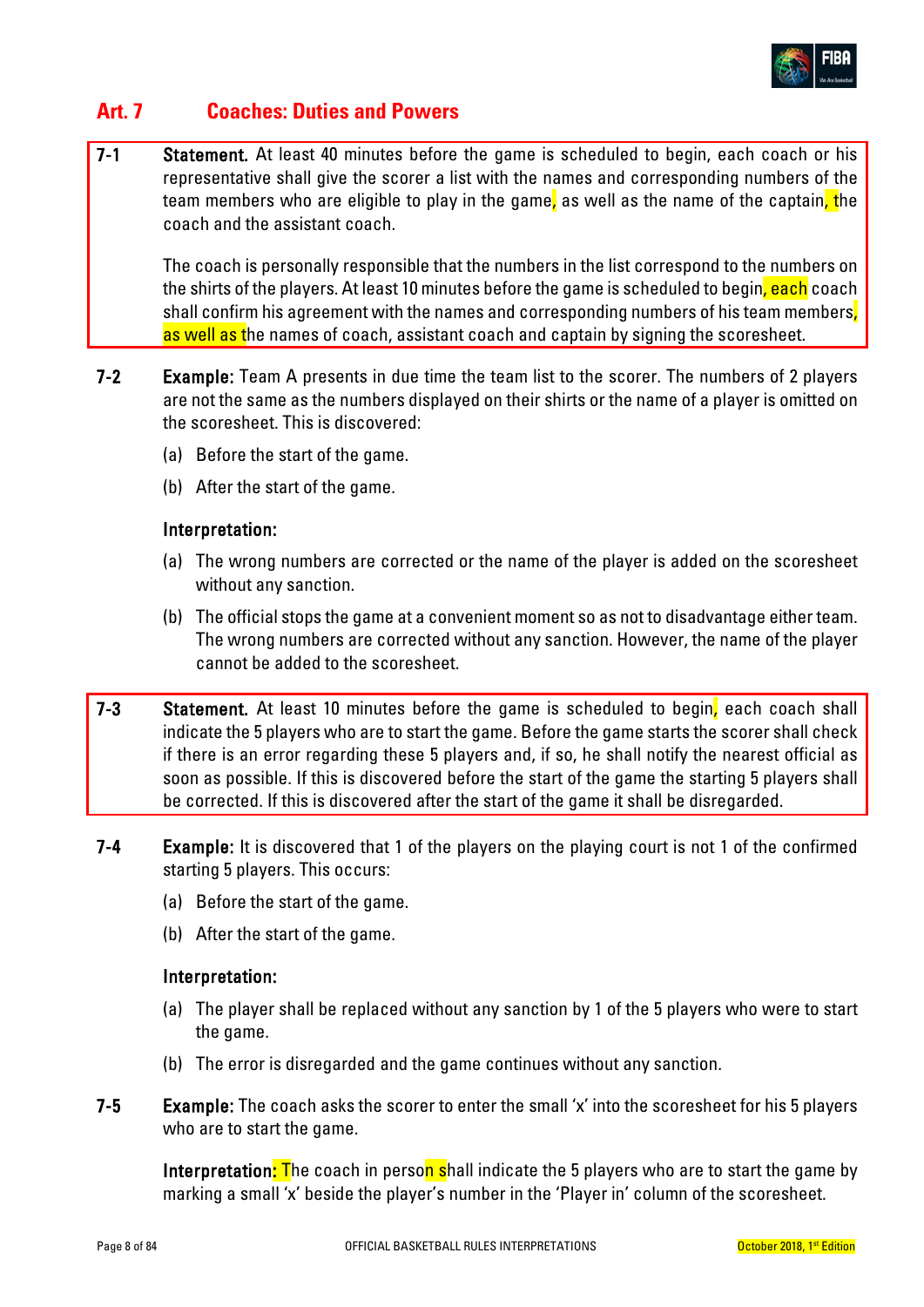## Art. 7 Coaches: Duties and Powers

**7-1** **Statement.** At least 40 minutes before the game is scheduled to begin, each coach or his representative shall give the scorer a list with the names and corresponding numbers of the team members who are eligible to play in the game, as well as the name of the captain, the coach and the assistant coach.

The coach is personally responsible that the numbers in the list correspond to the numbers on the shirts of the players. At least 10 minutes before the game is scheduled to begin, each coach shall confirm his agreement with the names and corresponding numbers of his team members, as well as the names of coach, assistant coach and captain by signing the scoresheet.

**7-2** **Example:** Team A presents in due time the team list to the scorer. The numbers of 2 players are not the same as the numbers displayed on their shirts or the name of a player is omitted on the scoresheet. This is discovered:

(a) Before the start of the game.

(b) After the start of the game.

**Interpretation:**

(a) The wrong numbers are corrected or the name of the player is added on the scoresheet without any sanction.

(b) The official stops the game at a convenient moment so as not to disadvantage either team. The wrong numbers are corrected without any sanction. However, the name of the player cannot be added to the scoresheet.

**7-3** **Statement.** At least 10 minutes before the game is scheduled to begin, each coach shall indicate the 5 players who are to start the game. Before the game starts the scorer shall check if there is an error regarding these 5 players and, if so, he shall notify the nearest official as soon as possible. If this is discovered before the start of the game the starting 5 players shall be corrected. If this is discovered after the start of the game it shall be disregarded.

**7-4** **Example:** It is discovered that 1 of the players on the playing court is not 1 of the confirmed starting 5 players. This occurs:

(a) Before the start of the game.

(b) After the start of the game.

**Interpretation:**

(a) The player shall be replaced without any sanction by 1 of the 5 players who were to start the game.

(b) The error is disregarded and the game continues without any sanction.

**7-5** **Example:** The coach asks the scorer to enter the small 'x' into the scoresheet for his 5 players who are to start the game.

**Interpretation:** The coach in person shall indicate the 5 players who are to start the game by marking a small 'x' beside the player's number in the 'Player in' column of the scoresheet.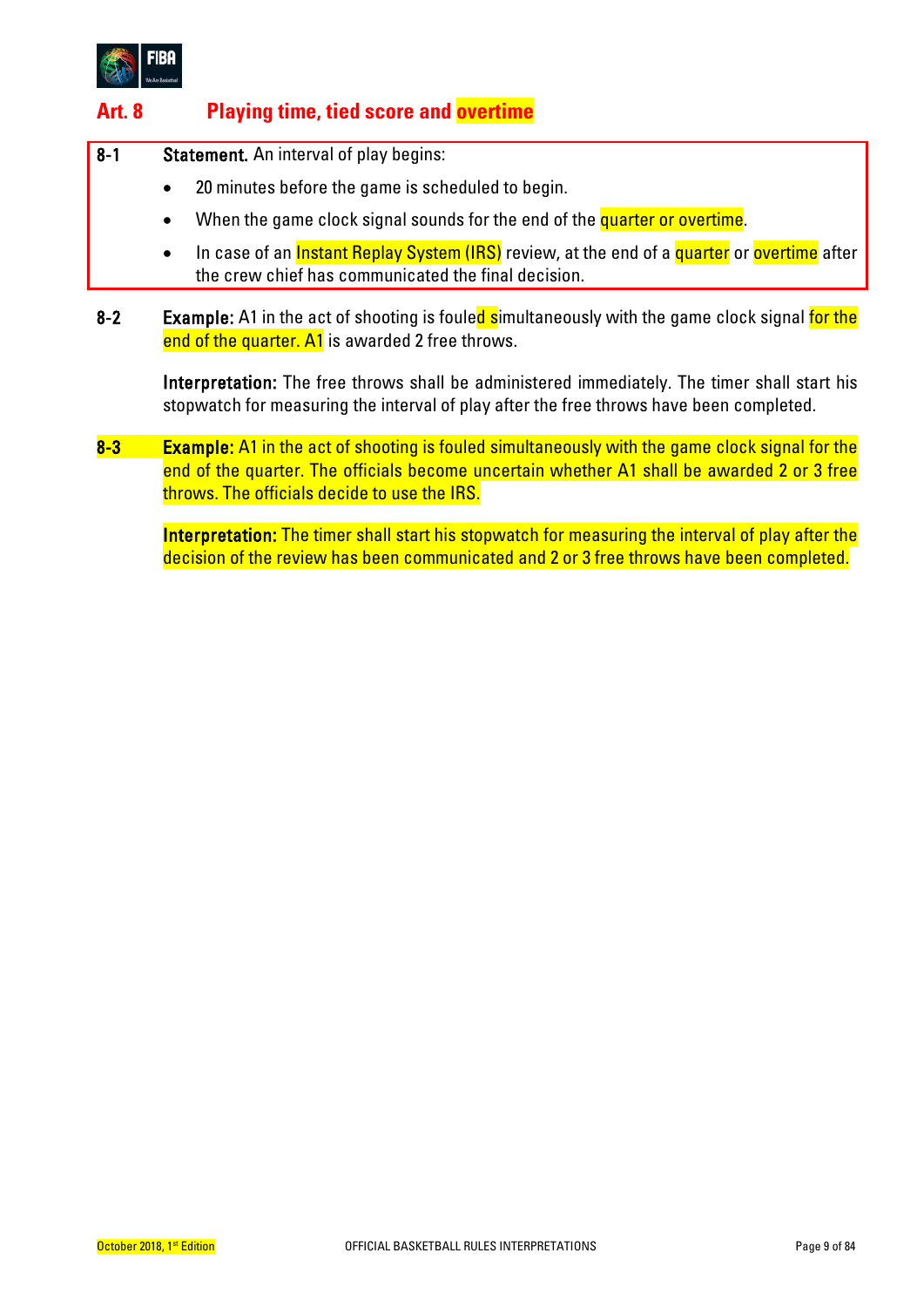## Art. 8 Playing time, tied score and overtime

**8-1** **Statement.** An interval of play begins:

- 20 minutes before the game is scheduled to begin.
- When the game clock signal sounds for the end of the quarter or overtime.
- In case of an Instant Replay System (IRS) review, at the end of a quarter or overtime after the crew chief has communicated the final decision.

**8-2** **Example:** A1 in the act of shooting is fouled simultaneously with the game clock signal for the end of the quarter. A1 is awarded 2 free throws.

**Interpretation:** The free throws shall be administered immediately. The timer shall start his stopwatch for measuring the interval of play after the free throws have been completed.

**8-3** **Example:** A1 in the act of shooting is fouled simultaneously with the game clock signal for the end of the quarter. The officials become uncertain whether A1 shall be awarded 2 or 3 free throws. The officials decide to use the IRS.

**Interpretation:** The timer shall start his stopwatch for measuring the interval of play after the decision of the review has been communicated and 2 or 3 free throws have been completed.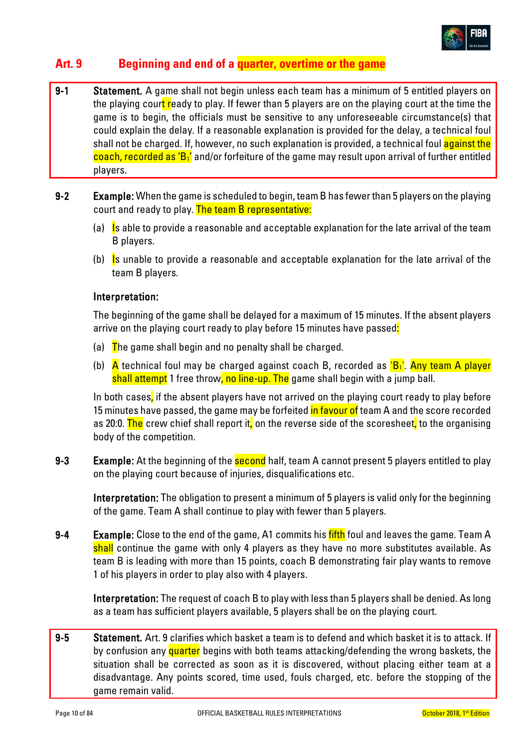## Art. 9 Beginning and end of a quarter, overtime or the game

**9-1 Statement.** A game shall not begin unless each team has a minimum of 5 entitled players on the playing court ready to play. If fewer than 5 players are on the playing court at the time the game is to begin, the officials must be sensitive to any unforeseeable circumstance(s) that could explain the delay. If a reasonable explanation is provided for the delay, a technical foul shall not be charged. If, however, no such explanation is provided, a technical foul against the coach, recorded as '$B_1$' and/or forfeiture of the game may result upon arrival of further entitled players.

**9-2 Example:** When the game is scheduled to begin, team B has fewer than 5 players on the playing court and ready to play. The team B representative:

(a) Is able to provide a reasonable and acceptable explanation for the late arrival of the team B players.

(b) Is unable to provide a reasonable and acceptable explanation for the late arrival of the team B players.

**Interpretation:**

The beginning of the game shall be delayed for a maximum of 15 minutes. If the absent players arrive on the playing court ready to play before 15 minutes have passed:

(a) The game shall begin and no penalty shall be charged.

(b) A technical foul may be charged against coach B, recorded as '$B_1$'. Any team A player shall attempt 1 free throw, no line-up. The game shall begin with a jump ball.

In both cases, if the absent players have not arrived on the playing court ready to play before 15 minutes have passed, the game may be forfeited in favour of team A and the score recorded as 20:0. The crew chief shall report it, on the reverse side of the scoresheet, to the organising body of the competition.

**9-3 Example:** At the beginning of the second half, team A cannot present 5 players entitled to play on the playing court because of injuries, disqualifications etc.

**Interpretation:** The obligation to present a minimum of 5 players is valid only for the beginning of the game. Team A shall continue to play with fewer than 5 players.

**9-4 Example:** Close to the end of the game, A1 commits his fifth foul and leaves the game. Team A shall continue the game with only 4 players as they have no more substitutes available. As team B is leading with more than 15 points, coach B demonstrating fair play wants to remove 1 of his players in order to play also with 4 players.

**Interpretation:** The request of coach B to play with less than 5 players shall be denied. As long as a team has sufficient players available, 5 players shall be on the playing court.

**9-5 Statement.** Art. 9 clarifies which basket a team is to defend and which basket it is to attack. If by confusion any quarter begins with both teams attacking/defending the wrong baskets, the situation shall be corrected as soon as it is discovered, without placing either team at a disadvantage. Any points scored, time used, fouls charged, etc. before the stopping of the game remain valid.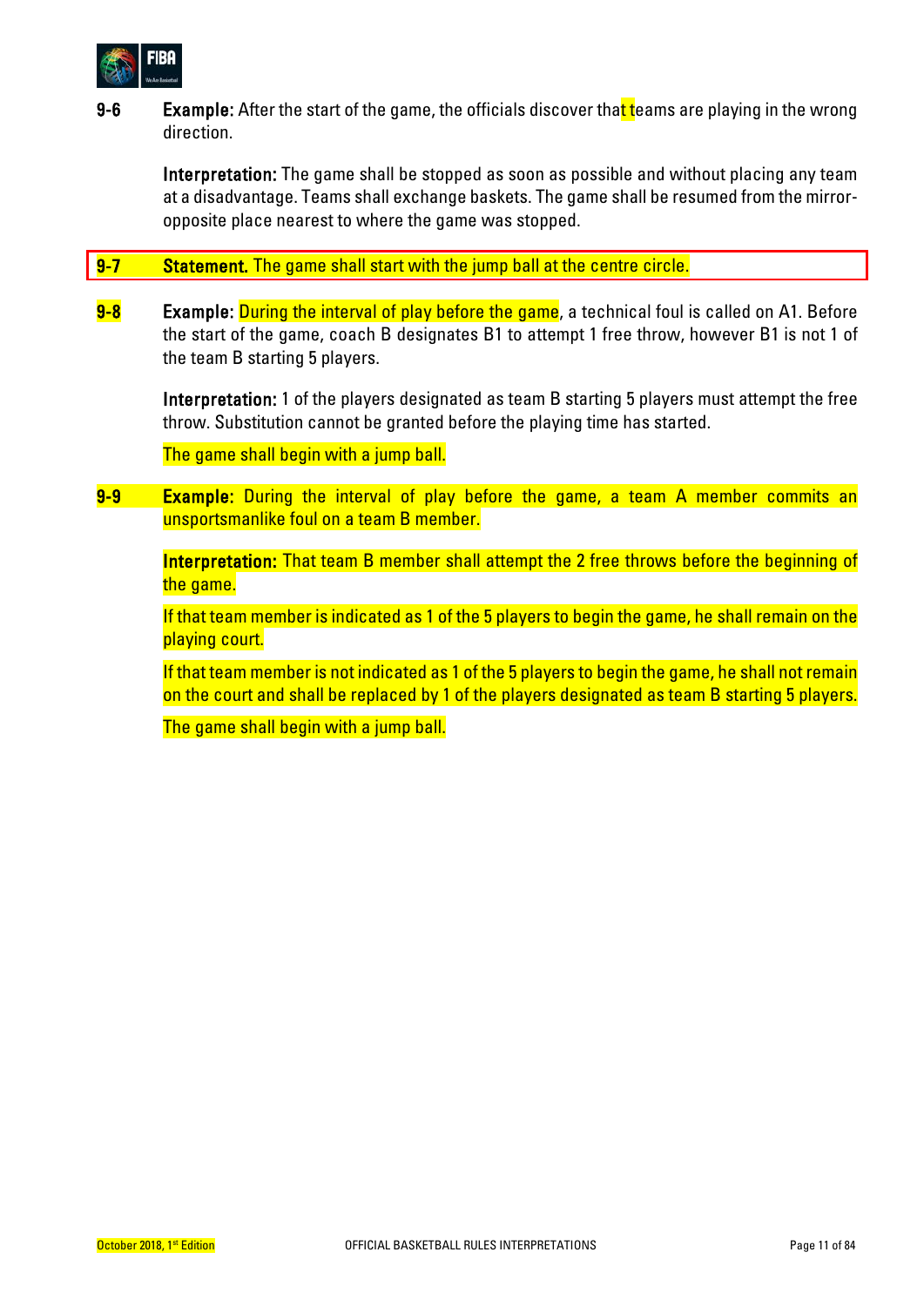9-6 **Example:** After the start of the game, the officials discover that teams are playing in the wrong direction.

**Interpretation:** The game shall be stopped as soon as possible and without placing any team at a disadvantage. Teams shall exchange baskets. The game shall be resumed from the mirror-opposite place nearest to where the game was stopped.

9-7 **Statement.** The game shall start with the jump ball at the centre circle.

9-8 **Example:** During the interval of play before the game, a technical foul is called on A1. Before the start of the game, coach B designates B1 to attempt 1 free throw, however B1 is not 1 of the team B starting 5 players.

**Interpretation:** 1 of the players designated as team B starting 5 players must attempt the free throw. Substitution cannot be granted before the playing time has started.

The game shall begin with a jump ball.

9-9 **Example:** During the interval of play before the game, a team A member commits an unsportsmanlike foul on a team B member.

**Interpretation:** That team B member shall attempt the 2 free throws before the beginning of the game.

If that team member is indicated as 1 of the 5 players to begin the game, he shall remain on the playing court.

If that team member is not indicated as 1 of the 5 players to begin the game, he shall not remain on the court and shall be replaced by 1 of the players designated as team B starting 5 players.

The game shall begin with a jump ball.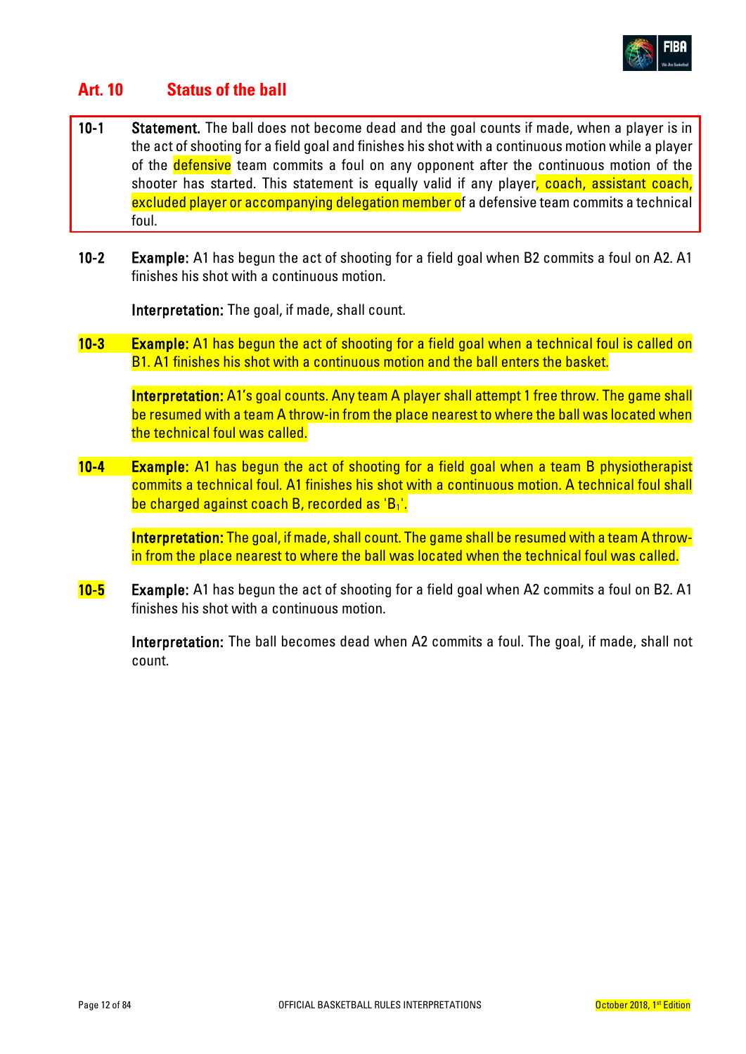## Art. 10 Status of the ball

**10-1 Statement.** The ball does not become dead and the goal counts if made, when a player is in the act of shooting for a field goal and finishes his shot with a continuous motion while a player of the defensive team commits a foul on any opponent after the continuous motion of the shooter has started. This statement is equally valid if any player, coach, assistant coach, excluded player or accompanying delegation member of a defensive team commits a technical foul.

**10-2 Example:** A1 has begun the act of shooting for a field goal when B2 commits a foul on A2. A1 finishes his shot with a continuous motion.

**Interpretation:** The goal, if made, shall count.

**10-3 Example:** A1 has begun the act of shooting for a field goal when a technical foul is called on B1. A1 finishes his shot with a continuous motion and the ball enters the basket.

**Interpretation:** A1's goal counts. Any team A player shall attempt 1 free throw. The game shall be resumed with a team A throw-in from the place nearest to where the ball was located when the technical foul was called.

**10-4 Example:** A1 has begun the act of shooting for a field goal when a team B physiotherapist commits a technical foul. A1 finishes his shot with a continuous motion. A technical foul shall be charged against coach B, recorded as '$B_1$'.

**Interpretation:** The goal, if made, shall count. The game shall be resumed with a team A throw-in from the place nearest to where the ball was located when the technical foul was called.

**10-5 Example:** A1 has begun the act of shooting for a field goal when A2 commits a foul on B2. A1 finishes his shot with a continuous motion.

**Interpretation:** The ball becomes dead when A2 commits a foul. The goal, if made, shall not count.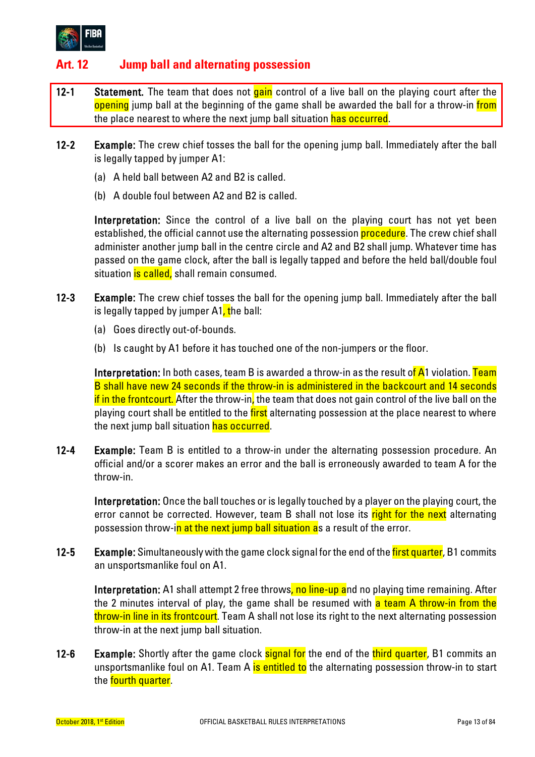## Art. 12 Jump ball and alternating possession

**12-1** **Statement.** The team that does not gain control of a live ball on the playing court after the opening jump ball at the beginning of the game shall be awarded the ball for a throw-in from the place nearest to where the next jump ball situation has occurred.

**12-2** **Example:** The crew chief tosses the ball for the opening jump ball. Immediately after the ball is legally tapped by jumper A1:

(a) A held ball between A2 and B2 is called.

(b) A double foul between A2 and B2 is called.

**Interpretation:** Since the control of a live ball on the playing court has not yet been established, the official cannot use the alternating possession procedure. The crew chief shall administer another jump ball in the centre circle and A2 and B2 shall jump. Whatever time has passed on the game clock, after the ball is legally tapped and before the held ball/double foul situation is called, shall remain consumed.

**12-3** **Example:** The crew chief tosses the ball for the opening jump ball. Immediately after the ball is legally tapped by jumper A1, the ball:

(a) Goes directly out-of-bounds.

(b) Is caught by A1 before it has touched one of the non-jumpers or the floor.

**Interpretation:** In both cases, team B is awarded a throw-in as the result of A1 violation. Team B shall have new 24 seconds if the throw-in is administered in the backcourt and 14 seconds if in the frontcourt. After the throw-in, the team that does not gain control of the live ball on the playing court shall be entitled to the first alternating possession at the place nearest to where the next jump ball situation has occurred.

**12-4** **Example:** Team B is entitled to a throw-in under the alternating possession procedure. An official and/or a scorer makes an error and the ball is erroneously awarded to team A for the throw-in.

**Interpretation:** Once the ball touches or is legally touched by a player on the playing court, the error cannot be corrected. However, team B shall not lose its right for the next alternating possession throw-in at the next jump ball situation as a result of the error.

**12-5** **Example:** Simultaneously with the game clock signal for the end of the first quarter, B1 commits an unsportsmanlike foul on A1.

**Interpretation:** A1 shall attempt 2 free throws, no line-up and no playing time remaining. After the 2 minutes interval of play, the game shall be resumed with a team A throw-in from the throw-in line in its frontcourt. Team A shall not lose its right to the next alternating possession throw-in at the next jump ball situation.

**12-6** **Example:** Shortly after the game clock signal for the end of the third quarter, B1 commits an unsportsmanlike foul on A1. Team A is entitled to the alternating possession throw-in to start the fourth quarter.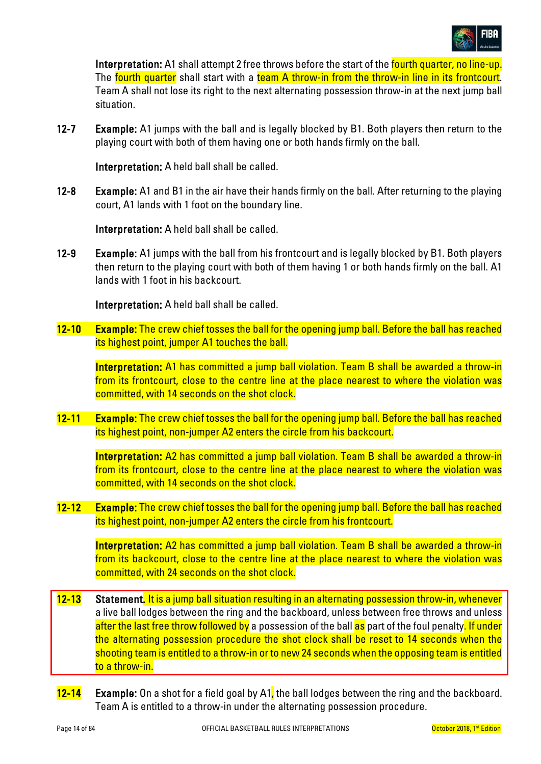**Interpretation:** A1 shall attempt 2 free throws before the start of the fourth quarter, no line-up. The fourth quarter shall start with a team A throw-in from the throw-in line in its frontcourt. Team A shall not lose its right to the next alternating possession throw-in at the next jump ball situation.

**12-7** **Example:** A1 jumps with the ball and is legally blocked by B1. Both players then return to the playing court with both of them having one or both hands firmly on the ball.

**Interpretation:** A held ball shall be called.

**12-8** **Example:** A1 and B1 in the air have their hands firmly on the ball. After returning to the playing court, A1 lands with 1 foot on the boundary line.

**Interpretation:** A held ball shall be called.

**12-9** **Example:** A1 jumps with the ball from his frontcourt and is legally blocked by B1. Both players then return to the playing court with both of them having 1 or both hands firmly on the ball. A1 lands with 1 foot in his backcourt.

**Interpretation:** A held ball shall be called.

**12-10** **Example:** The crew chief tosses the ball for the opening jump ball. Before the ball has reached its highest point, jumper A1 touches the ball.

**Interpretation:** A1 has committed a jump ball violation. Team B shall be awarded a throw-in from its frontcourt, close to the centre line at the place nearest to where the violation was committed, with 14 seconds on the shot clock.

**12-11** **Example:** The crew chief tosses the ball for the opening jump ball. Before the ball has reached its highest point, non-jumper A2 enters the circle from his backcourt.

**Interpretation:** A2 has committed a jump ball violation. Team B shall be awarded a throw-in from its frontcourt, close to the centre line at the place nearest to where the violation was committed, with 14 seconds on the shot clock.

**12-12** **Example:** The crew chief tosses the ball for the opening jump ball. Before the ball has reached its highest point, non-jumper A2 enters the circle from his frontcourt.

**Interpretation:** A2 has committed a jump ball violation. Team B shall be awarded a throw-in from its backcourt, close to the centre line at the place nearest to where the violation was committed, with 24 seconds on the shot clock.

**12-13** **Statement.** It is a jump ball situation resulting in an alternating possession throw-in, whenever a live ball lodges between the ring and the backboard, unless between free throws and unless after the last free throw followed by a possession of the ball as part of the foul penalty. If under the alternating possession procedure the shot clock shall be reset to 14 seconds when the shooting team is entitled to a throw-in or to new 24 seconds when the opposing team is entitled to a throw-in.

**12-14** **Example:** On a shot for a field goal by A1, the ball lodges between the ring and the backboard. Team A is entitled to a throw-in under the alternating possession procedure.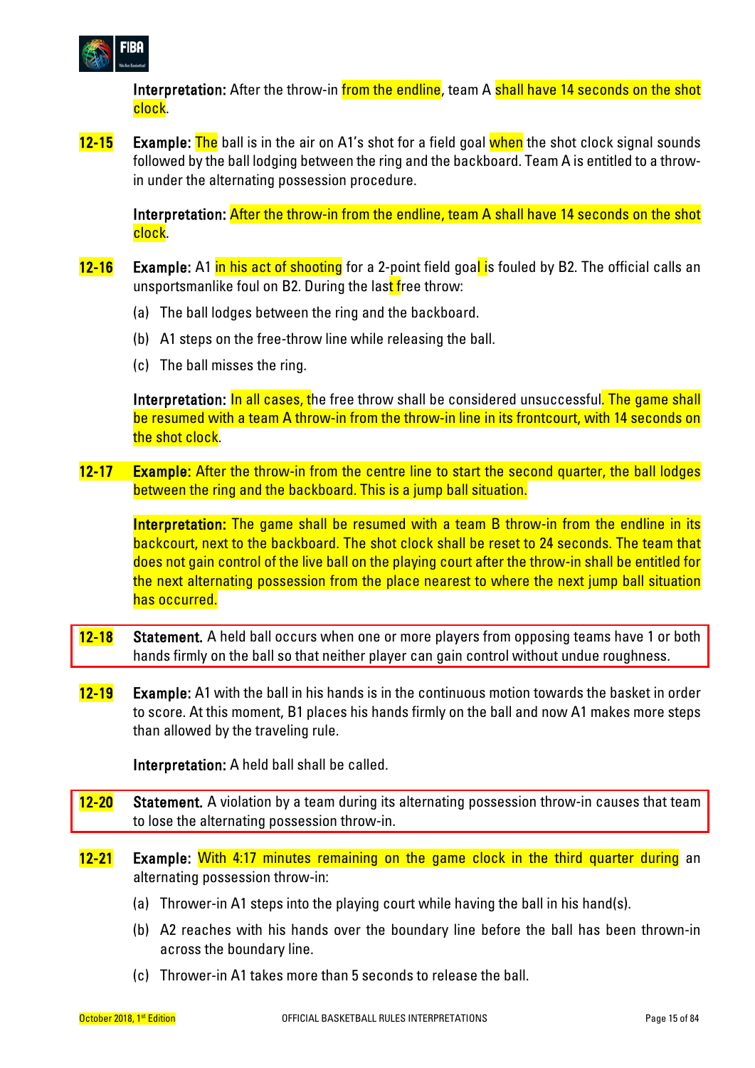**Interpretation:** After the throw-in from the endline, team A shall have 14 seconds on the shot clock.

**12-15** **Example:** The ball is in the air on A1's shot for a field goal when the shot clock signal sounds followed by the ball lodging between the ring and the backboard. Team A is entitled to a throw-in under the alternating possession procedure.

**Interpretation:** After the throw-in from the endline, team A shall have 14 seconds on the shot clock.

**12-16** **Example:** A1 in his act of shooting for a 2-point field goal is fouled by B2. The official calls an unsportsmanlike foul on B2. During the last free throw:

(a) The ball lodges between the ring and the backboard.

(b) A1 steps on the free-throw line while releasing the ball.

(c) The ball misses the ring.

**Interpretation:** In all cases, the free throw shall be considered unsuccessful. The game shall be resumed with a team A throw-in from the throw-in line in its frontcourt, with 14 seconds on the shot clock.

**12-17** **Example:** After the throw-in from the centre line to start the second quarter, the ball lodges between the ring and the backboard. This is a jump ball situation.

**Interpretation:** The game shall be resumed with a team B throw-in from the endline in its backcourt, next to the backboard. The shot clock shall be reset to 24 seconds. The team that does not gain control of the live ball on the playing court after the throw-in shall be entitled for the next alternating possession from the place nearest to where the next jump ball situation has occurred.

**12-18** **Statement.** A held ball occurs when one or more players from opposing teams have 1 or both hands firmly on the ball so that neither player can gain control without undue roughness.

**12-19** **Example:** A1 with the ball in his hands is in the continuous motion towards the basket in order to score. At this moment, B1 places his hands firmly on the ball and now A1 makes more steps than allowed by the traveling rule.

**Interpretation:** A held ball shall be called.

**12-20** **Statement.** A violation by a team during its alternating possession throw-in causes that team to lose the alternating possession throw-in.

**12-21** **Example:** With 4:17 minutes remaining on the game clock in the third quarter during an alternating possession throw-in:

(a) Thrower-in A1 steps into the playing court while having the ball in his hand(s).

(b) A2 reaches with his hands over the boundary line before the ball has been thrown-in across the boundary line.

(c) Thrower-in A1 takes more than 5 seconds to release the ball.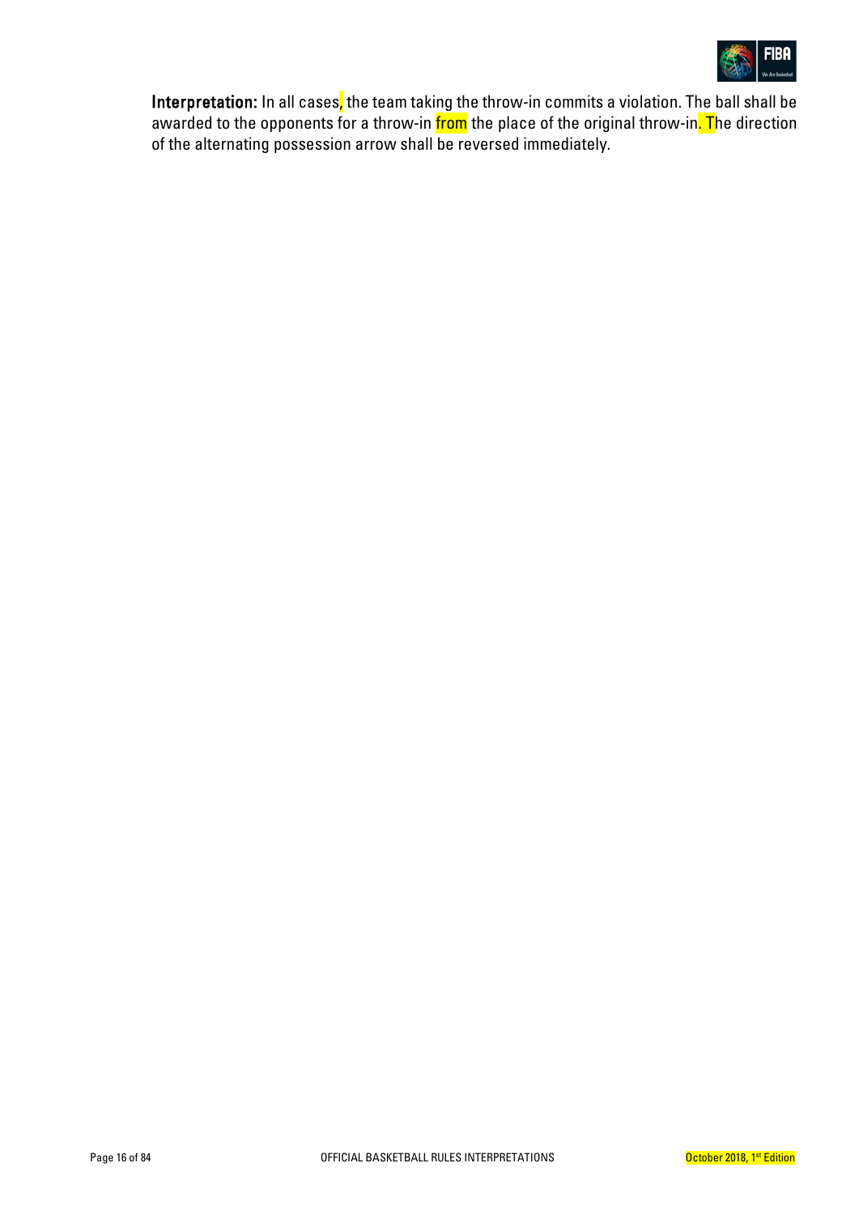**Interpretation:** In all cases, the team taking the throw-in commits a violation. The ball shall be awarded to the opponents for a throw-in from the place of the original throw-in. The direction of the alternating possession arrow shall be reversed immediately.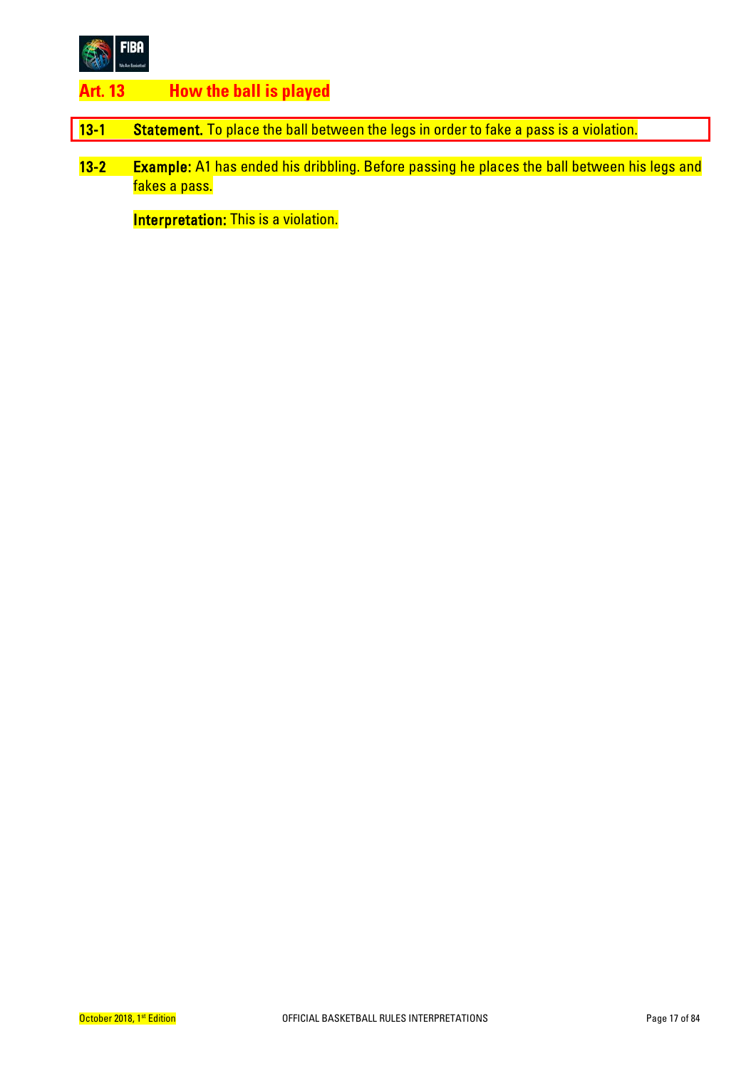## Art. 13 How the ball is played

**13-1** **Statement.** To place the ball between the legs in order to fake a pass is a violation.

**13-2** **Example:** A1 has ended his dribbling. Before passing he places the ball between his legs and fakes a pass.

**Interpretation:** This is a violation.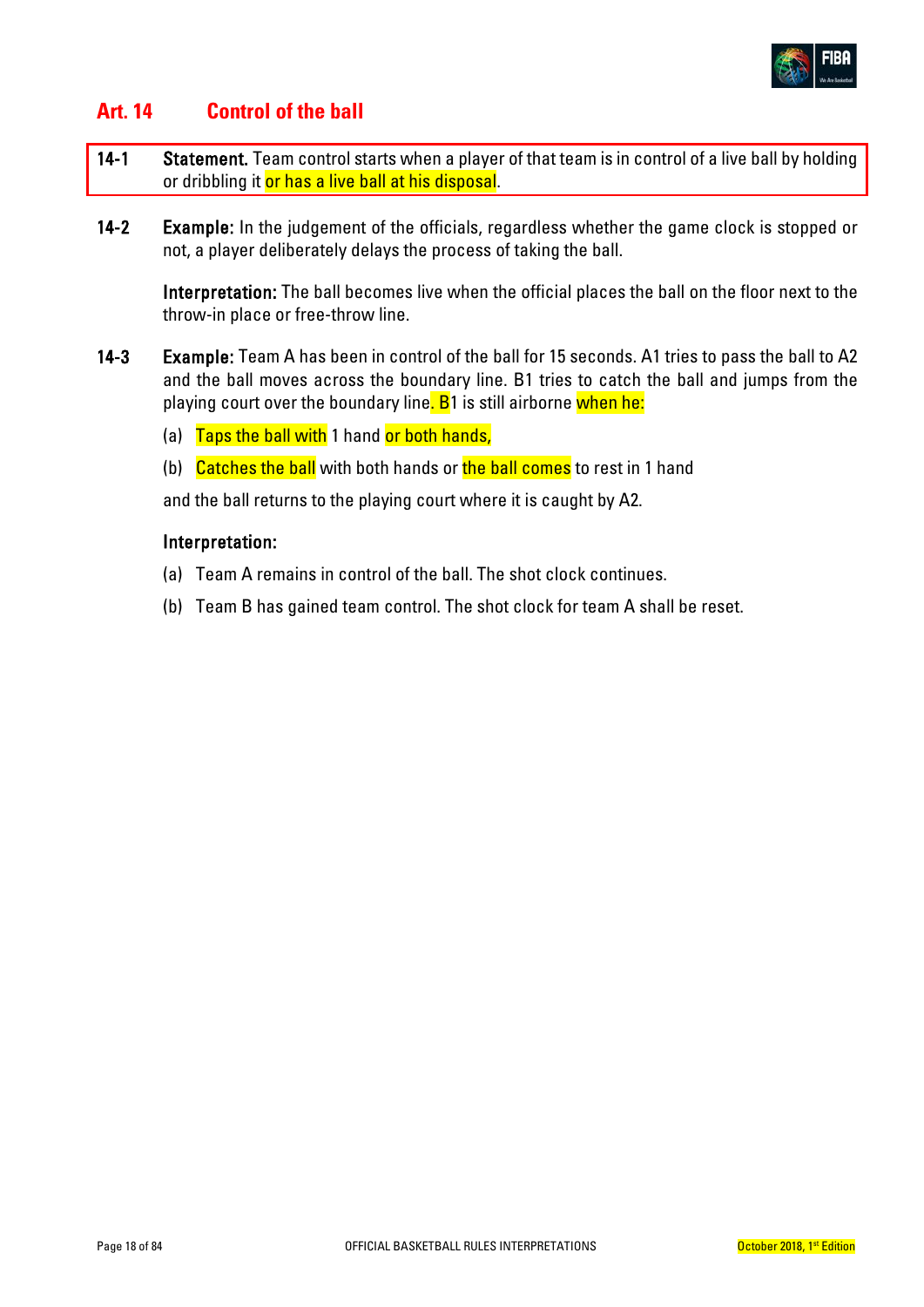## Art. 14 Control of the ball

**14-1** **Statement.** Team control starts when a player of that team is in control of a live ball by holding or dribbling it or has a live ball at his disposal.

**14-2** **Example:** In the judgement of the officials, regardless whether the game clock is stopped or not, a player deliberately delays the process of taking the ball.

**Interpretation:** The ball becomes live when the official places the ball on the floor next to the throw-in place or free-throw line.

**14-3** **Example:** Team A has been in control of the ball for 15 seconds. A1 tries to pass the ball to A2 and the ball moves across the boundary line. B1 tries to catch the ball and jumps from the playing court over the boundary line. B1 is still airborne when he:

(a) Taps the ball with 1 hand or both hands,

(b) Catches the ball with both hands or the ball comes to rest in 1 hand

and the ball returns to the playing court where it is caught by A2.

**Interpretation:**

(a) Team A remains in control of the ball. The shot clock continues.

(b) Team B has gained team control. The shot clock for team A shall be reset.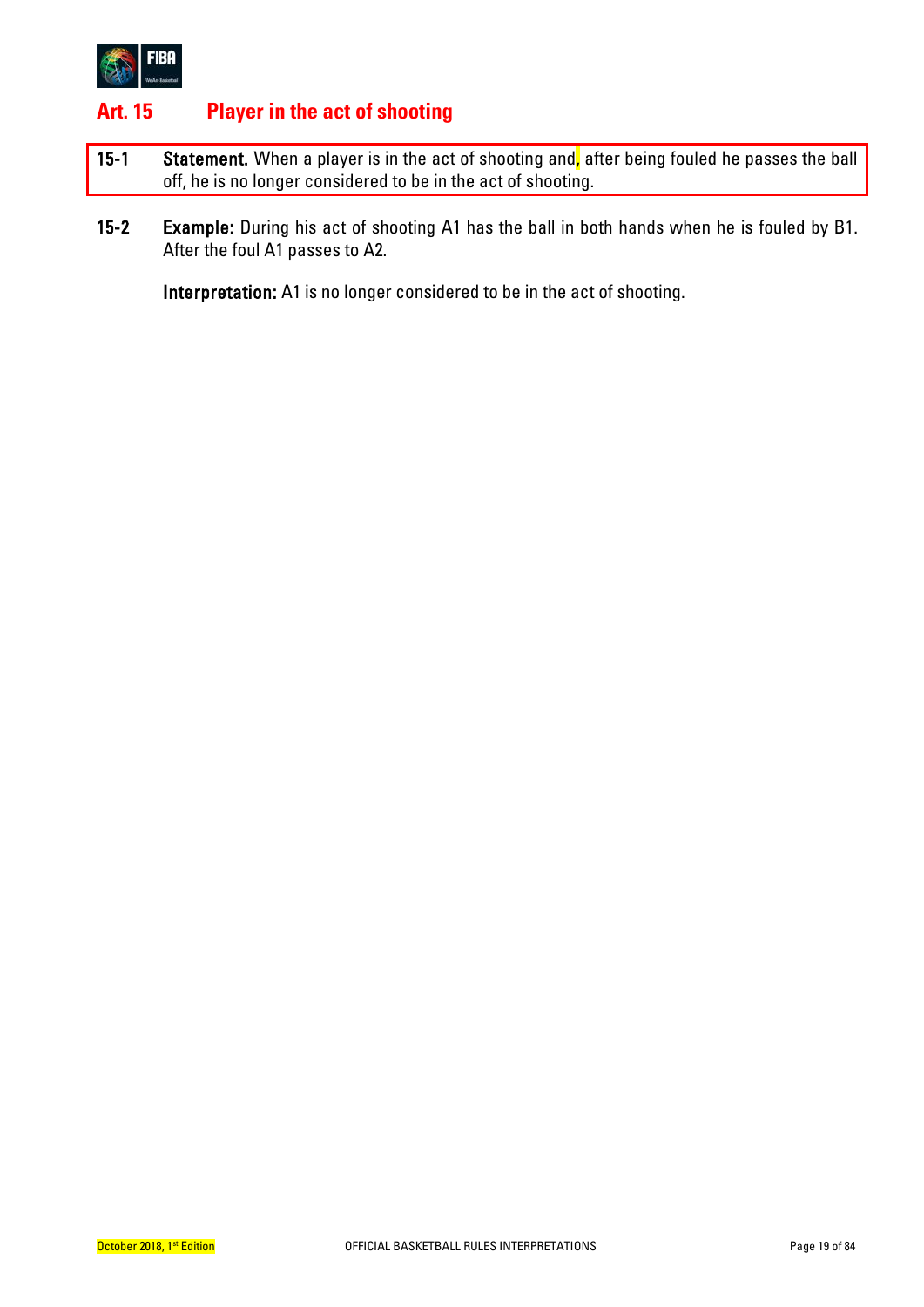## Art. 15 Player in the act of shooting

**15-1** **Statement.** When a player is in the act of shooting and, after being fouled he passes the ball off, he is no longer considered to be in the act of shooting.

**15-2** **Example:** During his act of shooting A1 has the ball in both hands when he is fouled by B1. After the foul A1 passes to A2.

**Interpretation:** A1 is no longer considered to be in the act of shooting.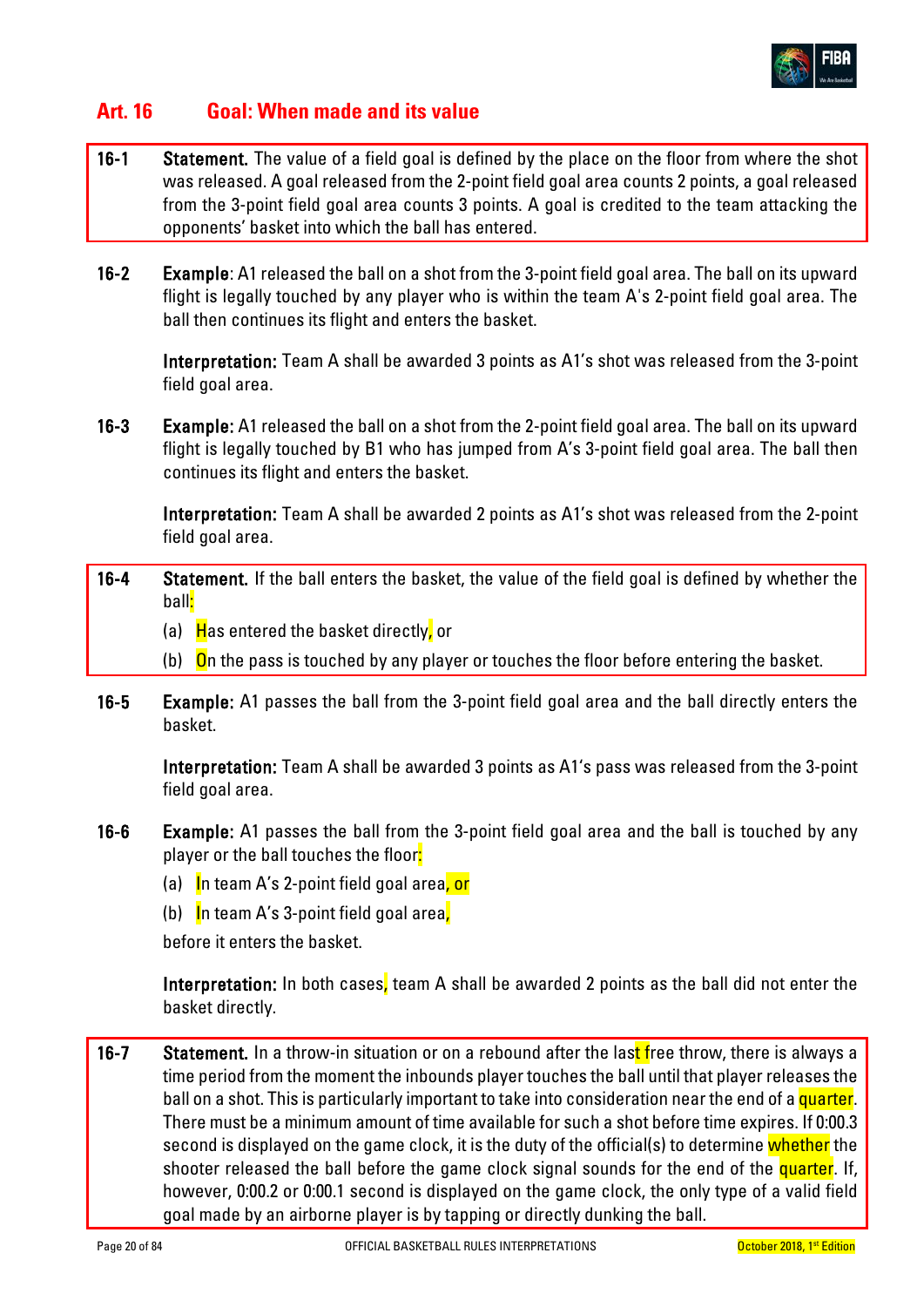## Art. 16 Goal: When made and its value

**16-1 Statement.** The value of a field goal is defined by the place on the floor from where the shot was released. A goal released from the 2-point field goal area counts 2 points, a goal released from the 3-point field goal area counts 3 points. A goal is credited to the team attacking the opponents' basket into which the ball has entered.

**16-2 Example**: A1 released the ball on a shot from the 3-point field goal area. The ball on its upward flight is legally touched by any player who is within the team A's 2-point field goal area. The ball then continues its flight and enters the basket.

**Interpretation:** Team A shall be awarded 3 points as A1's shot was released from the 3-point field goal area.

**16-3 Example:** A1 released the ball on a shot from the 2-point field goal area. The ball on its upward flight is legally touched by B1 who has jumped from A's 3-point field goal area. The ball then continues its flight and enters the basket.

**Interpretation:** Team A shall be awarded 2 points as A1's shot was released from the 2-point field goal area.

**16-4 Statement.** If the ball enters the basket, the value of the field goal is defined by whether the ball:

(a) Has entered the basket directly, or

(b) On the pass is touched by any player or touches the floor before entering the basket.

**16-5 Example:** A1 passes the ball from the 3-point field goal area and the ball directly enters the basket.

**Interpretation:** Team A shall be awarded 3 points as A1's pass was released from the 3-point field goal area.

**16-6 Example:** A1 passes the ball from the 3-point field goal area and the ball is touched by any player or the ball touches the floor:

(a) In team A's 2-point field goal area, or

(b) In team A's 3-point field goal area,

before it enters the basket.

**Interpretation:** In both cases, team A shall be awarded 2 points as the ball did not enter the basket directly.

**16-7 Statement.** In a throw-in situation or on a rebound after the last free throw, there is always a time period from the moment the inbounds player touches the ball until that player releases the ball on a shot. This is particularly important to take into consideration near the end of a quarter. There must be a minimum amount of time available for such a shot before time expires. If 0:00.3 second is displayed on the game clock, it is the duty of the official(s) to determine whether the shooter released the ball before the game clock signal sounds for the end of the quarter. If, however, 0:00.2 or 0:00.1 second is displayed on the game clock, the only type of a valid field goal made by an airborne player is by tapping or directly dunking the ball.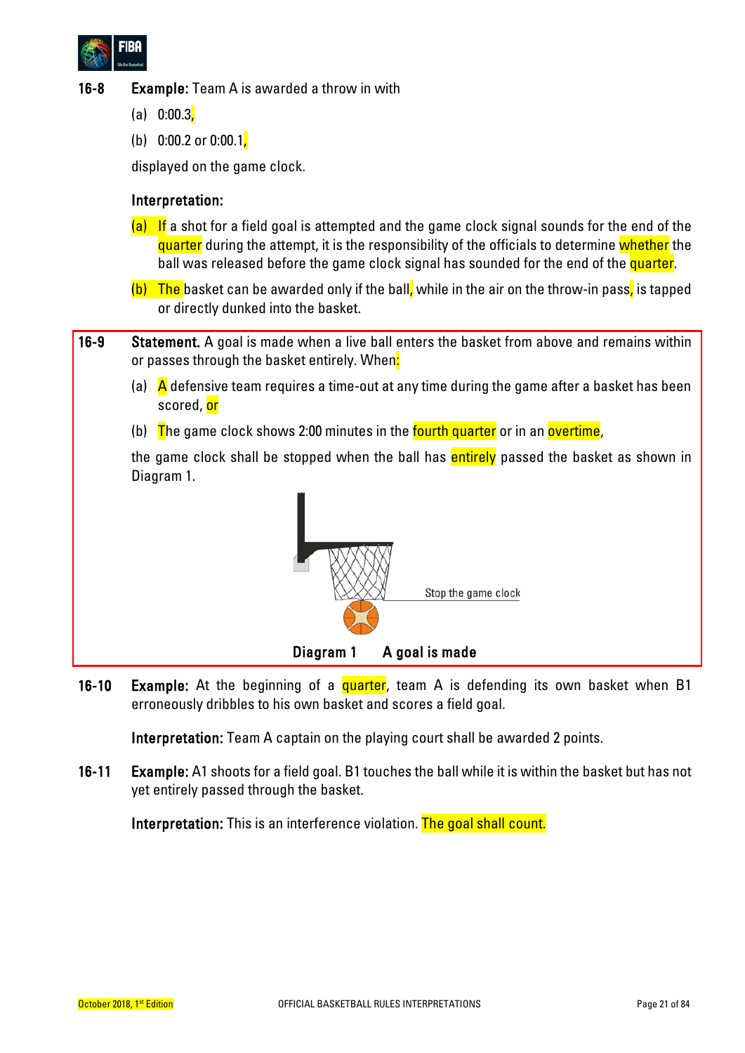**16-8 Example:** Team A is awarded a throw in with

(a) 0:00.3,

(b) 0:00.2 or 0:00.1,

displayed on the game clock.

**Interpretation:**

(a) If a shot for a field goal is attempted and the game clock signal sounds for the end of the quarter during the attempt, it is the responsibility of the officials to determine whether the ball was released before the game clock signal has sounded for the end of the quarter.

(b) The basket can be awarded only if the ball, while in the air on the throw-in pass, is tapped or directly dunked into the basket.

**16-9 Statement.** A goal is made when a live ball enters the basket from above and remains within or passes through the basket entirely. When:

(a) A defensive team requires a time-out at any time during the game after a basket has been scored, or

(b) The game clock shows 2:00 minutes in the fourth quarter or in an overtime,

the game clock shall be stopped when the ball has entirely passed the basket as shown in Diagram 1.

Stop the game clock

**Diagram 1 A goal is made**

**16-10 Example:** At the beginning of a quarter, team A is defending its own basket when B1 erroneously dribbles to his own basket and scores a field goal.

**Interpretation:** Team A captain on the playing court shall be awarded 2 points.

**16-11 Example:** A1 shoots for a field goal. B1 touches the ball while it is within the basket but has not yet entirely passed through the basket.

**Interpretation:** This is an interference violation. The goal shall count.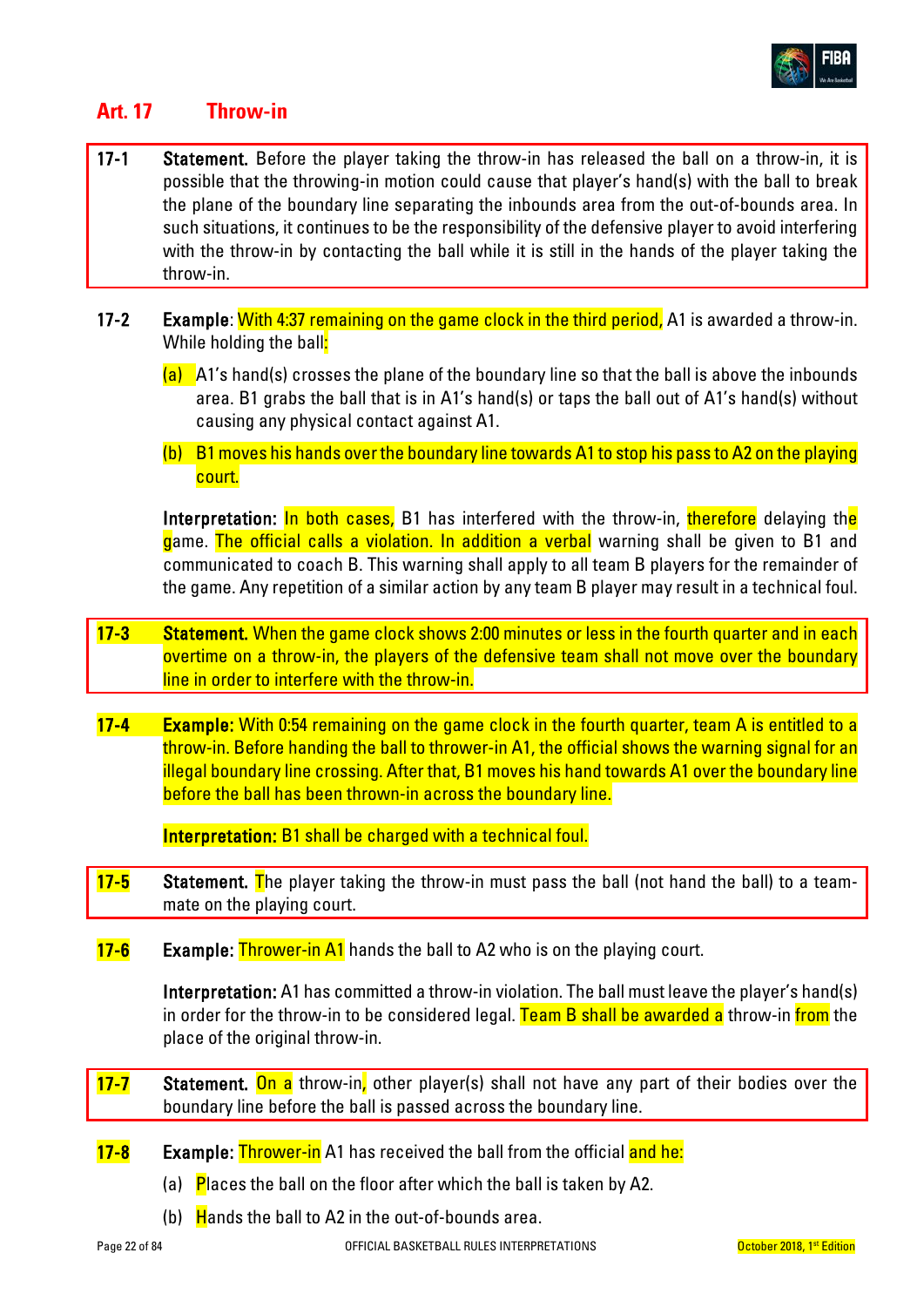## Art. 17 Throw-in

**17-1 Statement.** Before the player taking the throw-in has released the ball on a throw-in, it is possible that the throwing-in motion could cause that player's hand(s) with the ball to break the plane of the boundary line separating the inbounds area from the out-of-bounds area. In such situations, it continues to be the responsibility of the defensive player to avoid interfering with the throw-in by contacting the ball while it is still in the hands of the player taking the throw-in.

**17-2 Example**: With 4:37 remaining on the game clock in the third period, A1 is awarded a throw-in. While holding the ball:

(a) A1's hand(s) crosses the plane of the boundary line so that the ball is above the inbounds area. B1 grabs the ball that is in A1's hand(s) or taps the ball out of A1's hand(s) without causing any physical contact against A1.

(b) B1 moves his hands over the boundary line towards A1 to stop his pass to A2 on the playing court.

**Interpretation:** In both cases, B1 has interfered with the throw-in, therefore delaying the game. The official calls a violation. In addition a verbal warning shall be given to B1 and communicated to coach B. This warning shall apply to all team B players for the remainder of the game. Any repetition of a similar action by any team B player may result in a technical foul.

**17-3 Statement.** When the game clock shows 2:00 minutes or less in the fourth quarter and in each overtime on a throw-in, the players of the defensive team shall not move over the boundary line in order to interfere with the throw-in.

**17-4 Example:** With 0:54 remaining on the game clock in the fourth quarter, team A is entitled to a throw-in. Before handing the ball to thrower-in A1, the official shows the warning signal for an illegal boundary line crossing. After that, B1 moves his hand towards A1 over the boundary line before the ball has been thrown-in across the boundary line.

**Interpretation:** B1 shall be charged with a technical foul.

**17-5 Statement.** The player taking the throw-in must pass the ball (not hand the ball) to a team-mate on the playing court.

**17-6 Example:** Thrower-in A1 hands the ball to A2 who is on the playing court.

**Interpretation:** A1 has committed a throw-in violation. The ball must leave the player's hand(s) in order for the throw-in to be considered legal. Team B shall be awarded a throw-in from the place of the original throw-in.

**17-7 Statement.** On a throw-in, other player(s) shall not have any part of their bodies over the boundary line before the ball is passed across the boundary line.

**17-8 Example:** Thrower-in A1 has received the ball from the official and he:

(a) Places the ball on the floor after which the ball is taken by A2.

(b) Hands the ball to A2 in the out-of-bounds area.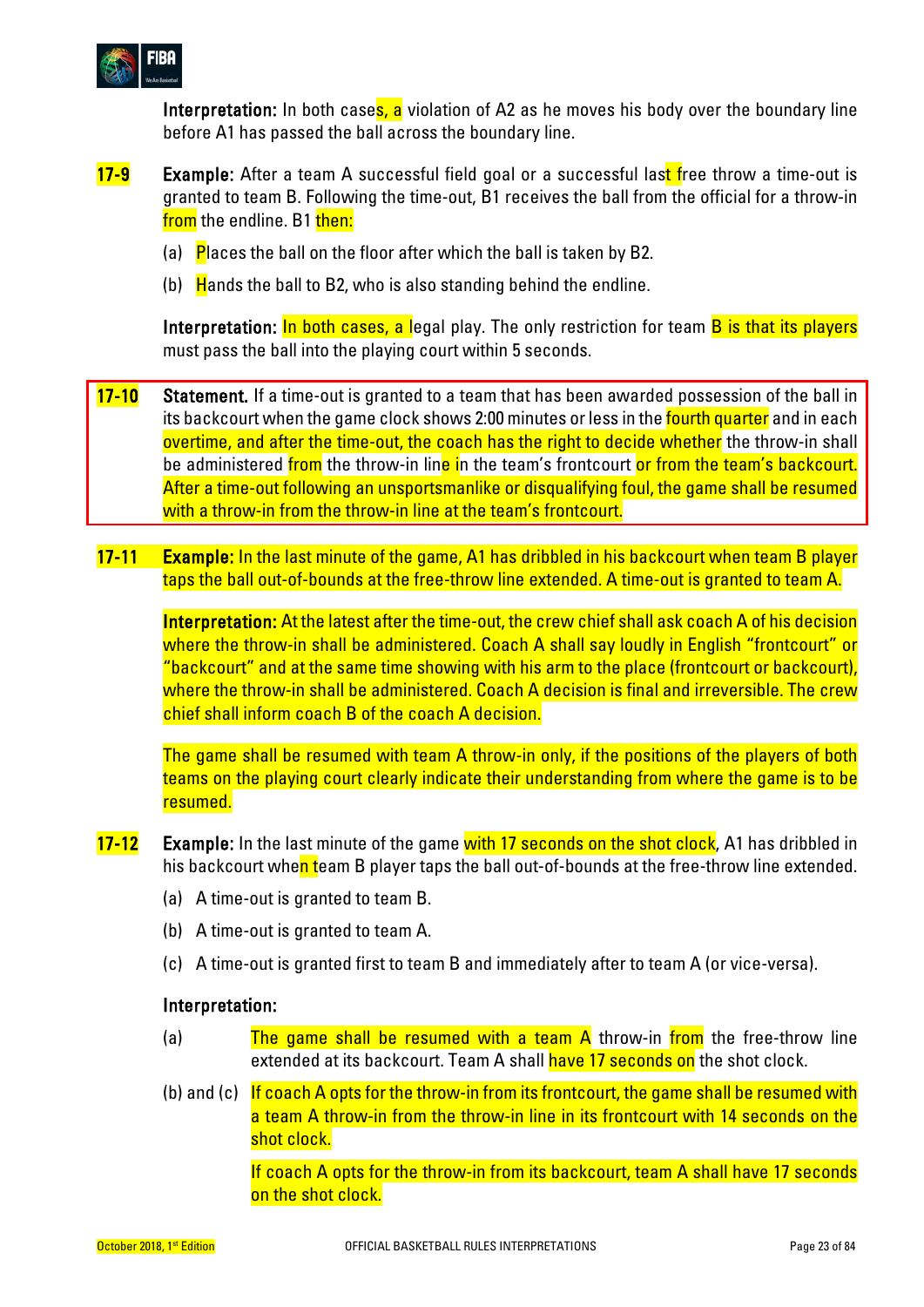**Interpretation:** In both cases, a violation of A2 as he moves his body over the boundary line before A1 has passed the ball across the boundary line.

**17-9** **Example:** After a team A successful field goal or a successful last free throw a time-out is granted to team B. Following the time-out, B1 receives the ball from the official for a throw-in from the endline. B1 then:

(a) Places the ball on the floor after which the ball is taken by B2.

(b) Hands the ball to B2, who is also standing behind the endline.

**Interpretation:** In both cases, a legal play. The only restriction for team B is that its players must pass the ball into the playing court within 5 seconds.

**17-10** **Statement.** If a time-out is granted to a team that has been awarded possession of the ball in its backcourt when the game clock shows 2:00 minutes or less in the fourth quarter and in each overtime, and after the time-out, the coach has the right to decide whether the throw-in shall be administered from the throw-in line in the team's frontcourt or from the team's backcourt. After a time-out following an unsportsmanlike or disqualifying foul, the game shall be resumed with a throw-in from the throw-in line at the team's frontcourt.

**17-11** **Example:** In the last minute of the game, A1 has dribbled in his backcourt when team B player taps the ball out-of-bounds at the free-throw line extended. A time-out is granted to team A.

**Interpretation:** At the latest after the time-out, the crew chief shall ask coach A of his decision where the throw-in shall be administered. Coach A shall say loudly in English "frontcourt" or "backcourt" and at the same time showing with his arm to the place (frontcourt or backcourt), where the throw-in shall be administered. Coach A decision is final and irreversible. The crew chief shall inform coach B of the coach A decision.

The game shall be resumed with team A throw-in only, if the positions of the players of both teams on the playing court clearly indicate their understanding from where the game is to be resumed.

**17-12** **Example:** In the last minute of the game with 17 seconds on the shot clock, A1 has dribbled in his backcourt when team B player taps the ball out-of-bounds at the free-throw line extended.

(a) A time-out is granted to team B.

(b) A time-out is granted to team A.

(c) A time-out is granted first to team B and immediately after to team A (or vice-versa).

**Interpretation:**

(a) The game shall be resumed with a team A throw-in from the free-throw line extended at its backcourt. Team A shall have 17 seconds on the shot clock.

(b) and (c) If coach A opts for the throw-in from its frontcourt, the game shall be resumed with a team A throw-in from the throw-in line in its frontcourt with 14 seconds on the shot clock.

If coach A opts for the throw-in from its backcourt, team A shall have 17 seconds on the shot clock.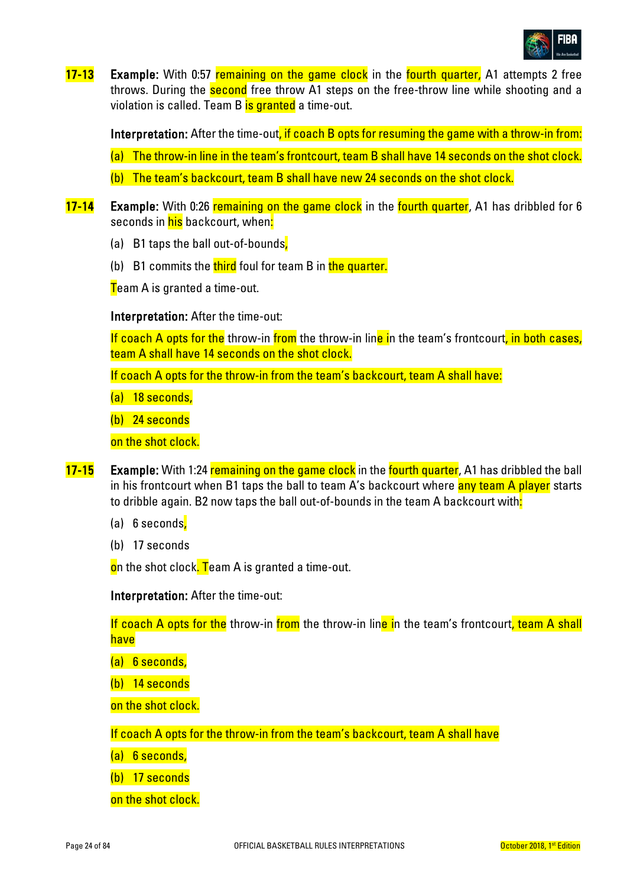**17-13** **Example:** With 0:57 remaining on the game clock in the fourth quarter, A1 attempts 2 free throws. During the second free throw A1 steps on the free-throw line while shooting and a violation is called. Team B is granted a time-out.

**Interpretation:** After the time-out, if coach B opts for resuming the game with a throw-in from:

(a) The throw-in line in the team's frontcourt, team B shall have 14 seconds on the shot clock.

(b) The team's backcourt, team B shall have new 24 seconds on the shot clock.

**17-14** **Example:** With 0:26 remaining on the game clock in the fourth quarter, A1 has dribbled for 6 seconds in his backcourt, when:

(a) B1 taps the ball out-of-bounds,

(b) B1 commits the third foul for team B in the quarter.

Team A is granted a time-out.

**Interpretation:** After the time-out:

If coach A opts for the throw-in from the throw-in line in the team's frontcourt, in both cases, team A shall have 14 seconds on the shot clock.

If coach A opts for the throw-in from the team's backcourt, team A shall have:

(a) 18 seconds,

(b) 24 seconds

on the shot clock.

**17-15** **Example:** With 1:24 remaining on the game clock in the fourth quarter, A1 has dribbled the ball in his frontcourt when B1 taps the ball to team A's backcourt where any team A player starts to dribble again. B2 now taps the ball out-of-bounds in the team A backcourt with:

(a) 6 seconds,

(b) 17 seconds

on the shot clock. Team A is granted a time-out.

**Interpretation:** After the time-out:

If coach A opts for the throw-in from the throw-in line in the team's frontcourt, team A shall have

(a) 6 seconds,

(b) 14 seconds

on the shot clock.

If coach A opts for the throw-in from the team's backcourt, team A shall have

(a) 6 seconds,

(b) 17 seconds

on the shot clock.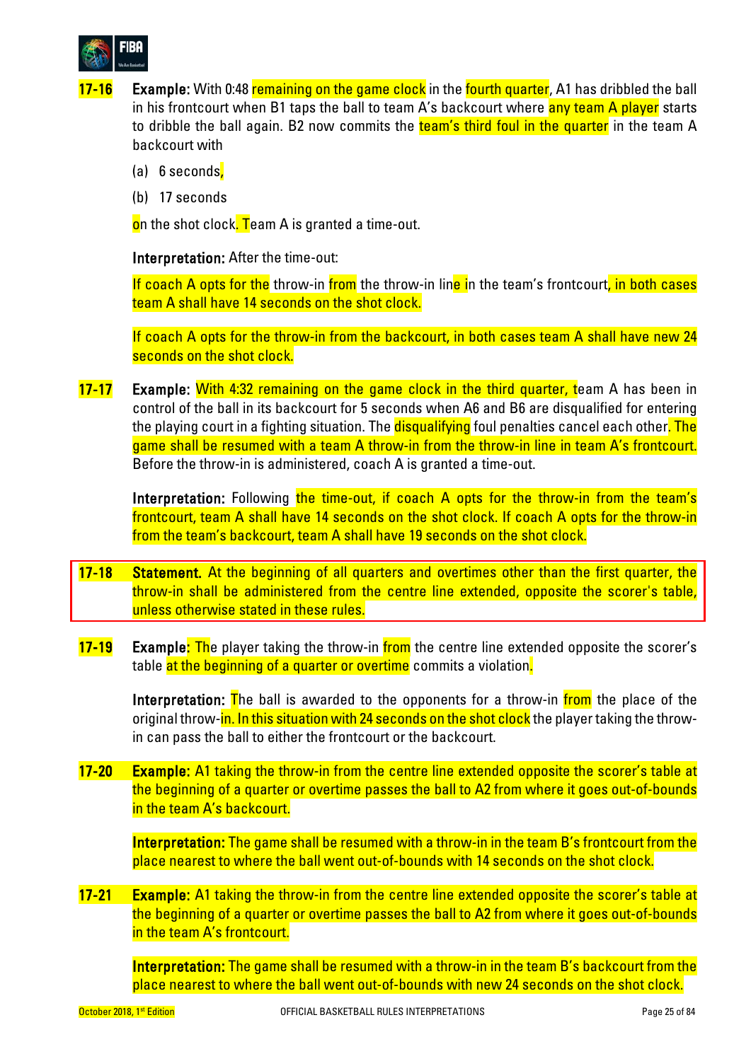**17-16** **Example:** With 0:48 remaining on the game clock in the fourth quarter, A1 has dribbled the ball in his frontcourt when B1 taps the ball to team A's backcourt where any team A player starts to dribble the ball again. B2 now commits the team's third foul in the quarter in the team A backcourt with

(a) 6 seconds,

(b) 17 seconds

on the shot clock. Team A is granted a time-out.

**Interpretation:** After the time-out:

If coach A opts for the throw-in from the throw-in line in the team's frontcourt, in both cases team A shall have 14 seconds on the shot clock.

If coach A opts for the throw-in from the backcourt, in both cases team A shall have new 24 seconds on the shot clock.

**17-17** **Example:** With 4:32 remaining on the game clock in the third quarter, team A has been in control of the ball in its backcourt for 5 seconds when A6 and B6 are disqualified for entering the playing court in a fighting situation. The disqualifying foul penalties cancel each other. The game shall be resumed with a team A throw-in from the throw-in line in team A's frontcourt. Before the throw-in is administered, coach A is granted a time-out.

**Interpretation:** Following the time-out, if coach A opts for the throw-in from the team's frontcourt, team A shall have 14 seconds on the shot clock. If coach A opts for the throw-in from the team's backcourt, team A shall have 19 seconds on the shot clock.

**17-18** **Statement.** At the beginning of all quarters and overtimes other than the first quarter, the throw-in shall be administered from the centre line extended, opposite the scorer's table, unless otherwise stated in these rules.

**17-19** **Example:** The player taking the throw-in from the centre line extended opposite the scorer's table at the beginning of a quarter or overtime commits a violation.

**Interpretation:** The ball is awarded to the opponents for a throw-in from the place of the original throw-in. In this situation with 24 seconds on the shot clock the player taking the throw-in can pass the ball to either the frontcourt or the backcourt.

**17-20** **Example:** A1 taking the throw-in from the centre line extended opposite the scorer's table at the beginning of a quarter or overtime passes the ball to A2 from where it goes out-of-bounds in the team A's backcourt.

**Interpretation:** The game shall be resumed with a throw-in in the team B's frontcourt from the place nearest to where the ball went out-of-bounds with 14 seconds on the shot clock.

**17-21** **Example:** A1 taking the throw-in from the centre line extended opposite the scorer's table at the beginning of a quarter or overtime passes the ball to A2 from where it goes out-of-bounds in the team A's frontcourt.

**Interpretation:** The game shall be resumed with a throw-in in the team B's backcourt from the place nearest to where the ball went out-of-bounds with new 24 seconds on the shot clock.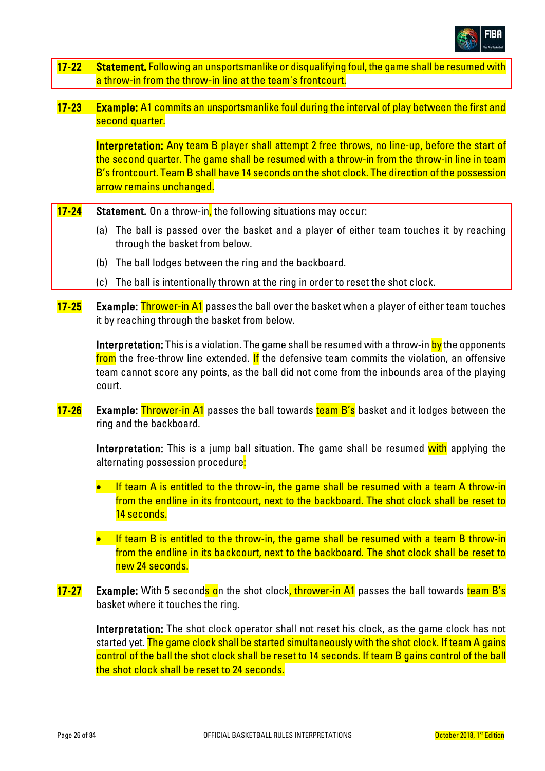**17-22** **Statement.** Following an unsportsmanlike or disqualifying foul, the game shall be resumed with a throw-in from the throw-in line at the team's frontcourt.

**17-23** **Example:** A1 commits an unsportsmanlike foul during the interval of play between the first and second quarter.

**Interpretation:** Any team B player shall attempt 2 free throws, no line-up, before the start of the second quarter. The game shall be resumed with a throw-in from the throw-in line in team B's frontcourt. Team B shall have 14 seconds on the shot clock. The direction of the possession arrow remains unchanged.

**17-24** **Statement.** On a throw-in, the following situations may occur:

(a) The ball is passed over the basket and a player of either team touches it by reaching through the basket from below.

(b) The ball lodges between the ring and the backboard.

(c) The ball is intentionally thrown at the ring in order to reset the shot clock.

**17-25** **Example:** Thrower-in A1 passes the ball over the basket when a player of either team touches it by reaching through the basket from below.

**Interpretation:** This is a violation. The game shall be resumed with a throw-in by the opponents from the free-throw line extended. If the defensive team commits the violation, an offensive team cannot score any points, as the ball did not come from the inbounds area of the playing court.

**17-26** **Example:** Thrower-in A1 passes the ball towards team B's basket and it lodges between the ring and the backboard.

**Interpretation:** This is a jump ball situation. The game shall be resumed with applying the alternating possession procedure:

- If team A is entitled to the throw-in, the game shall be resumed with a team A throw-in from the endline in its frontcourt, next to the backboard. The shot clock shall be reset to 14 seconds.
- If team B is entitled to the throw-in, the game shall be resumed with a team B throw-in from the endline in its backcourt, next to the backboard. The shot clock shall be reset to new 24 seconds.

**17-27** **Example:** With 5 seconds on the shot clock, thrower-in A1 passes the ball towards team B's basket where it touches the ring.

**Interpretation:** The shot clock operator shall not reset his clock, as the game clock has not started yet. The game clock shall be started simultaneously with the shot clock. If team A gains control of the ball the shot clock shall be reset to 14 seconds. If team B gains control of the ball the shot clock shall be reset to 24 seconds.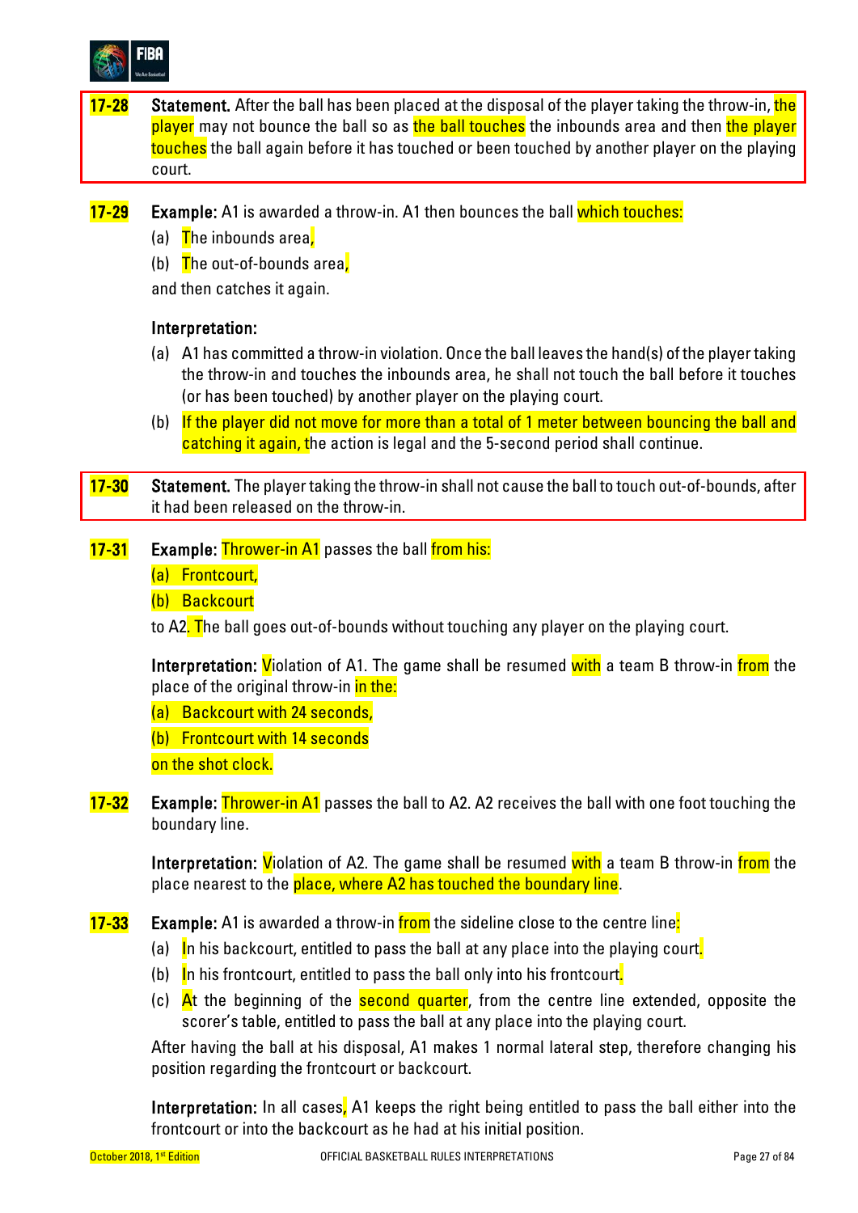**17-28** **Statement.** After the ball has been placed at the disposal of the player taking the throw-in, the player may not bounce the ball so as the ball touches the inbounds area and then the player touches the ball again before it has touched or been touched by another player on the playing court.

**17-29** **Example:** A1 is awarded a throw-in. A1 then bounces the ball which touches:

(a) The inbounds area,
(b) The out-of-bounds area,

and then catches it again.

**Interpretation:**

(a) A1 has committed a throw-in violation. Once the ball leaves the hand(s) of the player taking the throw-in and touches the inbounds area, he shall not touch the ball before it touches (or has been touched) by another player on the playing court.
(b) If the player did not move for more than a total of 1 meter between bouncing the ball and catching it again, the action is legal and the 5-second period shall continue.

**17-30** **Statement.** The player taking the throw-in shall not cause the ball to touch out-of-bounds, after it had been released on the throw-in.

**17-31** **Example:** Thrower-in A1 passes the ball from his:

(a) Frontcourt,
(b) Backcourt

to A2. The ball goes out-of-bounds without touching any player on the playing court.

**Interpretation:** Violation of A1. The game shall be resumed with a team B throw-in from the place of the original throw-in in the:

(a) Backcourt with 24 seconds,
(b) Frontcourt with 14 seconds

on the shot clock.

**17-32** **Example:** Thrower-in A1 passes the ball to A2. A2 receives the ball with one foot touching the boundary line.

**Interpretation:** Violation of A2. The game shall be resumed with a team B throw-in from the place nearest to the place, where A2 has touched the boundary line.

**17-33** **Example:** A1 is awarded a throw-in from the sideline close to the centre line:

(a) In his backcourt, entitled to pass the ball at any place into the playing court.
(b) In his frontcourt, entitled to pass the ball only into his frontcourt.
(c) At the beginning of the second quarter, from the centre line extended, opposite the scorer's table, entitled to pass the ball at any place into the playing court.

After having the ball at his disposal, A1 makes 1 normal lateral step, therefore changing his position regarding the frontcourt or backcourt.

**Interpretation:** In all cases, A1 keeps the right being entitled to pass the ball either into the frontcourt or into the backcourt as he had at his initial position.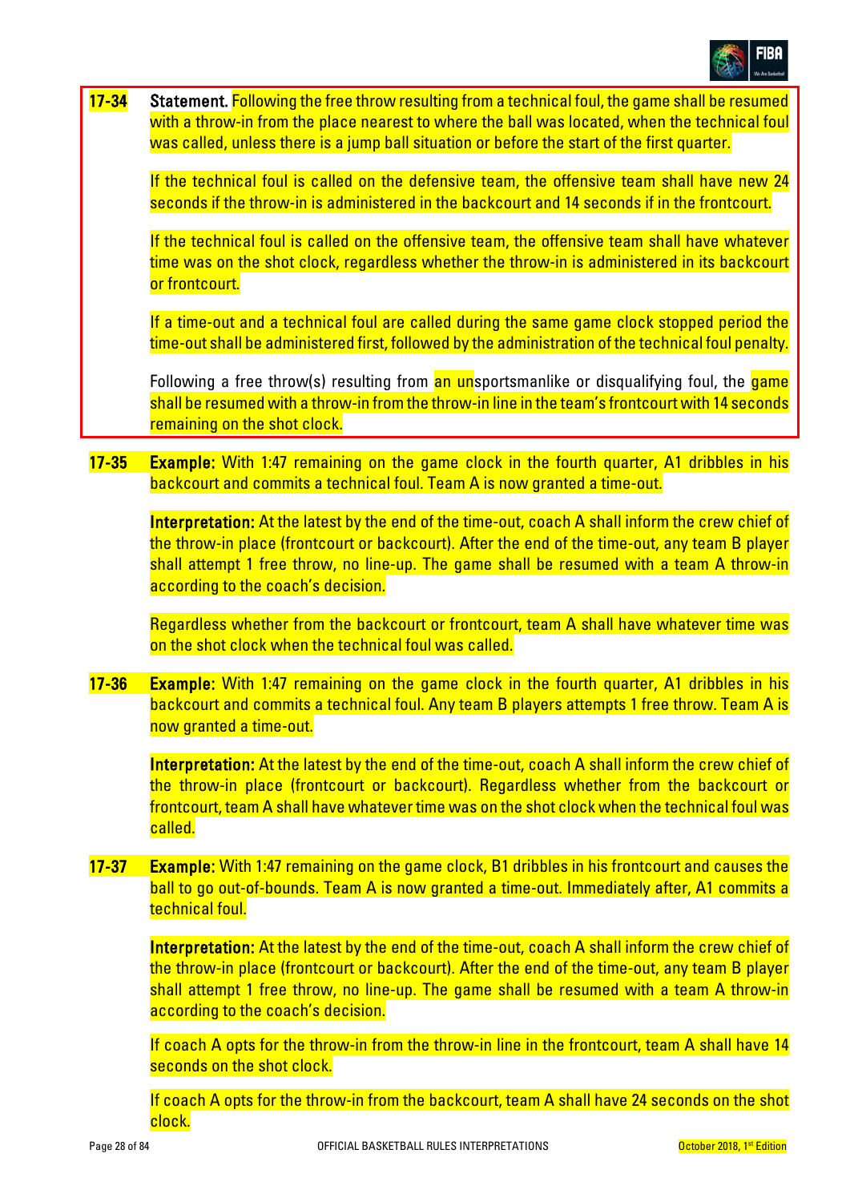**17-34 Statement.** Following the free throw resulting from a technical foul, the game shall be resumed with a throw-in from the place nearest to where the ball was located, when the technical foul was called, unless there is a jump ball situation or before the start of the first quarter.

If the technical foul is called on the defensive team, the offensive team shall have new 24 seconds if the throw-in is administered in the backcourt and 14 seconds if in the frontcourt.

If the technical foul is called on the offensive team, the offensive team shall have whatever time was on the shot clock, regardless whether the throw-in is administered in its backcourt or frontcourt.

If a time-out and a technical foul are called during the same game clock stopped period the time-out shall be administered first, followed by the administration of the technical foul penalty.

Following a free throw(s) resulting from an unsportsmanlike or disqualifying foul, the game shall be resumed with a throw-in from the throw-in line in the team's frontcourt with 14 seconds remaining on the shot clock.

**17-35 Example:** With 1:47 remaining on the game clock in the fourth quarter, A1 dribbles in his backcourt and commits a technical foul. Team A is now granted a time-out.

**Interpretation:** At the latest by the end of the time-out, coach A shall inform the crew chief of the throw-in place (frontcourt or backcourt). After the end of the time-out, any team B player shall attempt 1 free throw, no line-up. The game shall be resumed with a team A throw-in according to the coach's decision.

Regardless whether from the backcourt or frontcourt, team A shall have whatever time was on the shot clock when the technical foul was called.

**17-36 Example:** With 1:47 remaining on the game clock in the fourth quarter, A1 dribbles in his backcourt and commits a technical foul. Any team B players attempts 1 free throw. Team A is now granted a time-out.

**Interpretation:** At the latest by the end of the time-out, coach A shall inform the crew chief of the throw-in place (frontcourt or backcourt). Regardless whether from the backcourt or frontcourt, team A shall have whatever time was on the shot clock when the technical foul was called.

**17-37 Example:** With 1:47 remaining on the game clock, B1 dribbles in his frontcourt and causes the ball to go out-of-bounds. Team A is now granted a time-out. Immediately after, A1 commits a technical foul.

**Interpretation:** At the latest by the end of the time-out, coach A shall inform the crew chief of the throw-in place (frontcourt or backcourt). After the end of the time-out, any team B player shall attempt 1 free throw, no line-up. The game shall be resumed with a team A throw-in according to the coach's decision.

If coach A opts for the throw-in from the throw-in line in the frontcourt, team A shall have 14 seconds on the shot clock.

If coach A opts for the throw-in from the backcourt, team A shall have 24 seconds on the shot clock.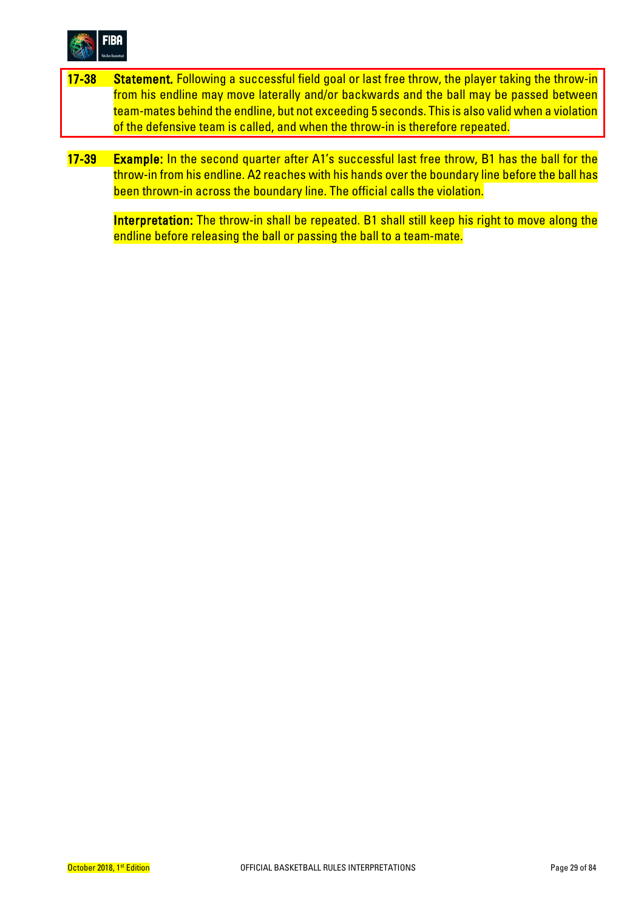**17-38** **Statement.** Following a successful field goal or last free throw, the player taking the throw-in from his endline may move laterally and/or backwards and the ball may be passed between team-mates behind the endline, but not exceeding 5 seconds. This is also valid when a violation of the defensive team is called, and when the throw-in is therefore repeated.

**17-39** **Example:** In the second quarter after A1's successful last free throw, B1 has the ball for the throw-in from his endline. A2 reaches with his hands over the boundary line before the ball has been thrown-in across the boundary line. The official calls the violation.

**Interpretation:** The throw-in shall be repeated. B1 shall still keep his right to move along the endline before releasing the ball or passing the ball to a team-mate.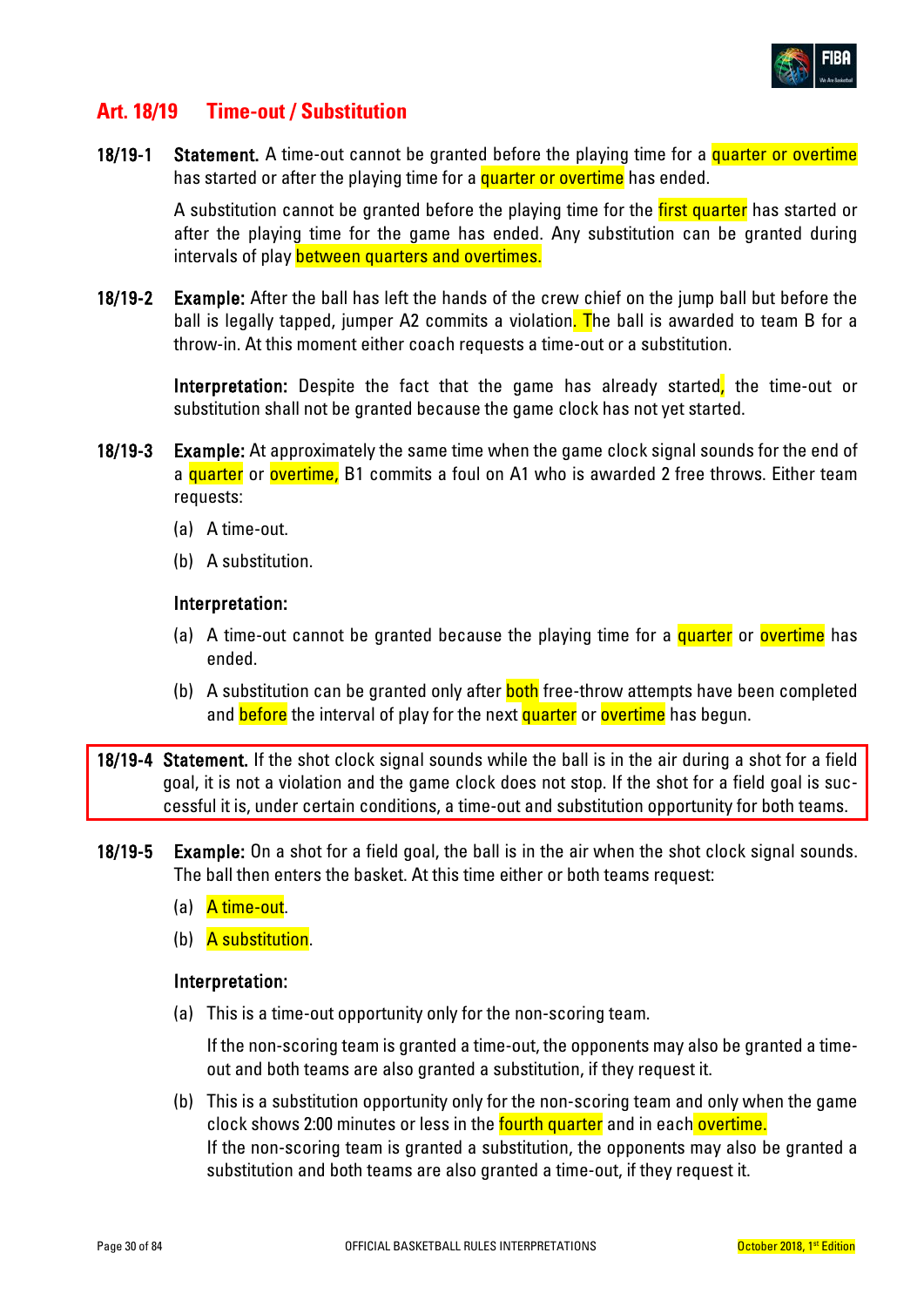## Art. 18/19 Time-out / Substitution

**18/19-1 Statement.** A time-out cannot be granted before the playing time for a quarter or overtime has started or after the playing time for a quarter or overtime has ended.

A substitution cannot be granted before the playing time for the first quarter has started or after the playing time for the game has ended. Any substitution can be granted during intervals of play between quarters and overtimes.

**18/19-2 Example:** After the ball has left the hands of the crew chief on the jump ball but before the ball is legally tapped, jumper A2 commits a violation. The ball is awarded to team B for a throw-in. At this moment either coach requests a time-out or a substitution.

**Interpretation:** Despite the fact that the game has already started, the time-out or substitution shall not be granted because the game clock has not yet started.

**18/19-3 Example:** At approximately the same time when the game clock signal sounds for the end of a quarter or overtime, B1 commits a foul on A1 who is awarded 2 free throws. Either team requests:

(a) A time-out.

(b) A substitution.

**Interpretation:**

(a) A time-out cannot be granted because the playing time for a quarter or overtime has ended.

(b) A substitution can be granted only after both free-throw attempts have been completed and before the interval of play for the next quarter or overtime has begun.

**18/19-4 Statement.** If the shot clock signal sounds while the ball is in the air during a shot for a field goal, it is not a violation and the game clock does not stop. If the shot for a field goal is successful it is, under certain conditions, a time-out and substitution opportunity for both teams.

**18/19-5 Example:** On a shot for a field goal, the ball is in the air when the shot clock signal sounds. The ball then enters the basket. At this time either or both teams request:

(a) A time-out.

(b) A substitution.

**Interpretation:**

(a) This is a time-out opportunity only for the non-scoring team.

If the non-scoring team is granted a time-out, the opponents may also be granted a time-out and both teams are also granted a substitution, if they request it.

(b) This is a substitution opportunity only for the non-scoring team and only when the game clock shows 2:00 minutes or less in the fourth quarter and in each overtime.
If the non-scoring team is granted a substitution, the opponents may also be granted a substitution and both teams are also granted a time-out, if they request it.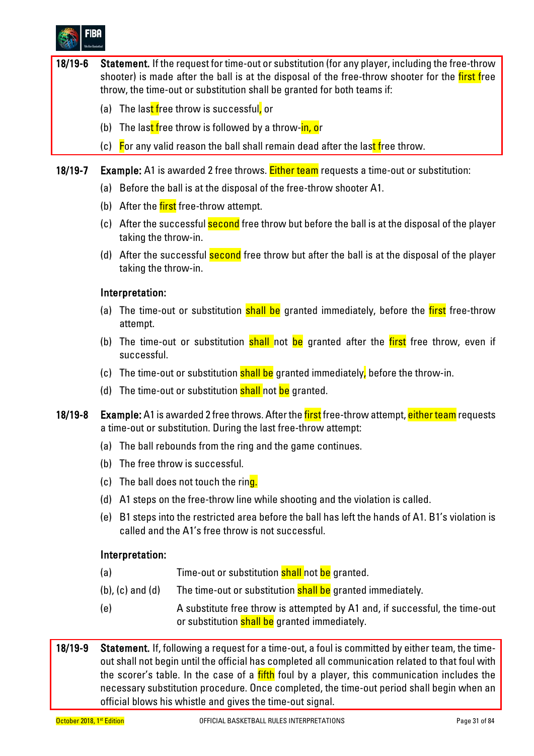**18/19-6** **Statement.** If the request for time-out or substitution (for any player, including the free-throw shooter) is made after the ball is at the disposal of the free-throw shooter for the first free throw, the time-out or substitution shall be granted for both teams if:

(a) The last free throw is successful, or

(b) The last free throw is followed by a throw-in, or

(c) For any valid reason the ball shall remain dead after the last free throw.

**18/19-7** **Example:** A1 is awarded 2 free throws. Either team requests a time-out or substitution:

(a) Before the ball is at the disposal of the free-throw shooter A1.

(b) After the first free-throw attempt.

(c) After the successful second free throw but before the ball is at the disposal of the player taking the throw-in.

(d) After the successful second free throw but after the ball is at the disposal of the player taking the throw-in.

**Interpretation:**

(a) The time-out or substitution shall be granted immediately, before the first free-throw attempt.

(b) The time-out or substitution shall not be granted after the first free throw, even if successful.

(c) The time-out or substitution shall be granted immediately, before the throw-in.

(d) The time-out or substitution shall not be granted.

**18/19-8** **Example:** A1 is awarded 2 free throws. After the first free-throw attempt, either team requests a time-out or substitution. During the last free-throw attempt:

(a) The ball rebounds from the ring and the game continues.

(b) The free throw is successful.

(c) The ball does not touch the ring.

(d) A1 steps on the free-throw line while shooting and the violation is called.

(e) B1 steps into the restricted area before the ball has left the hands of A1. B1's violation is called and the A1's free throw is not successful.

**Interpretation:**

(a) Time-out or substitution shall not be granted.

(b), (c) and (d) The time-out or substitution shall be granted immediately.

(e) A substitute free throw is attempted by A1 and, if successful, the time-out or substitution shall be granted immediately.

**18/19-9** **Statement.** If, following a request for a time-out, a foul is committed by either team, the time-out shall not begin until the official has completed all communication related to that foul with the scorer's table. In the case of a fifth foul by a player, this communication includes the necessary substitution procedure. Once completed, the time-out period shall begin when an official blows his whistle and gives the time-out signal.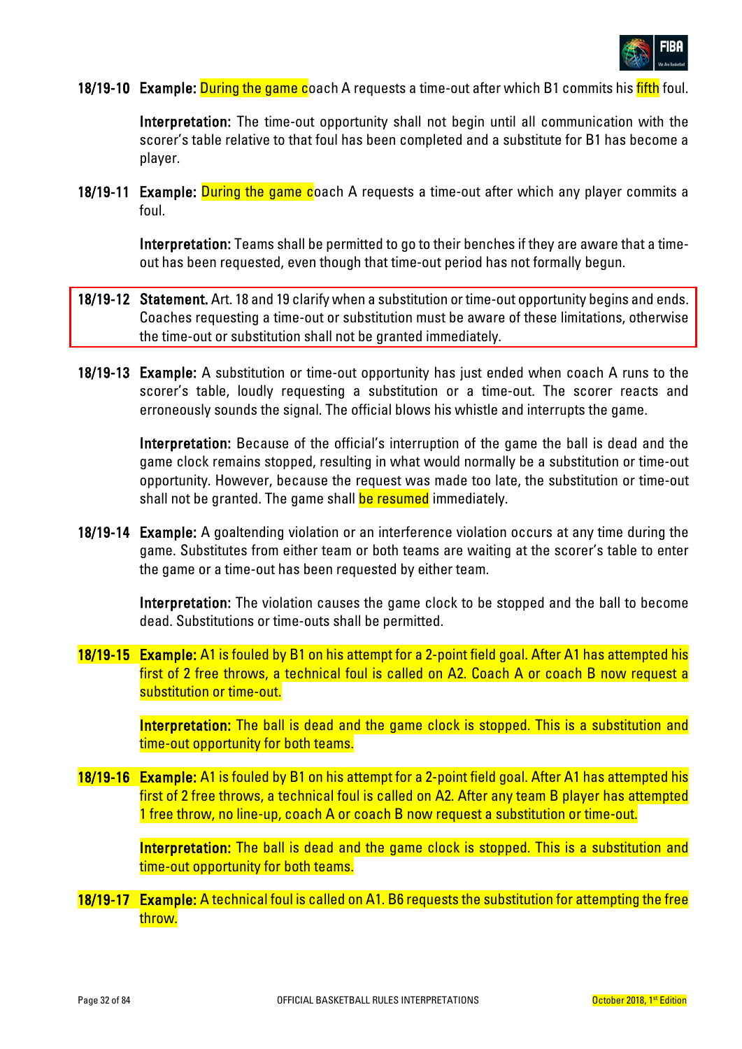**18/19-10 Example:** During the game coach A requests a time-out after which B1 commits his fifth foul.

**Interpretation:** The time-out opportunity shall not begin until all communication with the scorer's table relative to that foul has been completed and a substitute for B1 has become a player.

**18/19-11 Example:** During the game coach A requests a time-out after which any player commits a foul.

**Interpretation:** Teams shall be permitted to go to their benches if they are aware that a time-out has been requested, even though that time-out period has not formally begun.

**18/19-12 Statement.** Art. 18 and 19 clarify when a substitution or time-out opportunity begins and ends. Coaches requesting a time-out or substitution must be aware of these limitations, otherwise the time-out or substitution shall not be granted immediately.

**18/19-13 Example:** A substitution or time-out opportunity has just ended when coach A runs to the scorer's table, loudly requesting a substitution or a time-out. The scorer reacts and erroneously sounds the signal. The official blows his whistle and interrupts the game.

**Interpretation:** Because of the official's interruption of the game the ball is dead and the game clock remains stopped, resulting in what would normally be a substitution or time-out opportunity. However, because the request was made too late, the substitution or time-out shall not be granted. The game shall be resumed immediately.

**18/19-14 Example:** A goaltending violation or an interference violation occurs at any time during the game. Substitutes from either team or both teams are waiting at the scorer's table to enter the game or a time-out has been requested by either team.

**Interpretation:** The violation causes the game clock to be stopped and the ball to become dead. Substitutions or time-outs shall be permitted.

**18/19-15 Example:** A1 is fouled by B1 on his attempt for a 2-point field goal. After A1 has attempted his first of 2 free throws, a technical foul is called on A2. Coach A or coach B now request a substitution or time-out.

**Interpretation:** The ball is dead and the game clock is stopped. This is a substitution and time-out opportunity for both teams.

**18/19-16 Example:** A1 is fouled by B1 on his attempt for a 2-point field goal. After A1 has attempted his first of 2 free throws, a technical foul is called on A2. After any team B player has attempted 1 free throw, no line-up, coach A or coach B now request a substitution or time-out.

**Interpretation:** The ball is dead and the game clock is stopped. This is a substitution and time-out opportunity for both teams.

**18/19-17 Example:** A technical foul is called on A1. B6 requests the substitution for attempting the free throw.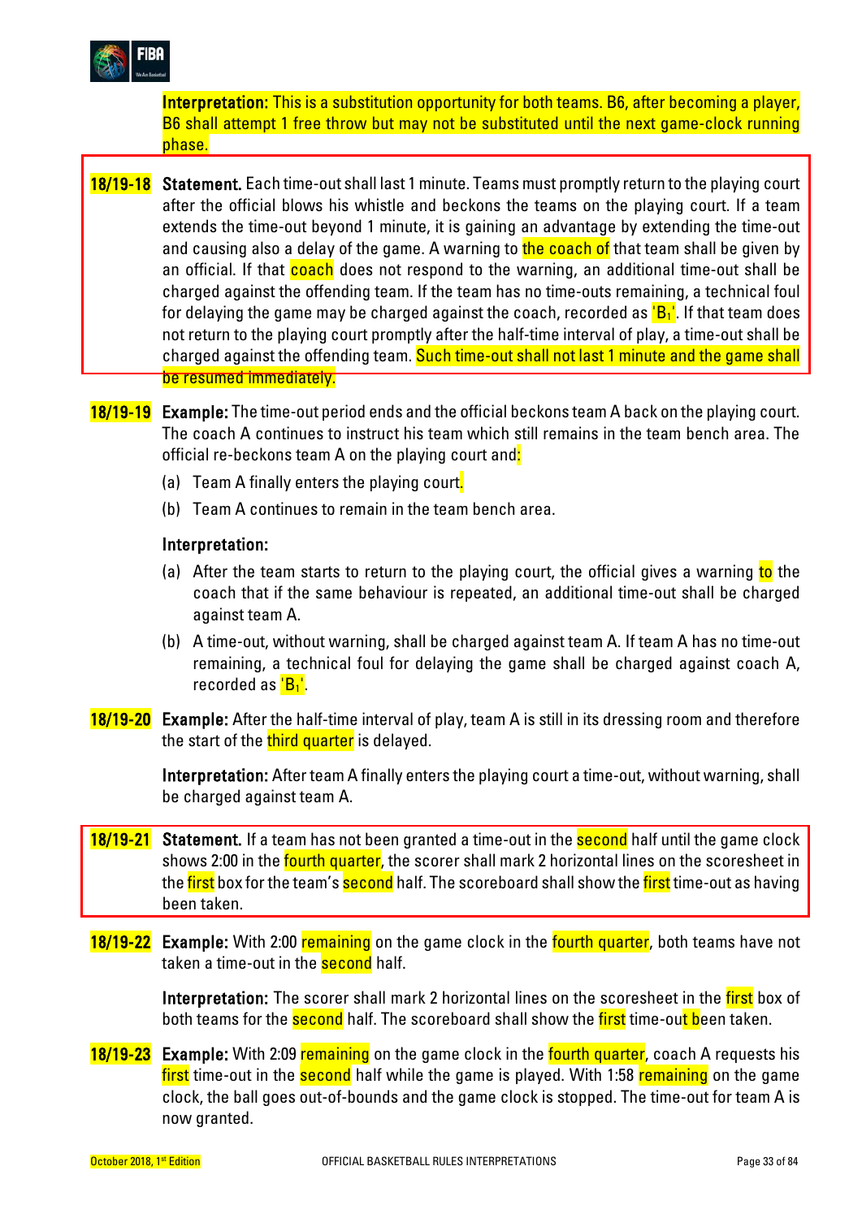**Interpretation:** This is a substitution opportunity for both teams. B6, after becoming a player, B6 shall attempt 1 free throw but may not be substituted until the next game-clock running phase.

**18/19-18** **Statement.** Each time-out shall last 1 minute. Teams must promptly return to the playing court after the official blows his whistle and beckons the teams on the playing court. If a team extends the time-out beyond 1 minute, it is gaining an advantage by extending the time-out and causing also a delay of the game. A warning to the coach of that team shall be given by an official. If that coach does not respond to the warning, an additional time-out shall be charged against the offending team. If the team has no time-outs remaining, a technical foul for delaying the game may be charged against the coach, recorded as '$B_1$'. If that team does not return to the playing court promptly after the half-time interval of play, a time-out shall be charged against the offending team. Such time-out shall not last 1 minute and the game shall be resumed immediately.

**18/19-19** **Example:** The time-out period ends and the official beckons team A back on the playing court. The coach A continues to instruct his team which still remains in the team bench area. The official re-beckons team A on the playing court and:

(a) Team A finally enters the playing court.

(b) Team A continues to remain in the team bench area.

**Interpretation:**

(a) After the team starts to return to the playing court, the official gives a warning to the coach that if the same behaviour is repeated, an additional time-out shall be charged against team A.

(b) A time-out, without warning, shall be charged against team A. If team A has no time-out remaining, a technical foul for delaying the game shall be charged against coach A, recorded as '$B_1$'.

**18/19-20** **Example:** After the half-time interval of play, team A is still in its dressing room and therefore the start of the third quarter is delayed.

**Interpretation:** After team A finally enters the playing court a time-out, without warning, shall be charged against team A.

**18/19-21** **Statement.** If a team has not been granted a time-out in the second half until the game clock shows 2:00 in the fourth quarter, the scorer shall mark 2 horizontal lines on the scoresheet in the first box for the team's second half. The scoreboard shall show the first time-out as having been taken.

**18/19-22** **Example:** With 2:00 remaining on the game clock in the fourth quarter, both teams have not taken a time-out in the second half.

**Interpretation:** The scorer shall mark 2 horizontal lines on the scoresheet in the first box of both teams for the second half. The scoreboard shall show the first time-out been taken.

**18/19-23** **Example:** With 2:09 remaining on the game clock in the fourth quarter, coach A requests his first time-out in the second half while the game is played. With 1:58 remaining on the game clock, the ball goes out-of-bounds and the game clock is stopped. The time-out for team A is now granted.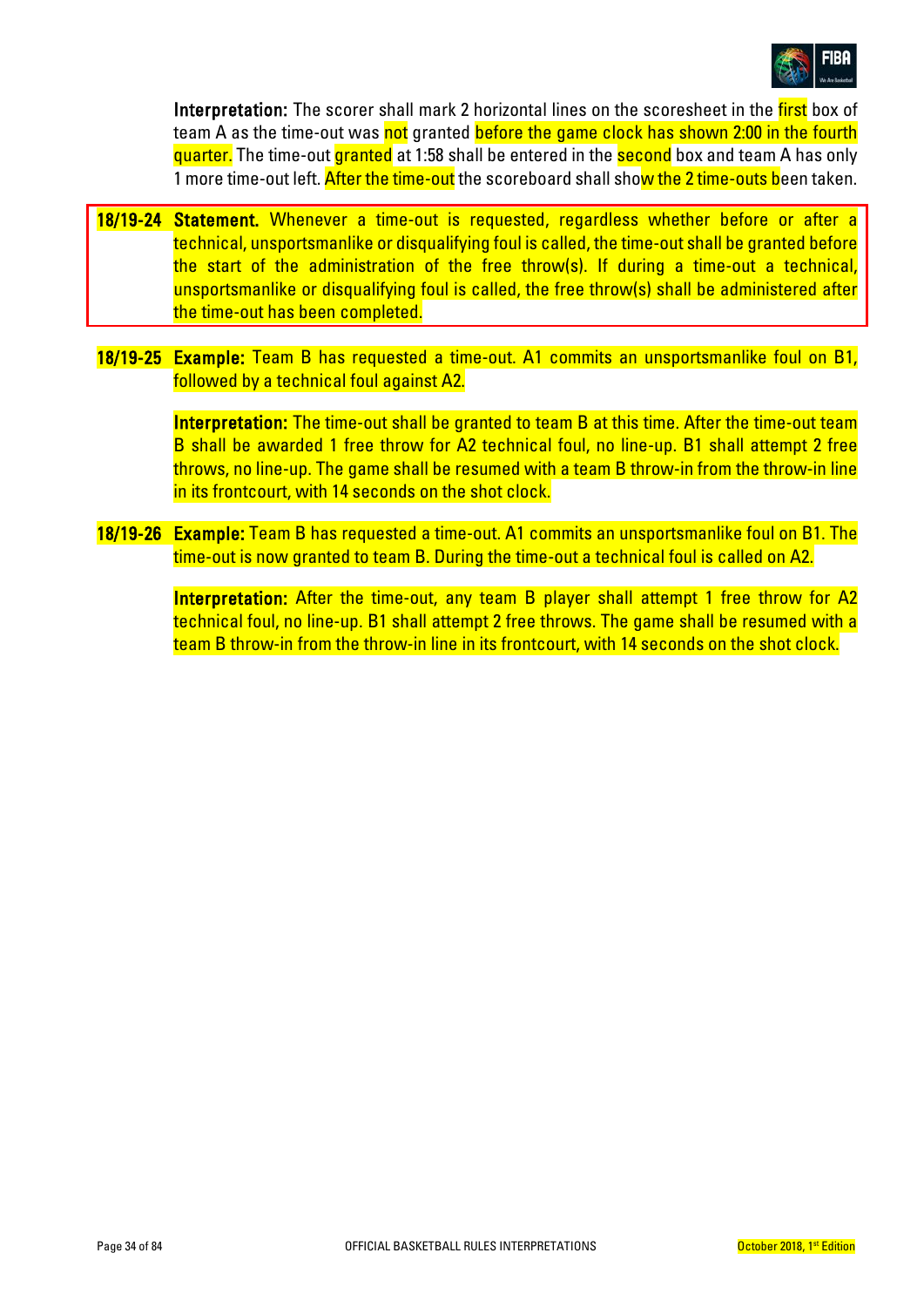**Interpretation:** The scorer shall mark 2 horizontal lines on the scoresheet in the first box of team A as the time-out was not granted before the game clock has shown 2:00 in the fourth quarter. The time-out granted at 1:58 shall be entered in the second box and team A has only 1 more time-out left. After the time-out the scoreboard shall show the 2 time-outs been taken.

**18/19-24 Statement.** Whenever a time-out is requested, regardless whether before or after a technical, unsportsmanlike or disqualifying foul is called, the time-out shall be granted before the start of the administration of the free throw(s). If during a time-out a technical, unsportsmanlike or disqualifying foul is called, the free throw(s) shall be administered after the time-out has been completed.

**18/19-25 Example:** Team B has requested a time-out. A1 commits an unsportsmanlike foul on B1, followed by a technical foul against A2.

**Interpretation:** The time-out shall be granted to team B at this time. After the time-out team B shall be awarded 1 free throw for A2 technical foul, no line-up. B1 shall attempt 2 free throws, no line-up. The game shall be resumed with a team B throw-in from the throw-in line in its frontcourt, with 14 seconds on the shot clock.

**18/19-26 Example:** Team B has requested a time-out. A1 commits an unsportsmanlike foul on B1. The time-out is now granted to team B. During the time-out a technical foul is called on A2.

**Interpretation:** After the time-out, any team B player shall attempt 1 free throw for A2 technical foul, no line-up. B1 shall attempt 2 free throws. The game shall be resumed with a team B throw-in from the throw-in line in its frontcourt, with 14 seconds on the shot clock.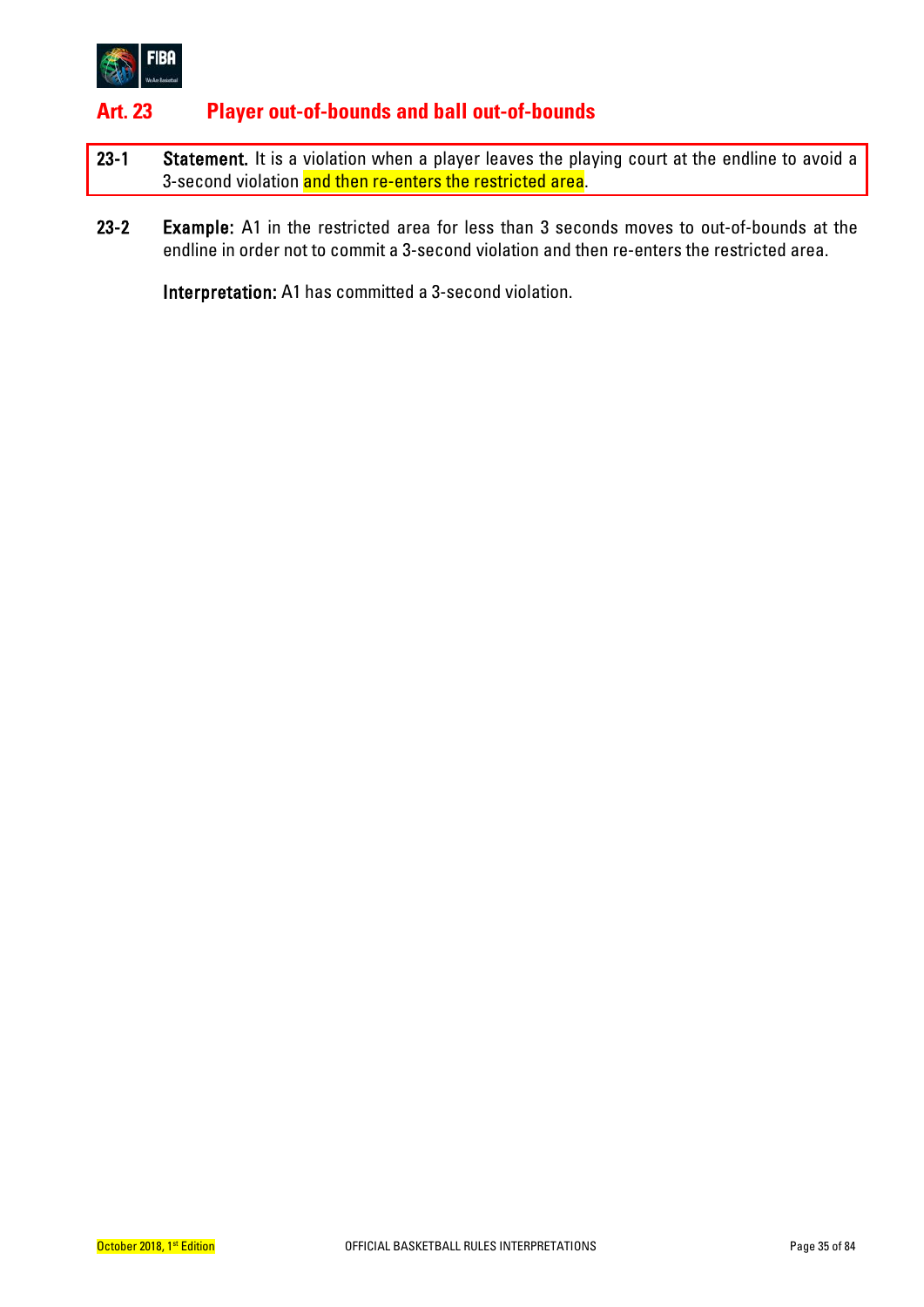## Art. 23 Player out-of-bounds and ball out-of-bounds

**23-1** **Statement.** It is a violation when a player leaves the playing court at the endline to avoid a 3-second violation and then re-enters the restricted area.

**23-2** **Example:** A1 in the restricted area for less than 3 seconds moves to out-of-bounds at the endline in order not to commit a 3-second violation and then re-enters the restricted area.

**Interpretation:** A1 has committed a 3-second violation.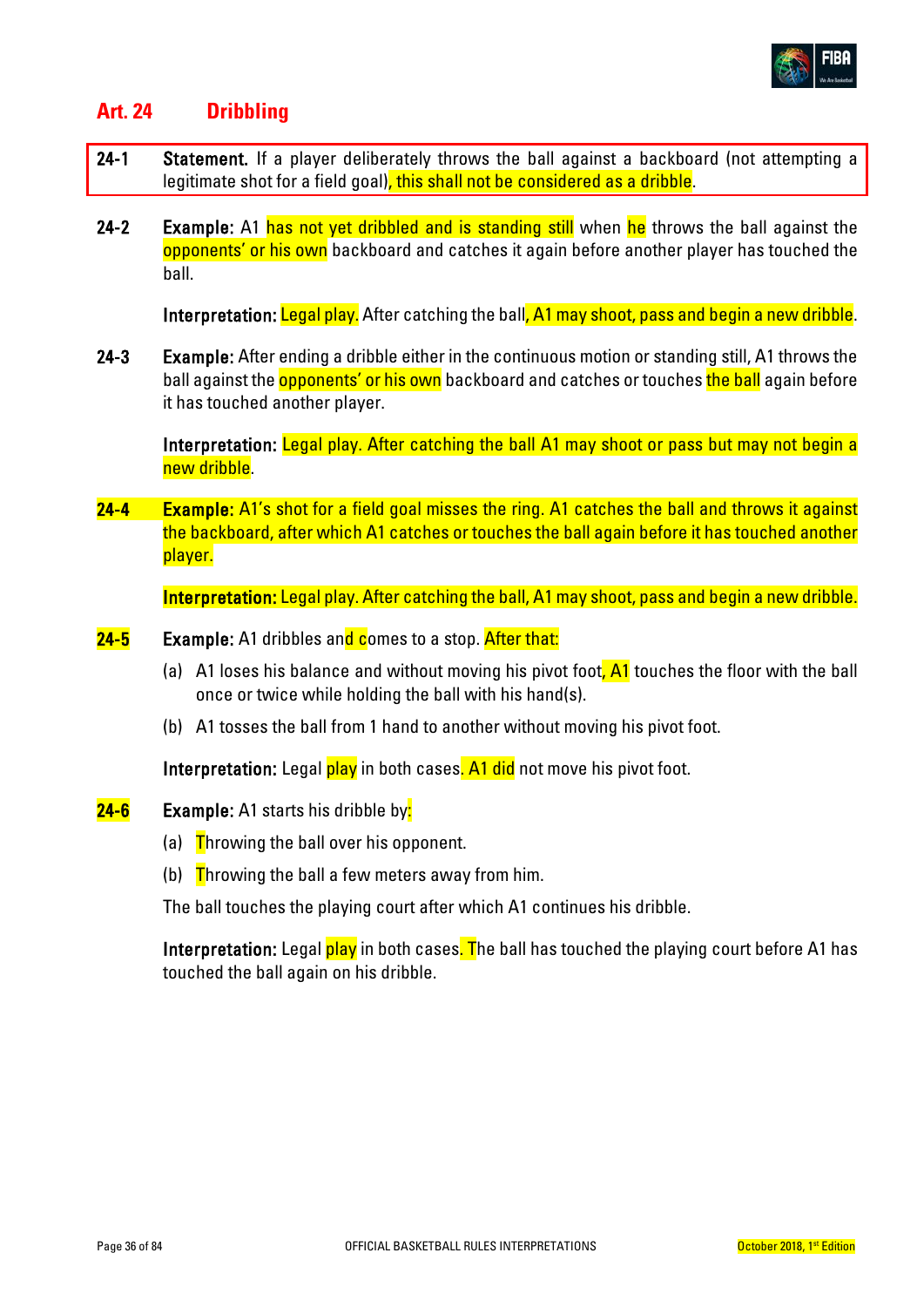# Art. 24 Dribbling

**24-1 Statement.** If a player deliberately throws the ball against a backboard (not attempting a legitimate shot for a field goal), this shall not be considered as a dribble.

**24-2 Example:** A1 has not yet dribbled and is standing still when he throws the ball against the opponents' or his own backboard and catches it again before another player has touched the ball.

**Interpretation:** Legal play. After catching the ball, A1 may shoot, pass and begin a new dribble.

**24-3 Example:** After ending a dribble either in the continuous motion or standing still, A1 throws the ball against the opponents' or his own backboard and catches or touches the ball again before it has touched another player.

**Interpretation:** Legal play. After catching the ball A1 may shoot or pass but may not begin a new dribble.

**24-4 Example:** A1's shot for a field goal misses the ring. A1 catches the ball and throws it against the backboard, after which A1 catches or touches the ball again before it has touched another player.

**Interpretation:** Legal play. After catching the ball, A1 may shoot, pass and begin a new dribble.

**24-5 Example:** A1 dribbles and comes to a stop. After that:

(a) A1 loses his balance and without moving his pivot foot, A1 touches the floor with the ball once or twice while holding the ball with his hand(s).

(b) A1 tosses the ball from 1 hand to another without moving his pivot foot.

**Interpretation:** Legal play in both cases. A1 did not move his pivot foot.

**24-6 Example:** A1 starts his dribble by:

(a) Throwing the ball over his opponent.

(b) Throwing the ball a few meters away from him.

The ball touches the playing court after which A1 continues his dribble.

**Interpretation:** Legal play in both cases. The ball has touched the playing court before A1 has touched the ball again on his dribble.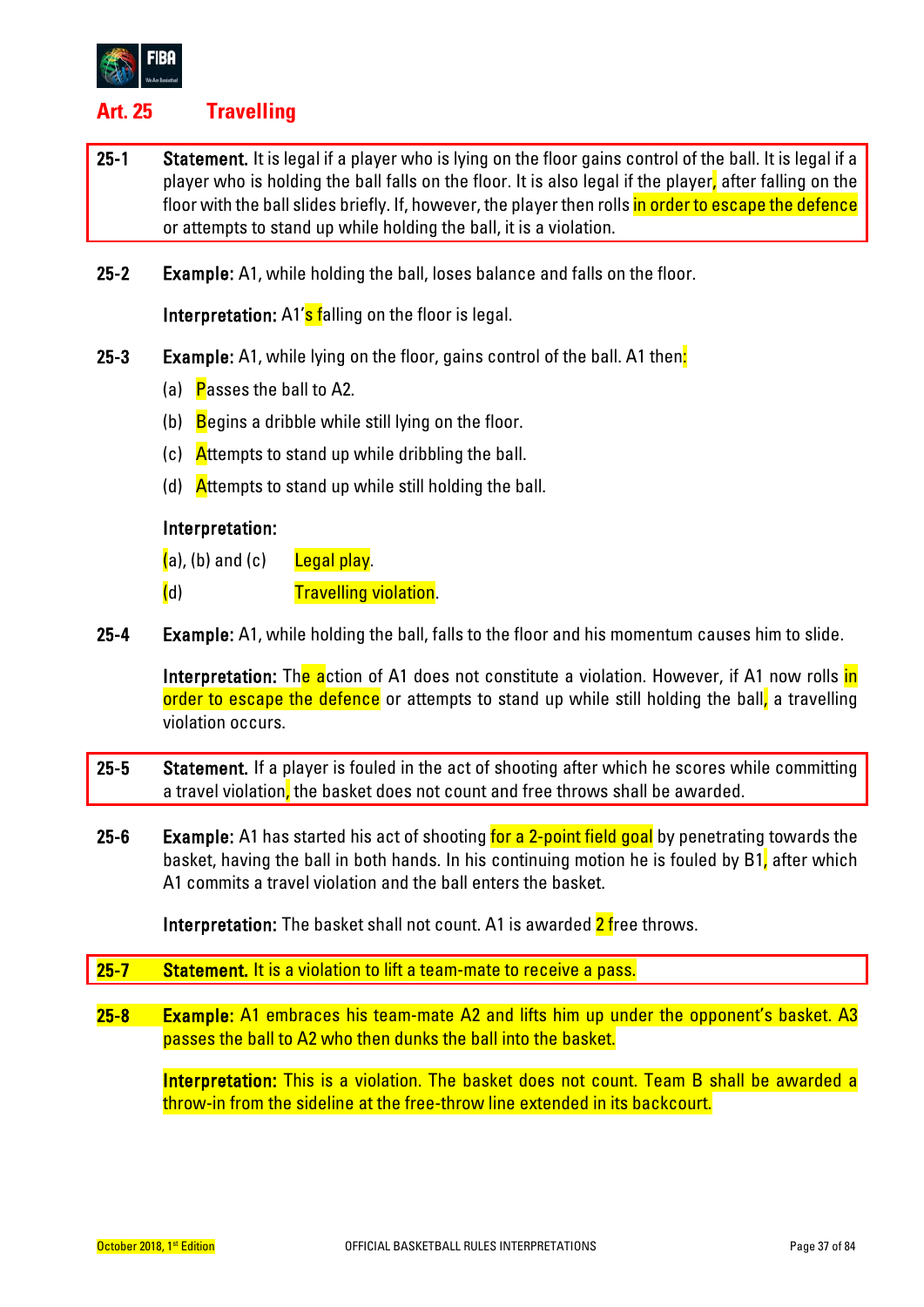## Art. 25 Travelling

**25-1 Statement.** It is legal if a player who is lying on the floor gains control of the ball. It is legal if a player who is holding the ball falls on the floor. It is also legal if the player, after falling on the floor with the ball slides briefly. If, however, the player then rolls in order to escape the defence or attempts to stand up while holding the ball, it is a violation.

**25-2 Example:** A1, while holding the ball, loses balance and falls on the floor.

**Interpretation:** A1's falling on the floor is legal.

**25-3 Example:** A1, while lying on the floor, gains control of the ball. A1 then:

(a) Passes the ball to A2.

(b) Begins a dribble while still lying on the floor.

(c) Attempts to stand up while dribbling the ball.

(d) Attempts to stand up while still holding the ball.

**Interpretation:**

(a), (b) and (c) Legal play.

(d) Travelling violation.

**25-4 Example:** A1, while holding the ball, falls to the floor and his momentum causes him to slide.

**Interpretation:** The action of A1 does not constitute a violation. However, if A1 now rolls in order to escape the defence or attempts to stand up while still holding the ball, a travelling violation occurs.

**25-5 Statement.** If a player is fouled in the act of shooting after which he scores while committing a travel violation, the basket does not count and free throws shall be awarded.

**25-6 Example:** A1 has started his act of shooting for a 2-point field goal by penetrating towards the basket, having the ball in both hands. In his continuing motion he is fouled by B1, after which A1 commits a travel violation and the ball enters the basket.

**Interpretation:** The basket shall not count. A1 is awarded 2 free throws.

**25-7 Statement.** It is a violation to lift a team-mate to receive a pass.

**25-8 Example:** A1 embraces his team-mate A2 and lifts him up under the opponent's basket. A3 passes the ball to A2 who then dunks the ball into the basket.

**Interpretation:** This is a violation. The basket does not count. Team B shall be awarded a throw-in from the sideline at the free-throw line extended in its backcourt.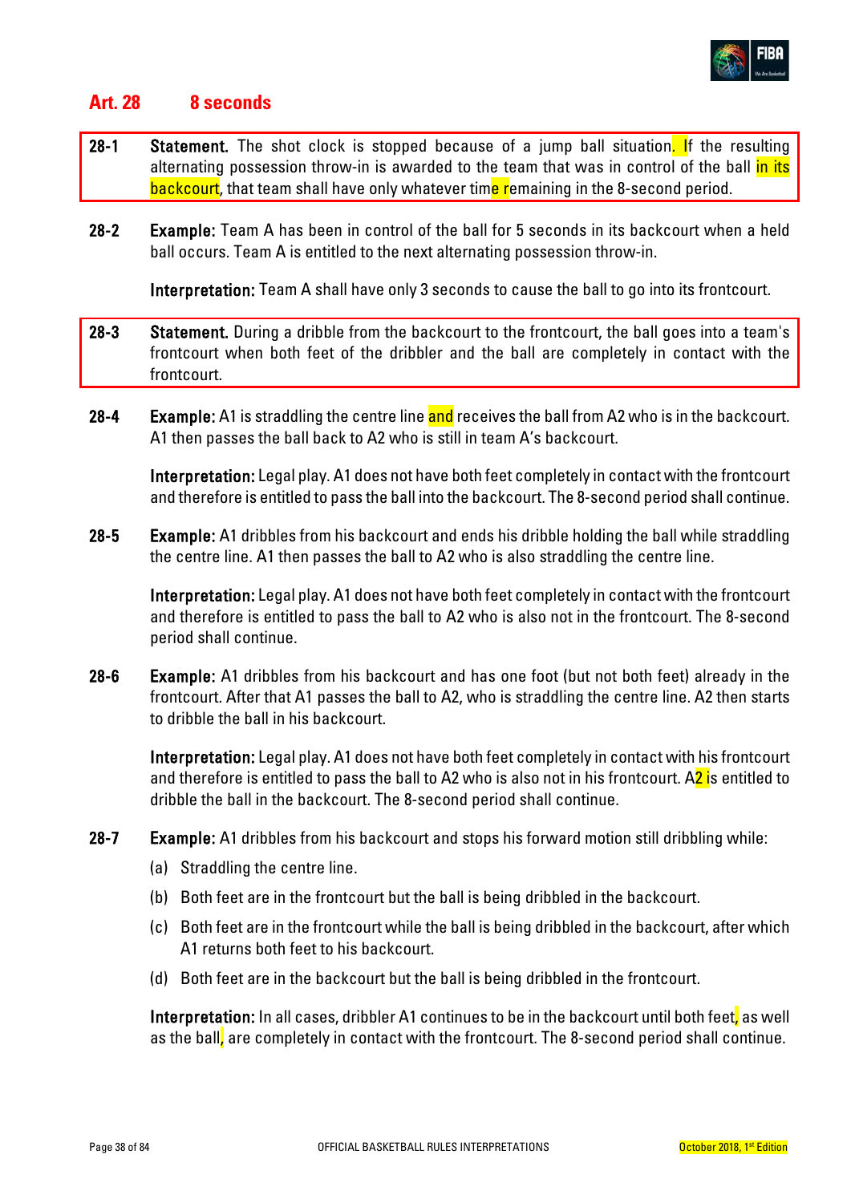## Art. 28 8 seconds

**28-1** **Statement.** The shot clock is stopped because of a jump ball situation. If the resulting alternating possession throw-in is awarded to the team that was in control of the ball in its backcourt, that team shall have only whatever time remaining in the 8-second period.

**28-2** **Example:** Team A has been in control of the ball for 5 seconds in its backcourt when a held ball occurs. Team A is entitled to the next alternating possession throw-in.

**Interpretation:** Team A shall have only 3 seconds to cause the ball to go into its frontcourt.

**28-3** **Statement.** During a dribble from the backcourt to the frontcourt, the ball goes into a team's frontcourt when both feet of the dribbler and the ball are completely in contact with the frontcourt.

**28-4** **Example:** A1 is straddling the centre line and receives the ball from A2 who is in the backcourt. A1 then passes the ball back to A2 who is still in team A's backcourt.

**Interpretation:** Legal play. A1 does not have both feet completely in contact with the frontcourt and therefore is entitled to pass the ball into the backcourt. The 8-second period shall continue.

**28-5** **Example:** A1 dribbles from his backcourt and ends his dribble holding the ball while straddling the centre line. A1 then passes the ball to A2 who is also straddling the centre line.

**Interpretation:** Legal play. A1 does not have both feet completely in contact with the frontcourt and therefore is entitled to pass the ball to A2 who is also not in the frontcourt. The 8-second period shall continue.

**28-6** **Example:** A1 dribbles from his backcourt and has one foot (but not both feet) already in the frontcourt. After that A1 passes the ball to A2, who is straddling the centre line. A2 then starts to dribble the ball in his backcourt.

**Interpretation:** Legal play. A1 does not have both feet completely in contact with his frontcourt and therefore is entitled to pass the ball to A2 who is also not in his frontcourt. A2 is entitled to dribble the ball in the backcourt. The 8-second period shall continue.

**28-7** **Example:** A1 dribbles from his backcourt and stops his forward motion still dribbling while:

(a) Straddling the centre line.

(b) Both feet are in the frontcourt but the ball is being dribbled in the backcourt.

(c) Both feet are in the frontcourt while the ball is being dribbled in the backcourt, after which A1 returns both feet to his backcourt.

(d) Both feet are in the backcourt but the ball is being dribbled in the frontcourt.

**Interpretation:** In all cases, dribbler A1 continues to be in the backcourt until both feet, as well as the ball, are completely in contact with the frontcourt. The 8-second period shall continue.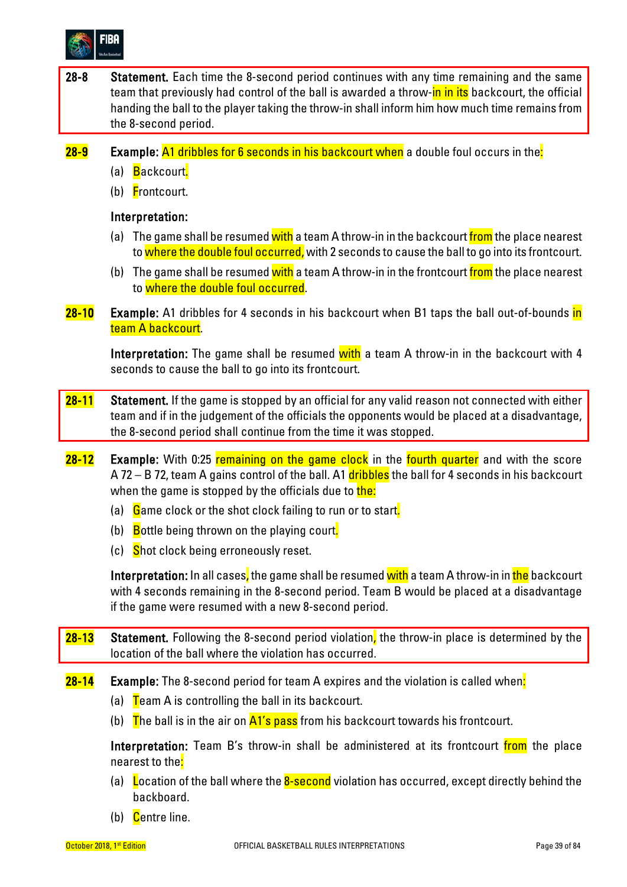**28-8** **Statement.** Each time the 8-second period continues with any time remaining and the same team that previously had control of the ball is awarded a throw-in in its backcourt, the official handing the ball to the player taking the throw-in shall inform him how much time remains from the 8-second period.

**28-9** **Example:** A1 dribbles for 6 seconds in his backcourt when a double foul occurs in the:

(a) Backcourt.

(b) Frontcourt.

**Interpretation:**

(a) The game shall be resumed with a team A throw-in in the backcourt from the place nearest to where the double foul occurred, with 2 seconds to cause the ball to go into its frontcourt.

(b) The game shall be resumed with a team A throw-in in the frontcourt from the place nearest to where the double foul occurred.

**28-10** **Example:** A1 dribbles for 4 seconds in his backcourt when B1 taps the ball out-of-bounds in team A backcourt.

**Interpretation:** The game shall be resumed with a team A throw-in in the backcourt with 4 seconds to cause the ball to go into its frontcourt.

**28-11** **Statement.** If the game is stopped by an official for any valid reason not connected with either team and if in the judgement of the officials the opponents would be placed at a disadvantage, the 8-second period shall continue from the time it was stopped.

**28-12** **Example:** With 0:25 remaining on the game clock in the fourth quarter and with the score A 72 – B 72, team A gains control of the ball. A1 dribbles the ball for 4 seconds in his backcourt when the game is stopped by the officials due to the:

(a) Game clock or the shot clock failing to run or to start.

(b) Bottle being thrown on the playing court.

(c) Shot clock being erroneously reset.

**Interpretation:** In all cases, the game shall be resumed with a team A throw-in in the backcourt with 4 seconds remaining in the 8-second period. Team B would be placed at a disadvantage if the game were resumed with a new 8-second period.

**28-13** **Statement.** Following the 8-second period violation, the throw-in place is determined by the location of the ball where the violation has occurred.

**28-14** **Example:** The 8-second period for team A expires and the violation is called when:

(a) Team A is controlling the ball in its backcourt.

(b) The ball is in the air on A1's pass from his backcourt towards his frontcourt.

**Interpretation:** Team B's throw-in shall be administered at its frontcourt from the place nearest to the:

(a) Location of the ball where the 8-second violation has occurred, except directly behind the backboard.

(b) Centre line.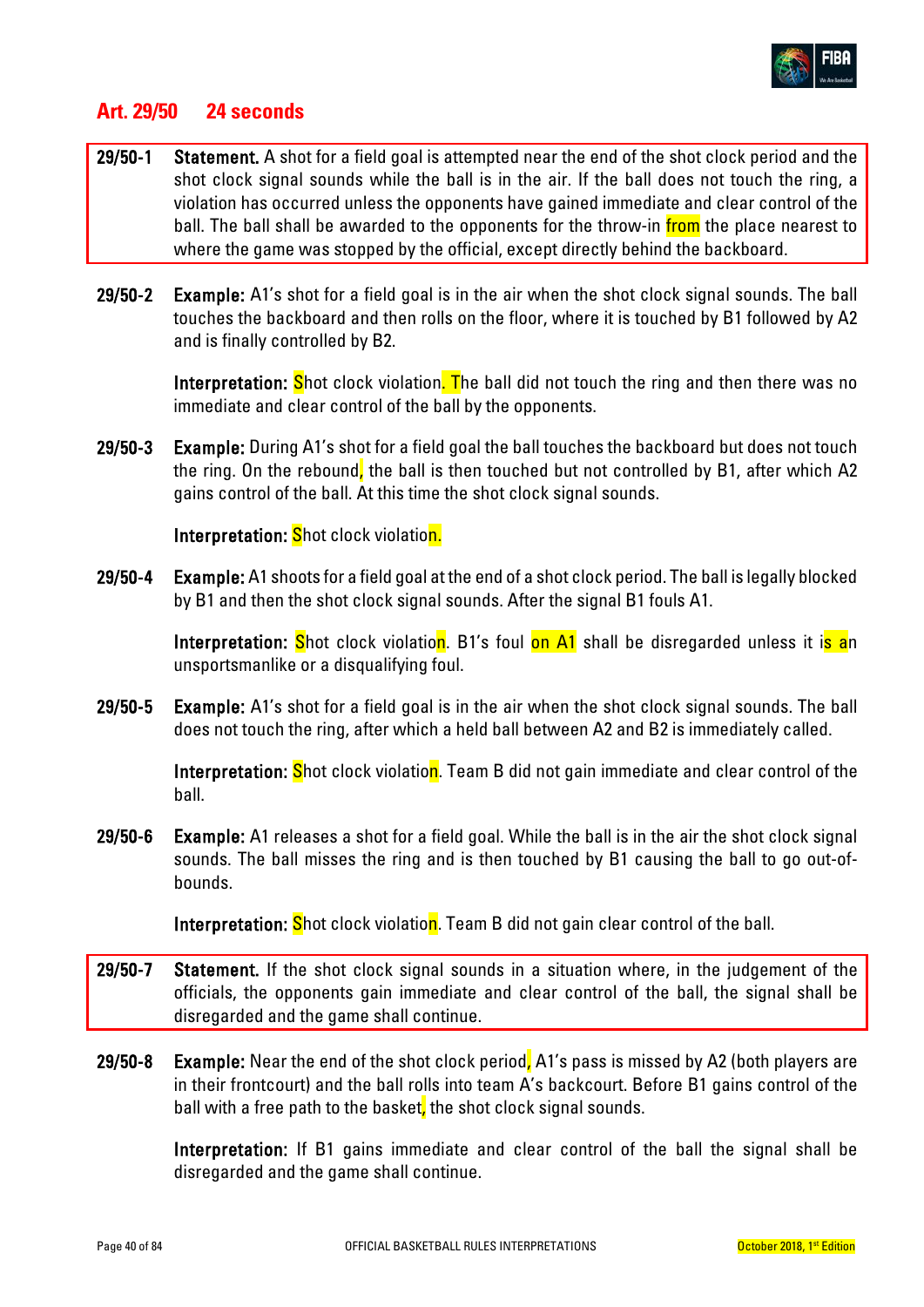## Art. 29/50 24 seconds

**29/50-1** **Statement.** A shot for a field goal is attempted near the end of the shot clock period and the shot clock signal sounds while the ball is in the air. If the ball does not touch the ring, a violation has occurred unless the opponents have gained immediate and clear control of the ball. The ball shall be awarded to the opponents for the throw-in from the place nearest to where the game was stopped by the official, except directly behind the backboard.

**29/50-2** **Example:** A1's shot for a field goal is in the air when the shot clock signal sounds. The ball touches the backboard and then rolls on the floor, where it is touched by B1 followed by A2 and is finally controlled by B2.

**Interpretation:** Shot clock violation. The ball did not touch the ring and then there was no immediate and clear control of the ball by the opponents.

**29/50-3** **Example:** During A1's shot for a field goal the ball touches the backboard but does not touch the ring. On the rebound, the ball is then touched but not controlled by B1, after which A2 gains control of the ball. At this time the shot clock signal sounds.

**Interpretation:** Shot clock violation.

**29/50-4** **Example:** A1 shoots for a field goal at the end of a shot clock period. The ball is legally blocked by B1 and then the shot clock signal sounds. After the signal B1 fouls A1.

**Interpretation:** Shot clock violation. B1's foul on A1 shall be disregarded unless it is an unsportsmanlike or a disqualifying foul.

**29/50-5** **Example:** A1's shot for a field goal is in the air when the shot clock signal sounds. The ball does not touch the ring, after which a held ball between A2 and B2 is immediately called.

**Interpretation:** Shot clock violation. Team B did not gain immediate and clear control of the ball.

**29/50-6** **Example:** A1 releases a shot for a field goal. While the ball is in the air the shot clock signal sounds. The ball misses the ring and is then touched by B1 causing the ball to go out-of-bounds.

**Interpretation:** Shot clock violation. Team B did not gain clear control of the ball.

**29/50-7** **Statement.** If the shot clock signal sounds in a situation where, in the judgement of the officials, the opponents gain immediate and clear control of the ball, the signal shall be disregarded and the game shall continue.

**29/50-8** **Example:** Near the end of the shot clock period, A1's pass is missed by A2 (both players are in their frontcourt) and the ball rolls into team A's backcourt. Before B1 gains control of the ball with a free path to the basket, the shot clock signal sounds.

**Interpretation:** If B1 gains immediate and clear control of the ball the signal shall be disregarded and the game shall continue.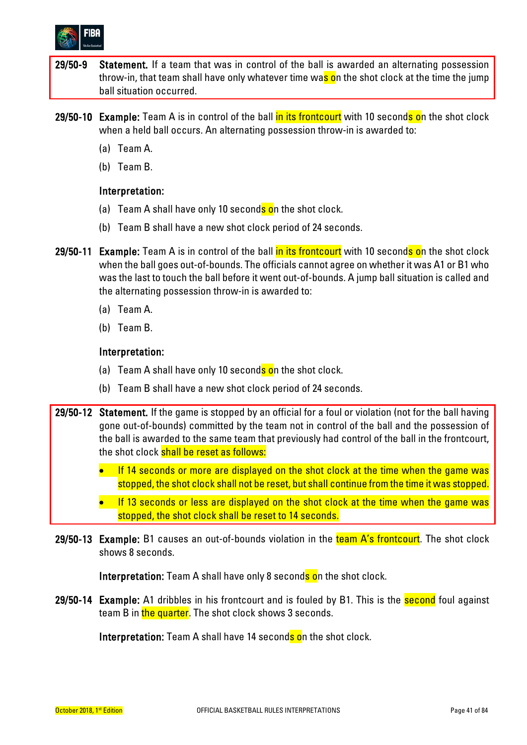**29/50-9** **Statement.** If a team that was in control of the ball is awarded an alternating possession throw-in, that team shall have only whatever time was on the shot clock at the time the jump ball situation occurred.

**29/50-10** **Example:** Team A is in control of the ball in its frontcourt with 10 seconds on the shot clock when a held ball occurs. An alternating possession throw-in is awarded to:

(a) Team A.

(b) Team B.

**Interpretation:**

(a) Team A shall have only 10 seconds on the shot clock.

(b) Team B shall have a new shot clock period of 24 seconds.

**29/50-11** **Example:** Team A is in control of the ball in its frontcourt with 10 seconds on the shot clock when the ball goes out-of-bounds. The officials cannot agree on whether it was A1 or B1 who was the last to touch the ball before it went out-of-bounds. A jump ball situation is called and the alternating possession throw-in is awarded to:

(a) Team A.

(b) Team B.

**Interpretation:**

(a) Team A shall have only 10 seconds on the shot clock.

(b) Team B shall have a new shot clock period of 24 seconds.

**29/50-12** **Statement.** If the game is stopped by an official for a foul or violation (not for the ball having gone out-of-bounds) committed by the team not in control of the ball and the possession of the ball is awarded to the same team that previously had control of the ball in the frontcourt, the shot clock shall be reset as follows:

- If 14 seconds or more are displayed on the shot clock at the time when the game was stopped, the shot clock shall not be reset, but shall continue from the time it was stopped.
- If 13 seconds or less are displayed on the shot clock at the time when the game was stopped, the shot clock shall be reset to 14 seconds.

**29/50-13** **Example:** B1 causes an out-of-bounds violation in the team A's frontcourt. The shot clock shows 8 seconds.

**Interpretation:** Team A shall have only 8 seconds on the shot clock.

**29/50-14** **Example:** A1 dribbles in his frontcourt and is fouled by B1. This is the second foul against team B in the quarter. The shot clock shows 3 seconds.

**Interpretation:** Team A shall have 14 seconds on the shot clock.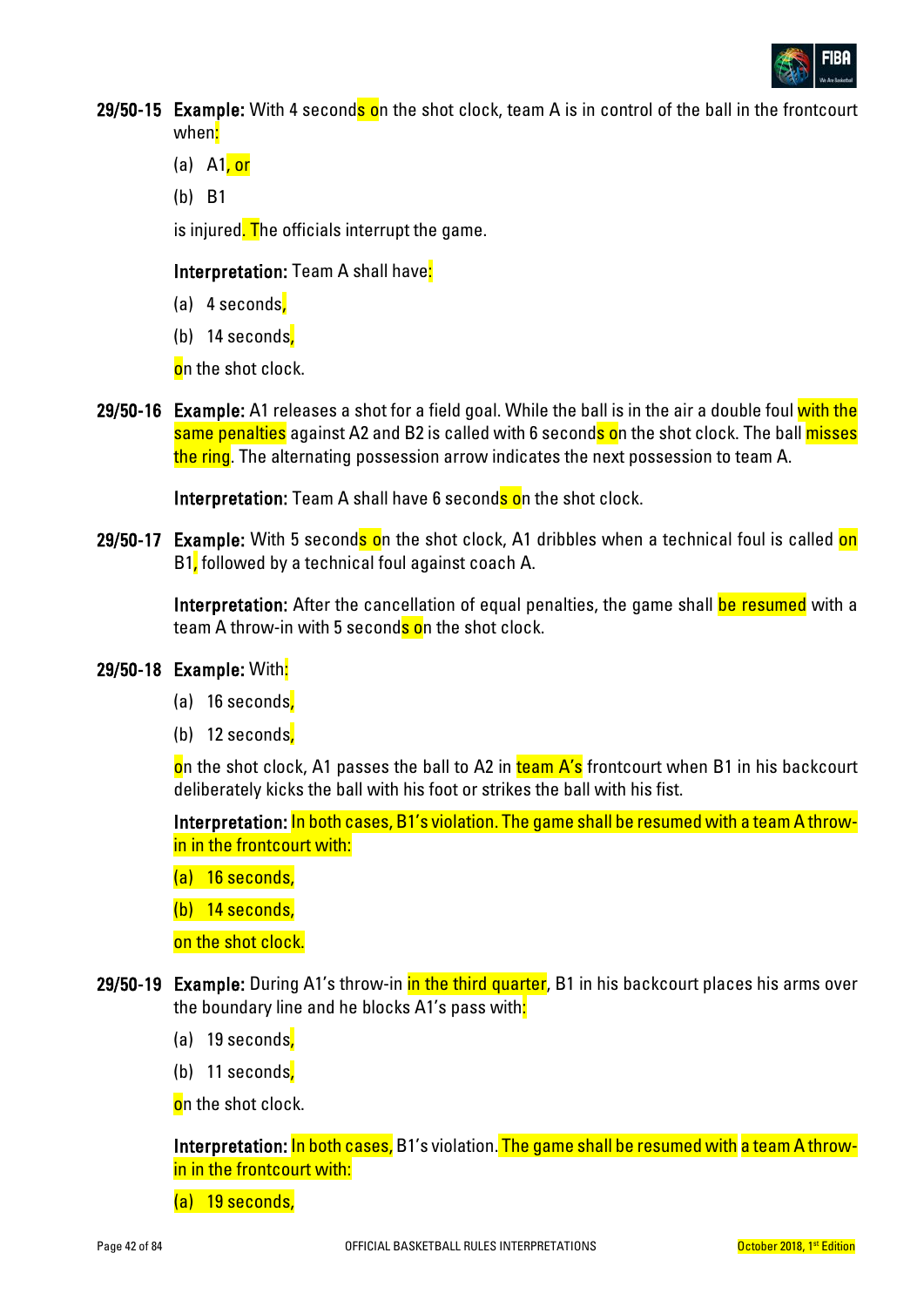**29/50-15 Example:** With 4 seconds on the shot clock, team A is in control of the ball in the frontcourt when:

(a) A1, or

(b) B1

is injured. The officials interrupt the game.

**Interpretation:** Team A shall have:

(a) 4 seconds,

(b) 14 seconds,

on the shot clock.

**29/50-16 Example:** A1 releases a shot for a field goal. While the ball is in the air a double foul with the same penalties against A2 and B2 is called with 6 seconds on the shot clock. The ball misses the ring. The alternating possession arrow indicates the next possession to team A.

**Interpretation:** Team A shall have 6 seconds on the shot clock.

**29/50-17 Example:** With 5 seconds on the shot clock, A1 dribbles when a technical foul is called on B1, followed by a technical foul against coach A.

**Interpretation:** After the cancellation of equal penalties, the game shall be resumed with a team A throw-in with 5 seconds on the shot clock.

**29/50-18 Example:** With:

(a) 16 seconds,

(b) 12 seconds,

on the shot clock, A1 passes the ball to A2 in team A's frontcourt when B1 in his backcourt deliberately kicks the ball with his foot or strikes the ball with his fist.

**Interpretation:** In both cases, B1's violation. The game shall be resumed with a team A throw-in in the frontcourt with:

(a) 16 seconds,

(b) 14 seconds,

on the shot clock.

**29/50-19 Example:** During A1's throw-in in the third quarter, B1 in his backcourt places his arms over the boundary line and he blocks A1's pass with:

(a) 19 seconds,

(b) 11 seconds,

on the shot clock.

**Interpretation:** In both cases, B1's violation. The game shall be resumed with a team A throw-in in the frontcourt with:

(a) 19 seconds,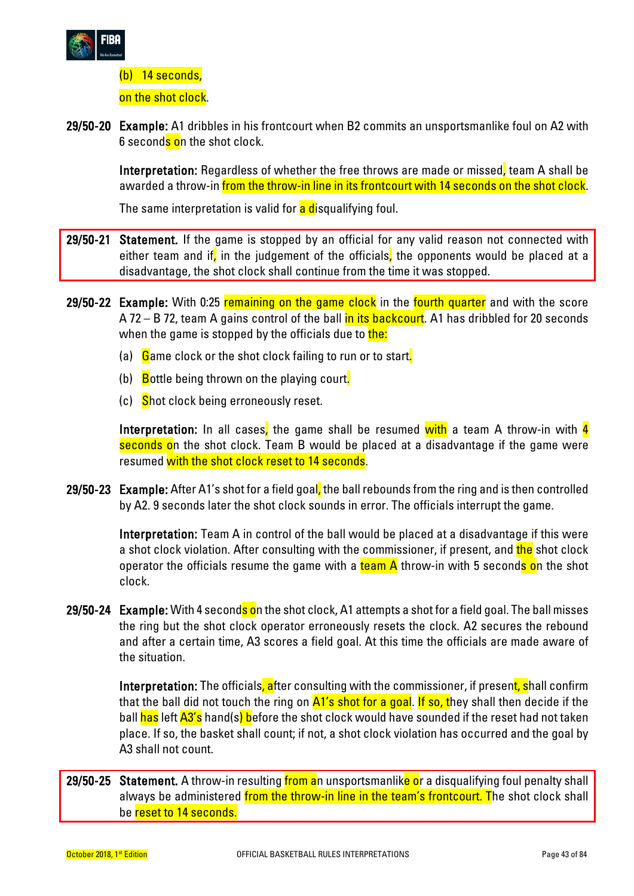(b) 14 seconds,

on the shot clock.

**29/50-20 Example:** A1 dribbles in his frontcourt when B2 commits an unsportsmanlike foul on A2 with 6 seconds on the shot clock.

**Interpretation:** Regardless of whether the free throws are made or missed, team A shall be awarded a throw-in from the throw-in line in its frontcourt with 14 seconds on the shot clock.

The same interpretation is valid for a disqualifying foul.

**29/50-21 Statement.** If the game is stopped by an official for any valid reason not connected with either team and if, in the judgement of the officials, the opponents would be placed at a disadvantage, the shot clock shall continue from the time it was stopped.

**29/50-22 Example:** With 0:25 remaining on the game clock in the fourth quarter and with the score A 72 – B 72, team A gains control of the ball in its backcourt. A1 has dribbled for 20 seconds when the game is stopped by the officials due to the:

(a) Game clock or the shot clock failing to run or to start.

(b) Bottle being thrown on the playing court.

(c) Shot clock being erroneously reset.

**Interpretation:** In all cases, the game shall be resumed with a team A throw-in with 4 seconds on the shot clock. Team B would be placed at a disadvantage if the game were resumed with the shot clock reset to 14 seconds.

**29/50-23 Example:** After A1's shot for a field goal, the ball rebounds from the ring and is then controlled by A2. 9 seconds later the shot clock sounds in error. The officials interrupt the game.

**Interpretation:** Team A in control of the ball would be placed at a disadvantage if this were a shot clock violation. After consulting with the commissioner, if present, and the shot clock operator the officials resume the game with a team A throw-in with 5 seconds on the shot clock.

**29/50-24 Example:** With 4 seconds on the shot clock, A1 attempts a shot for a field goal. The ball misses the ring but the shot clock operator erroneously resets the clock. A2 secures the rebound and after a certain time, A3 scores a field goal. At this time the officials are made aware of the situation.

**Interpretation:** The officials, after consulting with the commissioner, if present, shall confirm that the ball did not touch the ring on A1's shot for a goal. If so, they shall then decide if the ball has left A3's hand(s) before the shot clock would have sounded if the reset had not taken place. If so, the basket shall count; if not, a shot clock violation has occurred and the goal by A3 shall not count.

**29/50-25 Statement.** A throw-in resulting from an unsportsmanlike or a disqualifying foul penalty shall always be administered from the throw-in line in the team's frontcourt. The shot clock shall be reset to 14 seconds.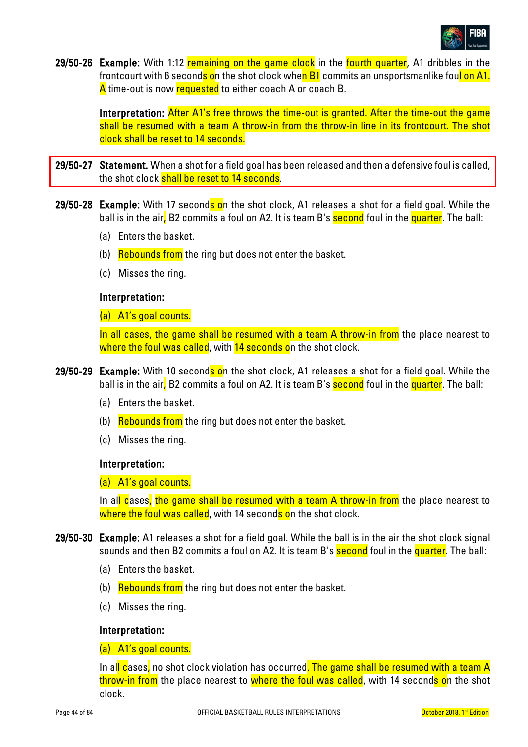**29/50-26** **Example:** With 1:12 remaining on the game clock in the fourth quarter, A1 dribbles in the frontcourt with 6 seconds on the shot clock when B1 commits an unsportsmanlike foul on A1. A time-out is now requested to either coach A or coach B.

**Interpretation:** After A1's free throws the time-out is granted. After the time-out the game shall be resumed with a team A throw-in from the throw-in line in its frontcourt. The shot clock shall be reset to 14 seconds.

**29/50-27** **Statement.** When a shot for a field goal has been released and then a defensive foul is called, the shot clock shall be reset to 14 seconds.

**29/50-28** **Example:** With 17 seconds on the shot clock, A1 releases a shot for a field goal. While the ball is in the air, B2 commits a foul on A2. It is team B's second foul in the quarter. The ball:

(a) Enters the basket.

(b) Rebounds from the ring but does not enter the basket.

(c) Misses the ring.

**Interpretation:**

(a) A1's goal counts.

In all cases, the game shall be resumed with a team A throw-in from the place nearest to where the foul was called, with 14 seconds on the shot clock.

**29/50-29** **Example:** With 10 seconds on the shot clock, A1 releases a shot for a field goal. While the ball is in the air, B2 commits a foul on A2. It is team B's second foul in the quarter. The ball:

(a) Enters the basket.

(b) Rebounds from the ring but does not enter the basket.

(c) Misses the ring.

**Interpretation:**

(a) A1's goal counts.

In all cases, the game shall be resumed with a team A throw-in from the place nearest to where the foul was called, with 14 seconds on the shot clock.

**29/50-30** **Example:** A1 releases a shot for a field goal. While the ball is in the air the shot clock signal sounds and then B2 commits a foul on A2. It is team B's second foul in the quarter. The ball:

(a) Enters the basket.

(b) Rebounds from the ring but does not enter the basket.

(c) Misses the ring.

**Interpretation:**

(a) A1's goal counts.

In all cases, no shot clock violation has occurred. The game shall be resumed with a team A throw-in from the place nearest to where the foul was called, with 14 seconds on the shot clock.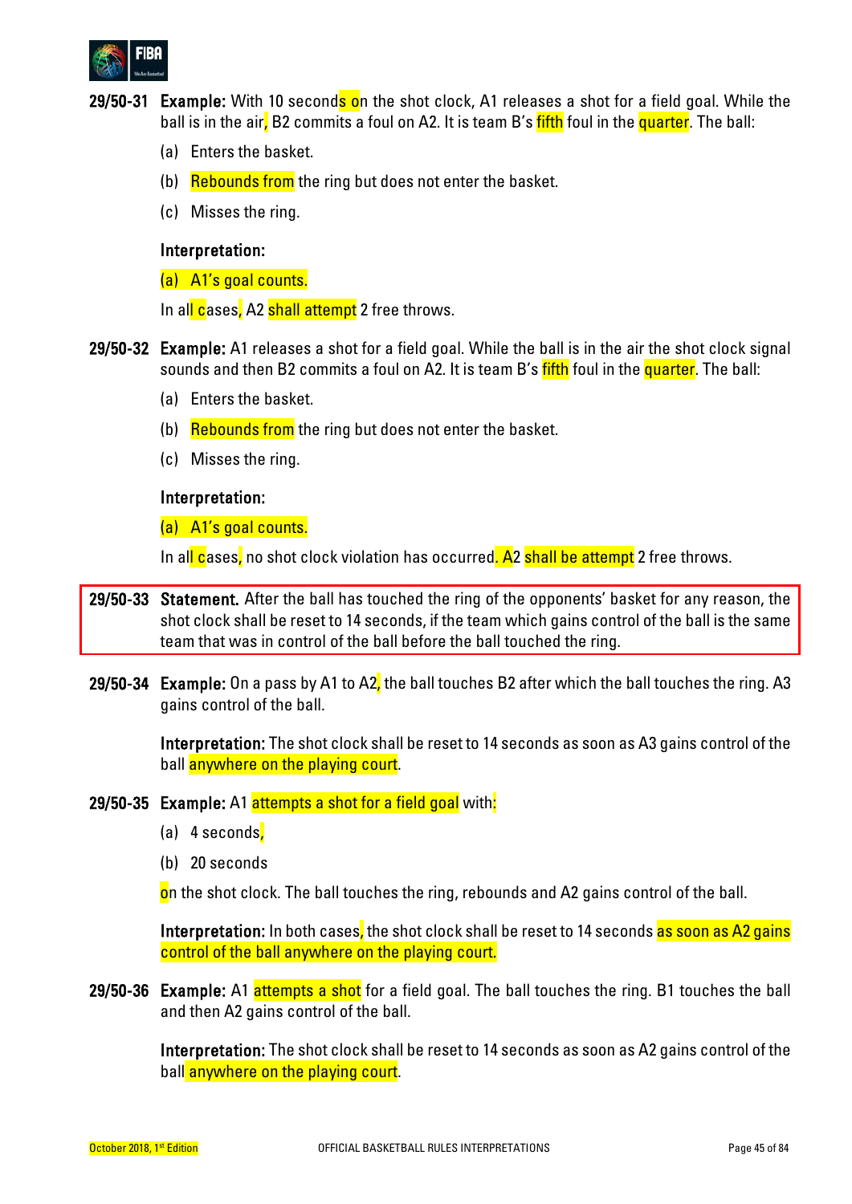**29/50-31** **Example:** With 10 seconds on the shot clock, A1 releases a shot for a field goal. While the ball is in the air, B2 commits a foul on A2. It is team B's fifth foul in the quarter. The ball:

(a) Enters the basket.

(b) Rebounds from the ring but does not enter the basket.

(c) Misses the ring.

**Interpretation:**

(a) A1's goal counts.

In all cases, A2 shall attempt 2 free throws.

**29/50-32** **Example:** A1 releases a shot for a field goal. While the ball is in the air the shot clock signal sounds and then B2 commits a foul on A2. It is team B's fifth foul in the quarter. The ball:

(a) Enters the basket.

(b) Rebounds from the ring but does not enter the basket.

(c) Misses the ring.

**Interpretation:**

(a) A1's goal counts.

In all cases, no shot clock violation has occurred. A2 shall be attempt 2 free throws.

**29/50-33** **Statement.** After the ball has touched the ring of the opponents' basket for any reason, the shot clock shall be reset to 14 seconds, if the team which gains control of the ball is the same team that was in control of the ball before the ball touched the ring.

**29/50-34** **Example:** On a pass by A1 to A2, the ball touches B2 after which the ball touches the ring. A3 gains control of the ball.

**Interpretation:** The shot clock shall be reset to 14 seconds as soon as A3 gains control of the ball anywhere on the playing court.

**29/50-35** **Example:** A1 attempts a shot for a field goal with:

(a) 4 seconds,

(b) 20 seconds

on the shot clock. The ball touches the ring, rebounds and A2 gains control of the ball.

**Interpretation:** In both cases, the shot clock shall be reset to 14 seconds as soon as A2 gains control of the ball anywhere on the playing court.

**29/50-36** **Example:** A1 attempts a shot for a field goal. The ball touches the ring. B1 touches the ball and then A2 gains control of the ball.

**Interpretation:** The shot clock shall be reset to 14 seconds as soon as A2 gains control of the ball anywhere on the playing court.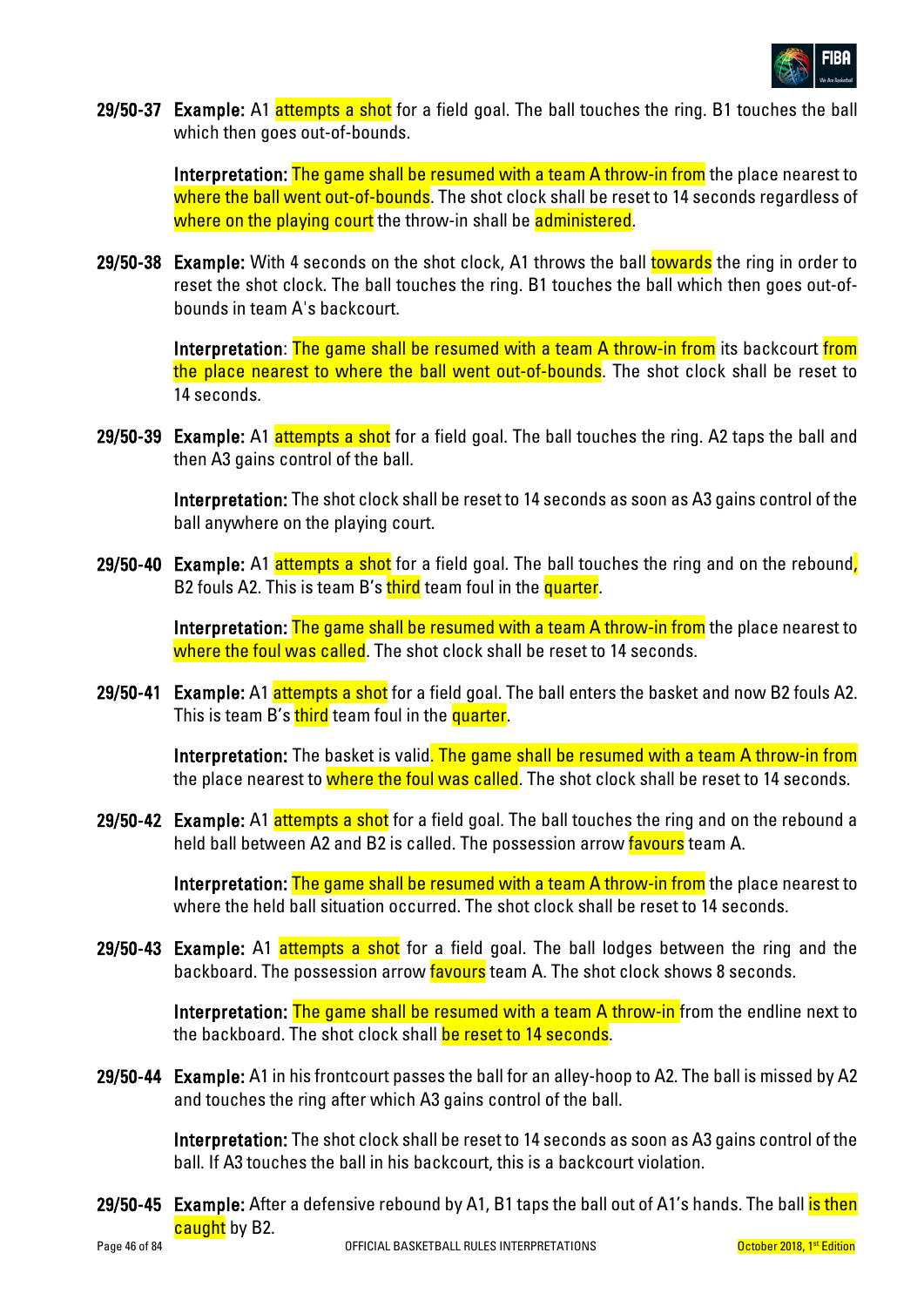**29/50-37** **Example:** A1 attempts a shot for a field goal. The ball touches the ring. B1 touches the ball which then goes out-of-bounds.

**Interpretation:** The game shall be resumed with a team A throw-in from the place nearest to where the ball went out-of-bounds. The shot clock shall be reset to 14 seconds regardless of where on the playing court the throw-in shall be administered.

**29/50-38** **Example:** With 4 seconds on the shot clock, A1 throws the ball towards the ring in order to reset the shot clock. The ball touches the ring. B1 touches the ball which then goes out-of-bounds in team A's backcourt.

**Interpretation**: The game shall be resumed with a team A throw-in from its backcourt from the place nearest to where the ball went out-of-bounds. The shot clock shall be reset to 14 seconds.

**29/50-39** **Example:** A1 attempts a shot for a field goal. The ball touches the ring. A2 taps the ball and then A3 gains control of the ball.

**Interpretation:** The shot clock shall be reset to 14 seconds as soon as A3 gains control of the ball anywhere on the playing court.

**29/50-40** **Example:** A1 attempts a shot for a field goal. The ball touches the ring and on the rebound, B2 fouls A2. This is team B's third team foul in the quarter.

**Interpretation:** The game shall be resumed with a team A throw-in from the place nearest to where the foul was called. The shot clock shall be reset to 14 seconds.

**29/50-41** **Example:** A1 attempts a shot for a field goal. The ball enters the basket and now B2 fouls A2. This is team B's third team foul in the quarter.

**Interpretation:** The basket is valid. The game shall be resumed with a team A throw-in from the place nearest to where the foul was called. The shot clock shall be reset to 14 seconds.

**29/50-42** **Example:** A1 attempts a shot for a field goal. The ball touches the ring and on the rebound a held ball between A2 and B2 is called. The possession arrow favours team A.

**Interpretation:** The game shall be resumed with a team A throw-in from the place nearest to where the held ball situation occurred. The shot clock shall be reset to 14 seconds.

**29/50-43** **Example:** A1 attempts a shot for a field goal. The ball lodges between the ring and the backboard. The possession arrow favours team A. The shot clock shows 8 seconds.

**Interpretation:** The game shall be resumed with a team A throw-in from the endline next to the backboard. The shot clock shall be reset to 14 seconds.

**29/50-44** **Example:** A1 in his frontcourt passes the ball for an alley-hoop to A2. The ball is missed by A2 and touches the ring after which A3 gains control of the ball.

**Interpretation:** The shot clock shall be reset to 14 seconds as soon as A3 gains control of the ball. If A3 touches the ball in his backcourt, this is a backcourt violation.

**29/50-45** **Example:** After a defensive rebound by A1, B1 taps the ball out of A1's hands. The ball is then caught by B2.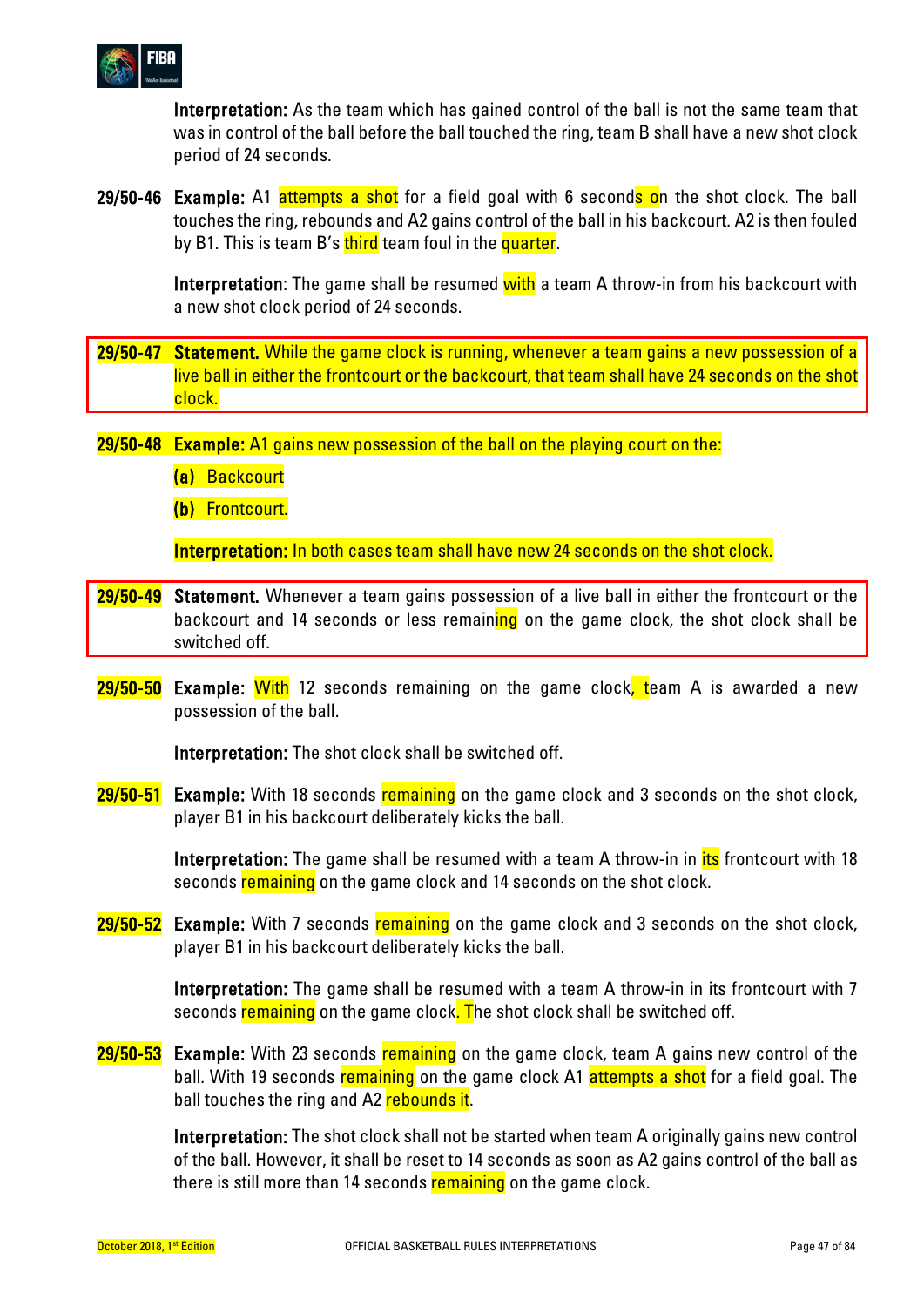**Interpretation:** As the team which has gained control of the ball is not the same team that was in control of the ball before the ball touched the ring, team B shall have a new shot clock period of 24 seconds.

**29/50-46** **Example:** A1 attempts a shot for a field goal with 6 seconds on the shot clock. The ball touches the ring, rebounds and A2 gains control of the ball in his backcourt. A2 is then fouled by B1. This is team B's third team foul in the quarter.

**Interpretation**: The game shall be resumed with a team A throw-in from his backcourt with a new shot clock period of 24 seconds.

**29/50-47** **Statement.** While the game clock is running, whenever a team gains a new possession of a live ball in either the frontcourt or the backcourt, that team shall have 24 seconds on the shot clock.

**29/50-48** **Example:** A1 gains new possession of the ball on the playing court on the:

**(a)** Backcourt

**(b)** Frontcourt.

**Interpretation:** In both cases team shall have new 24 seconds on the shot clock.

**29/50-49** **Statement.** Whenever a team gains possession of a live ball in either the frontcourt or the backcourt and 14 seconds or less remaining on the game clock, the shot clock shall be switched off.

**29/50-50** **Example:** With 12 seconds remaining on the game clock, team A is awarded a new possession of the ball.

**Interpretation:** The shot clock shall be switched off.

**29/50-51** **Example:** With 18 seconds remaining on the game clock and 3 seconds on the shot clock, player B1 in his backcourt deliberately kicks the ball.

**Interpretation:** The game shall be resumed with a team A throw-in in its frontcourt with 18 seconds remaining on the game clock and 14 seconds on the shot clock.

**29/50-52** **Example:** With 7 seconds remaining on the game clock and 3 seconds on the shot clock, player B1 in his backcourt deliberately kicks the ball.

**Interpretation:** The game shall be resumed with a team A throw-in in its frontcourt with 7 seconds remaining on the game clock. The shot clock shall be switched off.

**29/50-53** **Example:** With 23 seconds remaining on the game clock, team A gains new control of the ball. With 19 seconds remaining on the game clock A1 attempts a shot for a field goal. The ball touches the ring and A2 rebounds it.

**Interpretation:** The shot clock shall not be started when team A originally gains new control of the ball. However, it shall be reset to 14 seconds as soon as A2 gains control of the ball as there is still more than 14 seconds remaining on the game clock.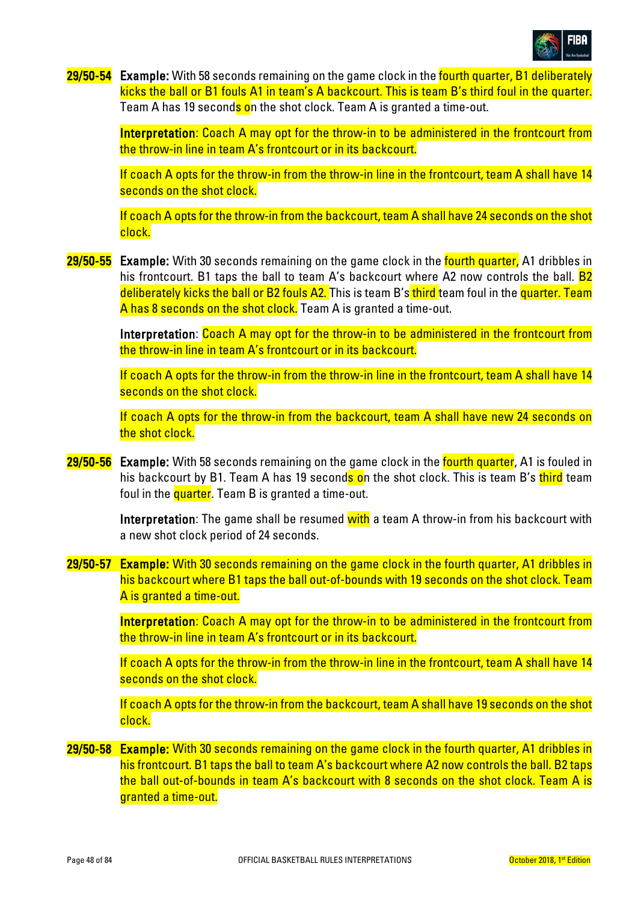**29/50-54** **Example:** With 58 seconds remaining on the game clock in the fourth quarter, B1 deliberately kicks the ball or B1 fouls A1 in team's A backcourt. This is team B's third foul in the quarter. Team A has 19 seconds on the shot clock. Team A is granted a time-out.

**Interpretation**: Coach A may opt for the throw-in to be administered in the frontcourt from the throw-in line in team A's frontcourt or in its backcourt.

If coach A opts for the throw-in from the throw-in line in the frontcourt, team A shall have 14 seconds on the shot clock.

If coach A opts for the throw-in from the backcourt, team A shall have 24 seconds on the shot clock.

**29/50-55** **Example:** With 30 seconds remaining on the game clock in the fourth quarter, A1 dribbles in his frontcourt. B1 taps the ball to team A's backcourt where A2 now controls the ball. B2 deliberately kicks the ball or B2 fouls A2. This is team B's third team foul in the quarter. Team A has 8 seconds on the shot clock. Team A is granted a time-out.

**Interpretation**: Coach A may opt for the throw-in to be administered in the frontcourt from the throw-in line in team A's frontcourt or in its backcourt.

If coach A opts for the throw-in from the throw-in line in the frontcourt, team A shall have 14 seconds on the shot clock.

If coach A opts for the throw-in from the backcourt, team A shall have new 24 seconds on the shot clock.

**29/50-56** **Example:** With 58 seconds remaining on the game clock in the fourth quarter, A1 is fouled in his backcourt by B1. Team A has 19 seconds on the shot clock. This is team B's third team foul in the quarter. Team B is granted a time-out.

**Interpretation**: The game shall be resumed with a team A throw-in from his backcourt with a new shot clock period of 24 seconds.

**29/50-57** **Example:** With 30 seconds remaining on the game clock in the fourth quarter, A1 dribbles in his backcourt where B1 taps the ball out-of-bounds with 19 seconds on the shot clock. Team A is granted a time-out.

**Interpretation**: Coach A may opt for the throw-in to be administered in the frontcourt from the throw-in line in team A's frontcourt or in its backcourt.

If coach A opts for the throw-in from the throw-in line in the frontcourt, team A shall have 14 seconds on the shot clock.

If coach A opts for the throw-in from the backcourt, team A shall have 19 seconds on the shot clock.

**29/50-58** **Example:** With 30 seconds remaining on the game clock in the fourth quarter, A1 dribbles in his frontcourt. B1 taps the ball to team A's backcourt where A2 now controls the ball. B2 taps the ball out-of-bounds in team A's backcourt with 8 seconds on the shot clock. Team A is granted a time-out.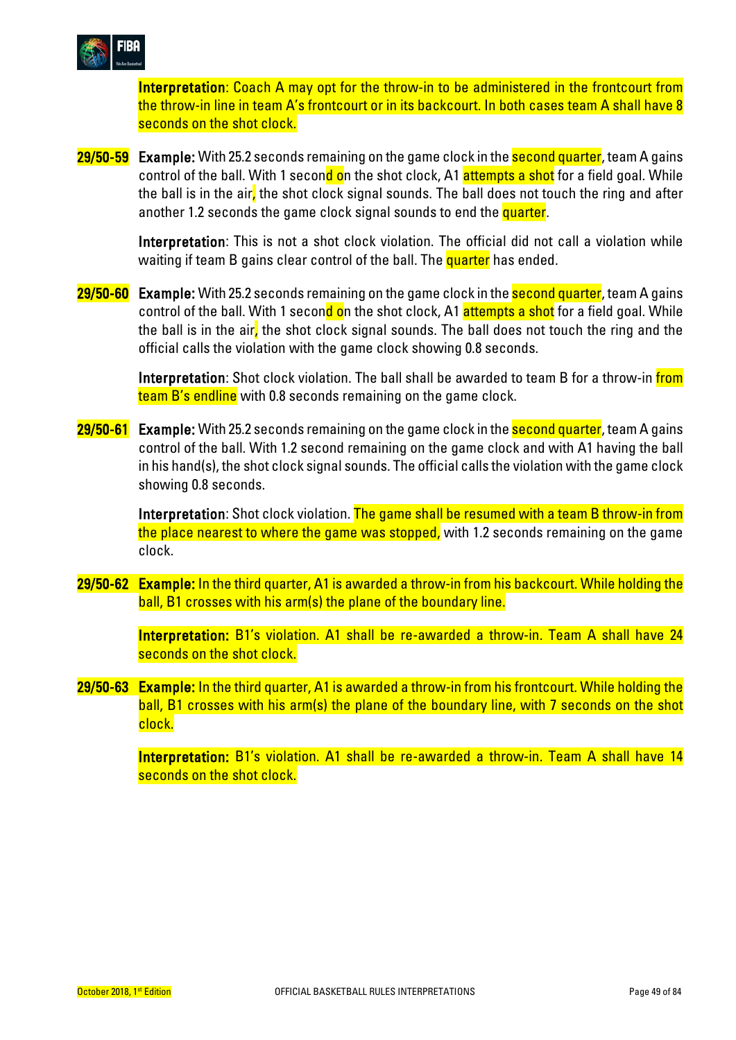**Interpretation**: Coach A may opt for the throw-in to be administered in the frontcourt from the throw-in line in team A's frontcourt or in its backcourt. In both cases team A shall have 8 seconds on the shot clock.

**29/50-59** **Example:** With 25.2 seconds remaining on the game clock in the second quarter, team A gains control of the ball. With 1 second on the shot clock, A1 attempts a shot for a field goal. While the ball is in the air, the shot clock signal sounds. The ball does not touch the ring and after another 1.2 seconds the game clock signal sounds to end the quarter.

**Interpretation**: This is not a shot clock violation. The official did not call a violation while waiting if team B gains clear control of the ball. The quarter has ended.

**29/50-60** **Example:** With 25.2 seconds remaining on the game clock in the second quarter, team A gains control of the ball. With 1 second on the shot clock, A1 attempts a shot for a field goal. While the ball is in the air, the shot clock signal sounds. The ball does not touch the ring and the official calls the violation with the game clock showing 0.8 seconds.

**Interpretation**: Shot clock violation. The ball shall be awarded to team B for a throw-in from team B's endline with 0.8 seconds remaining on the game clock.

**29/50-61** **Example:** With 25.2 seconds remaining on the game clock in the second quarter, team A gains control of the ball. With 1.2 second remaining on the game clock and with A1 having the ball in his hand(s), the shot clock signal sounds. The official calls the violation with the game clock showing 0.8 seconds.

**Interpretation**: Shot clock violation. The game shall be resumed with a team B throw-in from the place nearest to where the game was stopped, with 1.2 seconds remaining on the game clock.

**29/50-62** **Example:** In the third quarter, A1 is awarded a throw-in from his backcourt. While holding the ball, B1 crosses with his arm(s) the plane of the boundary line.

**Interpretation:** B1's violation. A1 shall be re-awarded a throw-in. Team A shall have 24 seconds on the shot clock.

**29/50-63** **Example:** In the third quarter, A1 is awarded a throw-in from his frontcourt. While holding the ball, B1 crosses with his arm(s) the plane of the boundary line, with 7 seconds on the shot clock.

**Interpretation:** B1's violation. A1 shall be re-awarded a throw-in. Team A shall have 14 seconds on the shot clock.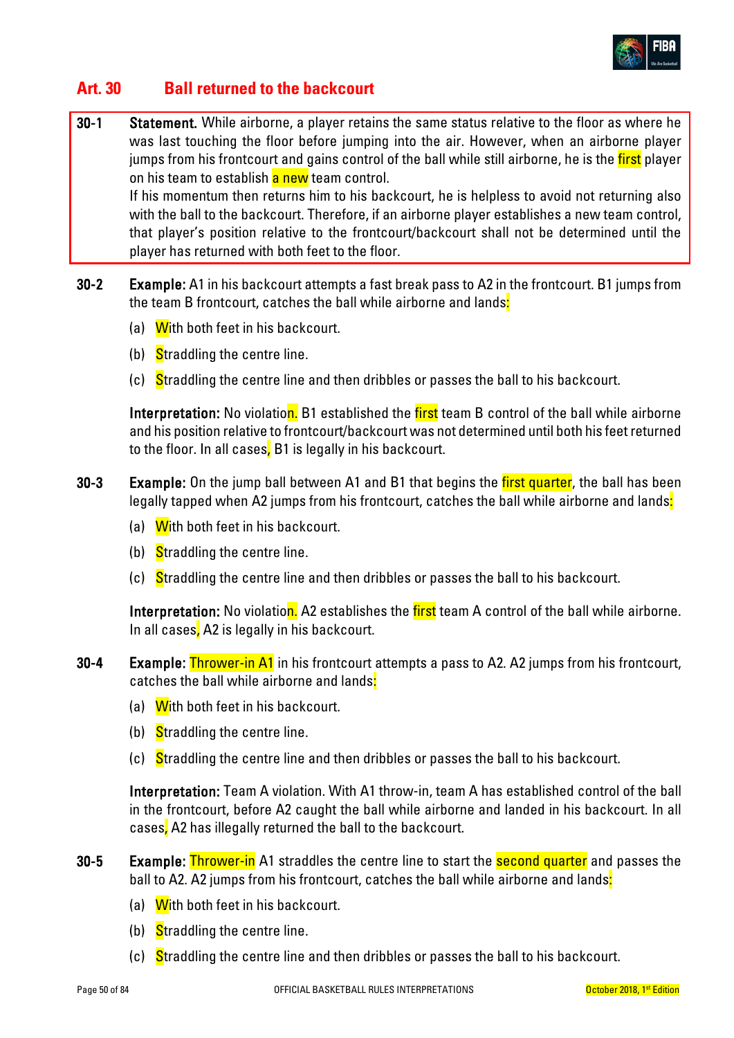## Art. 30 Ball returned to the backcourt

**30-1 Statement.** While airborne, a player retains the same status relative to the floor as where he was last touching the floor before jumping into the air. However, when an airborne player jumps from his frontcourt and gains control of the ball while still airborne, he is the first player on his team to establish a new team control.
If his momentum then returns him to his backcourt, he is helpless to avoid not returning also with the ball to the backcourt. Therefore, if an airborne player establishes a new team control, that player's position relative to the frontcourt/backcourt shall not be determined until the player has returned with both feet to the floor.

**30-2 Example:** A1 in his backcourt attempts a fast break pass to A2 in the frontcourt. B1 jumps from the team B frontcourt, catches the ball while airborne and lands:

(a) With both feet in his backcourt.

(b) Straddling the centre line.

(c) Straddling the centre line and then dribbles or passes the ball to his backcourt.

**Interpretation:** No violation. B1 established the first team B control of the ball while airborne and his position relative to frontcourt/backcourt was not determined until both his feet returned to the floor. In all cases, B1 is legally in his backcourt.

**30-3 Example:** On the jump ball between A1 and B1 that begins the first quarter, the ball has been legally tapped when A2 jumps from his frontcourt, catches the ball while airborne and lands:

(a) With both feet in his backcourt.

(b) Straddling the centre line.

(c) Straddling the centre line and then dribbles or passes the ball to his backcourt.

**Interpretation:** No violation. A2 establishes the first team A control of the ball while airborne. In all cases, A2 is legally in his backcourt.

**30-4 Example:** Thrower-in A1 in his frontcourt attempts a pass to A2. A2 jumps from his frontcourt, catches the ball while airborne and lands:

(a) With both feet in his backcourt.

(b) Straddling the centre line.

(c) Straddling the centre line and then dribbles or passes the ball to his backcourt.

**Interpretation:** Team A violation. With A1 throw-in, team A has established control of the ball in the frontcourt, before A2 caught the ball while airborne and landed in his backcourt. In all cases, A2 has illegally returned the ball to the backcourt.

**30-5 Example:** Thrower-in A1 straddles the centre line to start the second quarter and passes the ball to A2. A2 jumps from his frontcourt, catches the ball while airborne and lands:

(a) With both feet in his backcourt.

(b) Straddling the centre line.

(c) Straddling the centre line and then dribbles or passes the ball to his backcourt.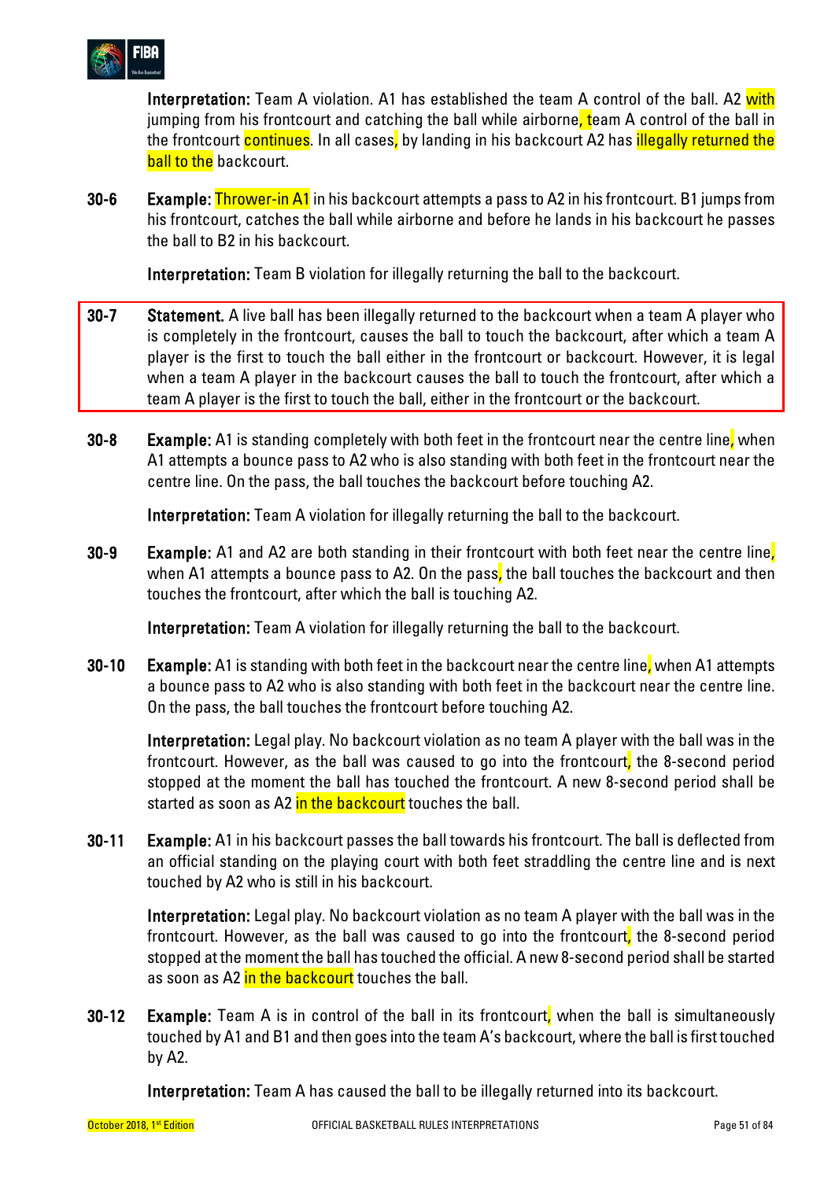**Interpretation:** Team A violation. A1 has established the team A control of the ball. A2 with jumping from his frontcourt and catching the ball while airborne, team A control of the ball in the frontcourt continues. In all cases, by landing in his backcourt A2 has illegally returned the ball to the backcourt.

**30-6** **Example:** Thrower-in A1 in his backcourt attempts a pass to A2 in his frontcourt. B1 jumps from his frontcourt, catches the ball while airborne and before he lands in his backcourt he passes the ball to B2 in his backcourt.

**Interpretation:** Team B violation for illegally returning the ball to the backcourt.

**30-7** **Statement.** A live ball has been illegally returned to the backcourt when a team A player who is completely in the frontcourt, causes the ball to touch the backcourt, after which a team A player is the first to touch the ball either in the frontcourt or backcourt. However, it is legal when a team A player in the backcourt causes the ball to touch the frontcourt, after which a team A player is the first to touch the ball, either in the frontcourt or the backcourt.

**30-8** **Example:** A1 is standing completely with both feet in the frontcourt near the centre line, when A1 attempts a bounce pass to A2 who is also standing with both feet in the frontcourt near the centre line. On the pass, the ball touches the backcourt before touching A2.

**Interpretation:** Team A violation for illegally returning the ball to the backcourt.

**30-9** **Example:** A1 and A2 are both standing in their frontcourt with both feet near the centre line, when A1 attempts a bounce pass to A2. On the pass, the ball touches the backcourt and then touches the frontcourt, after which the ball is touching A2.

**Interpretation:** Team A violation for illegally returning the ball to the backcourt.

**30-10** **Example:** A1 is standing with both feet in the backcourt near the centre line, when A1 attempts a bounce pass to A2 who is also standing with both feet in the backcourt near the centre line. On the pass, the ball touches the frontcourt before touching A2.

**Interpretation:** Legal play. No backcourt violation as no team A player with the ball was in the frontcourt. However, as the ball was caused to go into the frontcourt, the 8-second period stopped at the moment the ball has touched the frontcourt. A new 8-second period shall be started as soon as A2 in the backcourt touches the ball.

**30-11** **Example:** A1 in his backcourt passes the ball towards his frontcourt. The ball is deflected from an official standing on the playing court with both feet straddling the centre line and is next touched by A2 who is still in his backcourt.

**Interpretation:** Legal play. No backcourt violation as no team A player with the ball was in the frontcourt. However, as the ball was caused to go into the frontcourt, the 8-second period stopped at the moment the ball has touched the official. A new 8-second period shall be started as soon as A2 in the backcourt touches the ball.

**30-12** **Example:** Team A is in control of the ball in its frontcourt, when the ball is simultaneously touched by A1 and B1 and then goes into the team A's backcourt, where the ball is first touched by A2.

**Interpretation:** Team A has caused the ball to be illegally returned into its backcourt.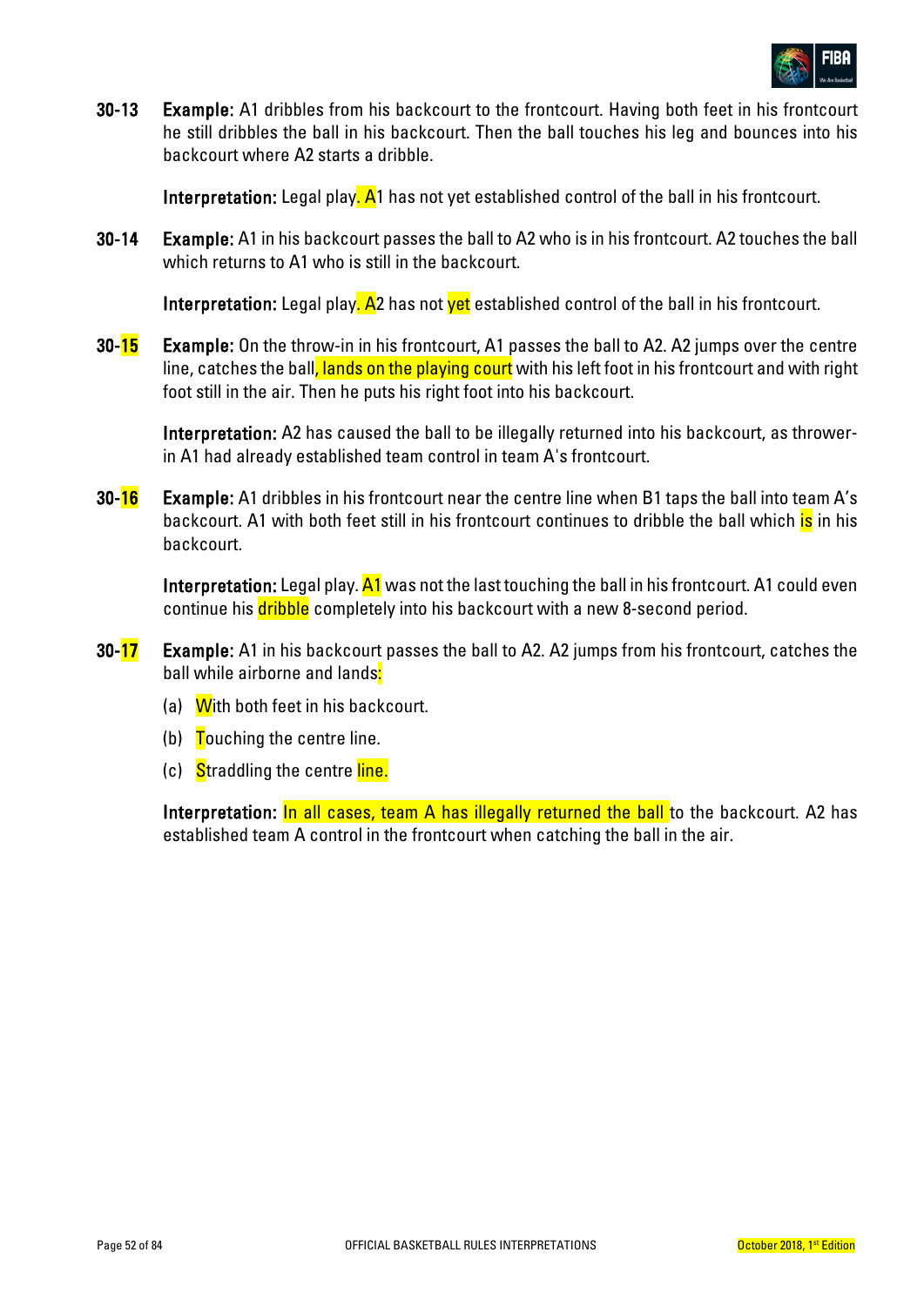**30-13** **Example:** A1 dribbles from his backcourt to the frontcourt. Having both feet in his frontcourt he still dribbles the ball in his backcourt. Then the ball touches his leg and bounces into his backcourt where A2 starts a dribble.

**Interpretation:** Legal play. A1 has not yet established control of the ball in his frontcourt.

**30-14** **Example:** A1 in his backcourt passes the ball to A2 who is in his frontcourt. A2 touches the ball which returns to A1 who is still in the backcourt.

**Interpretation:** Legal play. A2 has not yet established control of the ball in his frontcourt.

**30-15** **Example:** On the throw-in in his frontcourt, A1 passes the ball to A2. A2 jumps over the centre line, catches the ball, lands on the playing court with his left foot in his frontcourt and with right foot still in the air. Then he puts his right foot into his backcourt.

**Interpretation:** A2 has caused the ball to be illegally returned into his backcourt, as thrower-in A1 had already established team control in team A's frontcourt.

**30-16** **Example:** A1 dribbles in his frontcourt near the centre line when B1 taps the ball into team A's backcourt. A1 with both feet still in his frontcourt continues to dribble the ball which is in his backcourt.

**Interpretation:** Legal play. A1 was not the last touching the ball in his frontcourt. A1 could even continue his dribble completely into his backcourt with a new 8-second period.

**30-17** **Example:** A1 in his backcourt passes the ball to A2. A2 jumps from his frontcourt, catches the ball while airborne and lands:

(a) With both feet in his backcourt.

(b) Touching the centre line.

(c) Straddling the centre line.

**Interpretation:** In all cases, team A has illegally returned the ball to the backcourt. A2 has established team A control in the frontcourt when catching the ball in the air.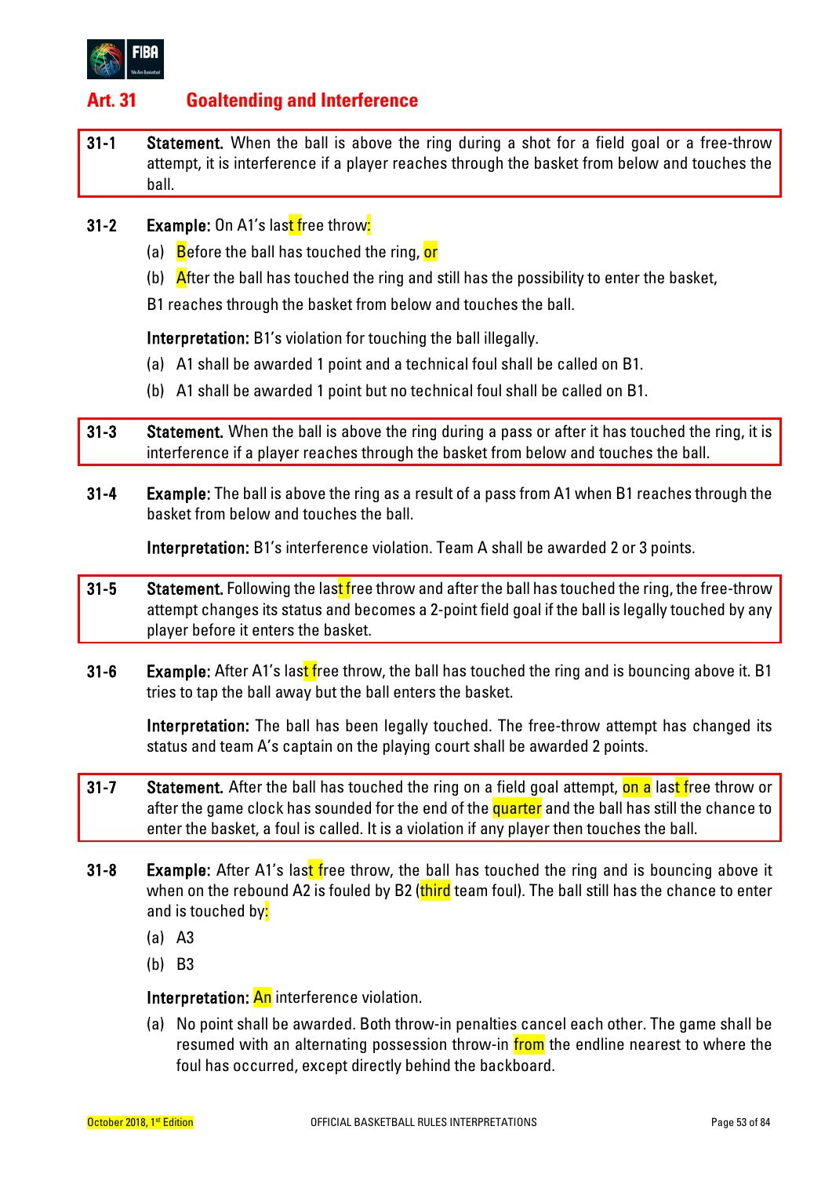## Art. 31 Goaltending and Interference

**31-1 Statement.** When the ball is above the ring during a shot for a field goal or a free-throw attempt, it is interference if a player reaches through the basket from below and touches the ball.

**31-2 Example:** On A1's last free throw:

(a) Before the ball has touched the ring, or

(b) After the ball has touched the ring and still has the possibility to enter the basket,

B1 reaches through the basket from below and touches the ball.

**Interpretation:** B1's violation for touching the ball illegally.

(a) A1 shall be awarded 1 point and a technical foul shall be called on B1.

(b) A1 shall be awarded 1 point but no technical foul shall be called on B1.

**31-3 Statement.** When the ball is above the ring during a pass or after it has touched the ring, it is interference if a player reaches through the basket from below and touches the ball.

**31-4 Example:** The ball is above the ring as a result of a pass from A1 when B1 reaches through the basket from below and touches the ball.

**Interpretation:** B1's interference violation. Team A shall be awarded 2 or 3 points.

**31-5 Statement.** Following the last free throw and after the ball has touched the ring, the free-throw attempt changes its status and becomes a 2-point field goal if the ball is legally touched by any player before it enters the basket.

**31-6 Example:** After A1's last free throw, the ball has touched the ring and is bouncing above it. B1 tries to tap the ball away but the ball enters the basket.

**Interpretation:** The ball has been legally touched. The free-throw attempt has changed its status and team A's captain on the playing court shall be awarded 2 points.

**31-7 Statement.** After the ball has touched the ring on a field goal attempt, on a last free throw or after the game clock has sounded for the end of the quarter and the ball has still the chance to enter the basket, a foul is called. It is a violation if any player then touches the ball.

**31-8 Example:** After A1's last free throw, the ball has touched the ring and is bouncing above it when on the rebound A2 is fouled by B2 (third team foul). The ball still has the chance to enter and is touched by:

(a) A3

(b) B3

**Interpretation:** An interference violation.

(a) No point shall be awarded. Both throw-in penalties cancel each other. The game shall be resumed with an alternating possession throw-in from the endline nearest to where the foul has occurred, except directly behind the backboard.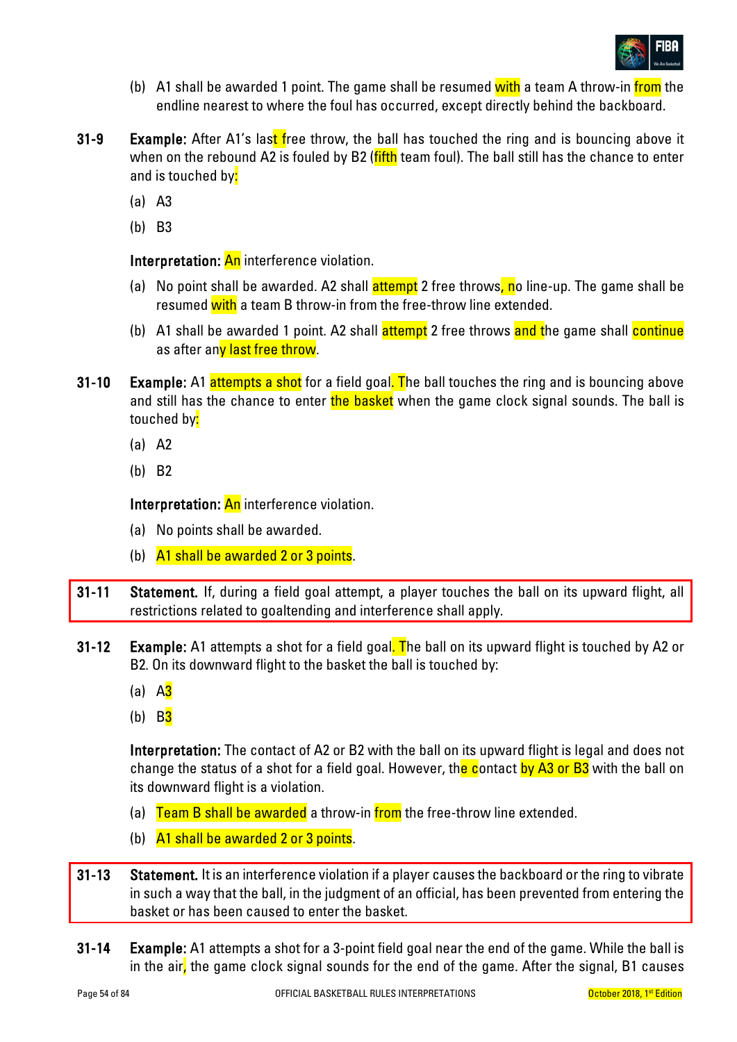(b) A1 shall be awarded 1 point. The game shall be resumed with a team A throw-in from the endline nearest to where the foul has occurred, except directly behind the backboard.

**31-9** **Example:** After A1's last free throw, the ball has touched the ring and is bouncing above it when on the rebound A2 is fouled by B2 (fifth team foul). The ball still has the chance to enter and is touched by:

(a) A3

(b) B3

**Interpretation:** An interference violation.

(a) No point shall be awarded. A2 shall attempt 2 free throws, no line-up. The game shall be resumed with a team B throw-in from the free-throw line extended.

(b) A1 shall be awarded 1 point. A2 shall attempt 2 free throws and the game shall continue as after any last free throw.

**31-10** **Example:** A1 attempts a shot for a field goal. The ball touches the ring and is bouncing above and still has the chance to enter the basket when the game clock signal sounds. The ball is touched by:

(a) A2

(b) B2

**Interpretation:** An interference violation.

(a) No points shall be awarded.

(b) A1 shall be awarded 2 or 3 points.

**31-11** **Statement.** If, during a field goal attempt, a player touches the ball on its upward flight, all restrictions related to goaltending and interference shall apply.

**31-12** **Example:** A1 attempts a shot for a field goal. The ball on its upward flight is touched by A2 or B2. On its downward flight to the basket the ball is touched by:

(a) A3

(b) B3

**Interpretation:** The contact of A2 or B2 with the ball on its upward flight is legal and does not change the status of a shot for a field goal. However, the contact by A3 or B3 with the ball on its downward flight is a violation.

(a) Team B shall be awarded a throw-in from the free-throw line extended.

(b) A1 shall be awarded 2 or 3 points.

**31-13** **Statement.** It is an interference violation if a player causes the backboard or the ring to vibrate in such a way that the ball, in the judgment of an official, has been prevented from entering the basket or has been caused to enter the basket.

**31-14** **Example:** A1 attempts a shot for a 3-point field goal near the end of the game. While the ball is in the air, the game clock signal sounds for the end of the game. After the signal, B1 causes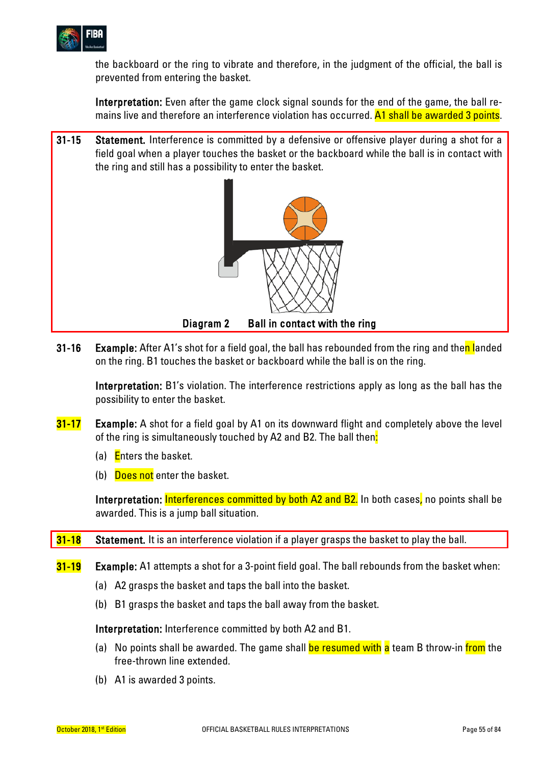the backboard or the ring to vibrate and therefore, in the judgment of the official, the ball is prevented from entering the basket.

**Interpretation:** Even after the game clock signal sounds for the end of the game, the ball remains live and therefore an interference violation has occurred. A1 shall be awarded 3 points.

**31-15** **Statement.** Interference is committed by a defensive or offensive player during a shot for a field goal when a player touches the basket or the backboard while the ball is in contact with the ring and still has a possibility to enter the basket.

**Diagram 2 Ball in contact with the ring**

**31-16** **Example:** After A1's shot for a field goal, the ball has rebounded from the ring and then landed on the ring. B1 touches the basket or backboard while the ball is on the ring.

**Interpretation:** B1's violation. The interference restrictions apply as long as the ball has the possibility to enter the basket.

**31-17** **Example:** A shot for a field goal by A1 on its downward flight and completely above the level of the ring is simultaneously touched by A2 and B2. The ball then:

(a) Enters the basket.

(b) Does not enter the basket.

**Interpretation:** Interferences committed by both A2 and B2. In both cases, no points shall be awarded. This is a jump ball situation.

**31-18** **Statement.** It is an interference violation if a player grasps the basket to play the ball.

**31-19** **Example:** A1 attempts a shot for a 3-point field goal. The ball rebounds from the basket when:

(a) A2 grasps the basket and taps the ball into the basket.

(b) B1 grasps the basket and taps the ball away from the basket.

**Interpretation:** Interference committed by both A2 and B1.

(a) No points shall be awarded. The game shall be resumed with a team B throw-in from the free-thrown line extended.

(b) A1 is awarded 3 points.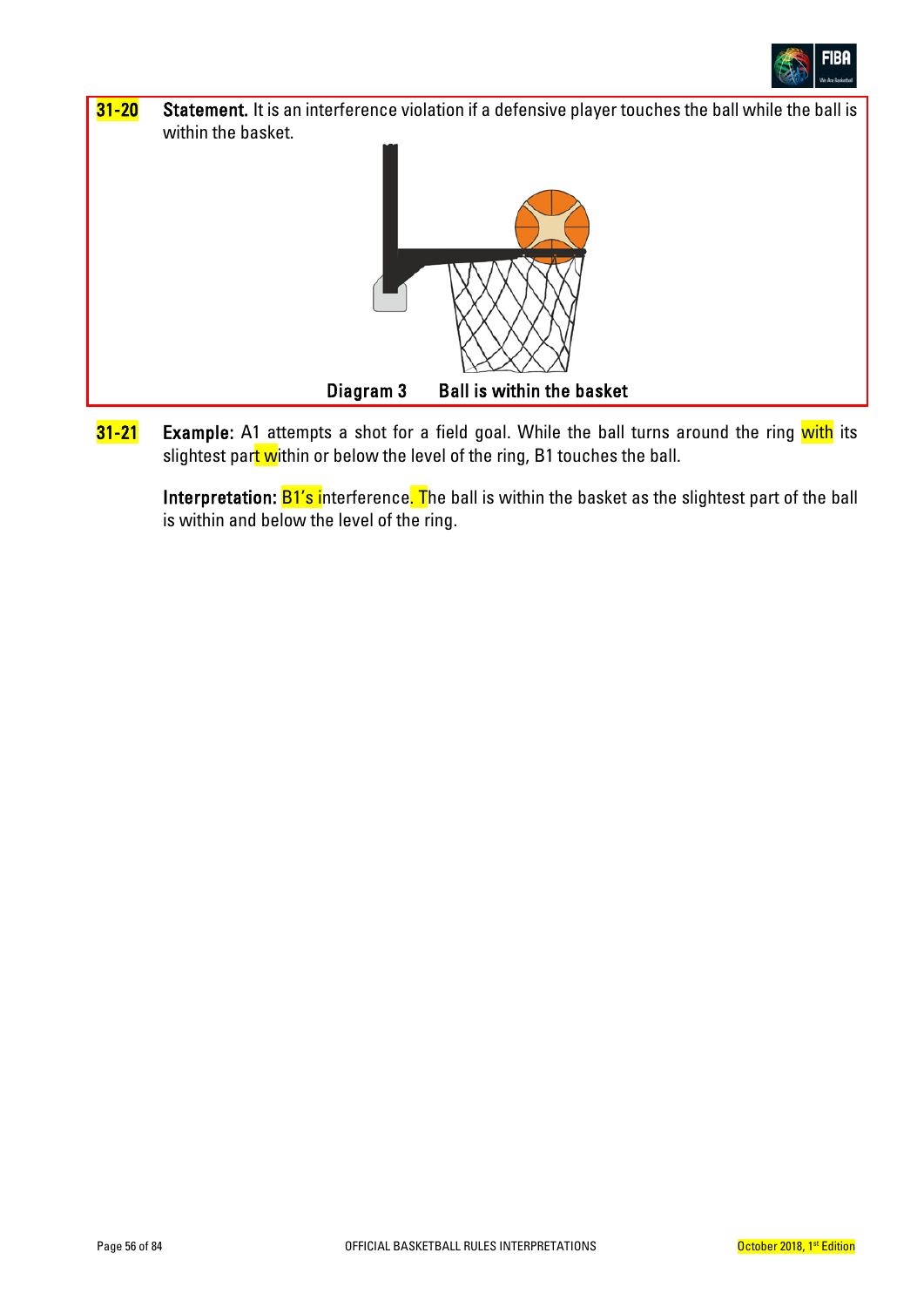**31-20** **Statement.** It is an interference violation if a defensive player touches the ball while the ball is within the basket.

**Diagram 3 Ball is within the basket**

**31-21** **Example:** A1 attempts a shot for a field goal. While the ball turns around the ring with its slightest part within or below the level of the ring, B1 touches the ball.

**Interpretation:** B1's interference. The ball is within the basket as the slightest part of the ball is within and below the level of the ring.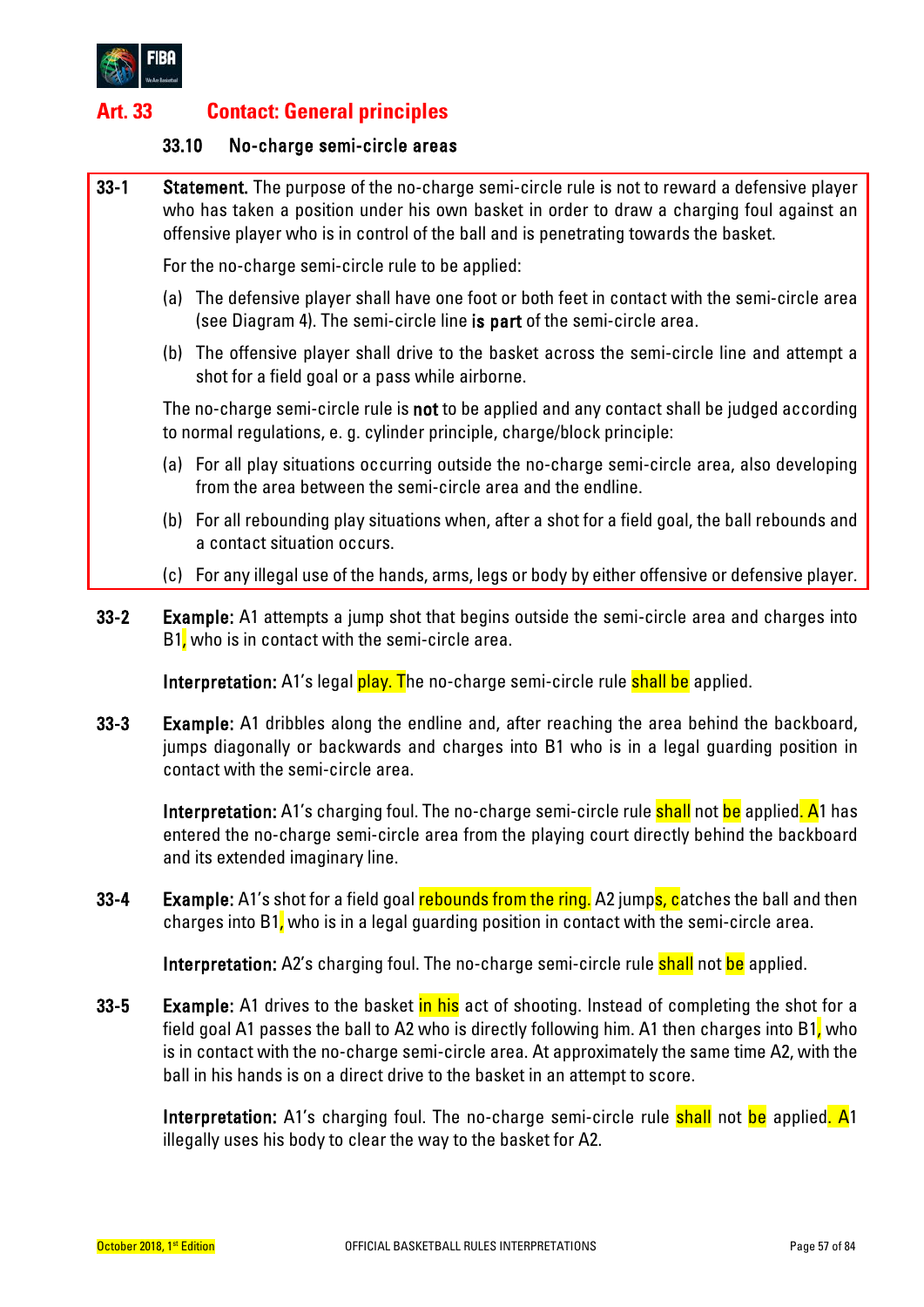## Art. 33 Contact: General principles

### 33.10 No-charge semi-circle areas

**33-1** **Statement.** The purpose of the no-charge semi-circle rule is not to reward a defensive player who has taken a position under his own basket in order to draw a charging foul against an offensive player who is in control of the ball and is penetrating towards the basket.

For the no-charge semi-circle rule to be applied:

(a) The defensive player shall have one foot or both feet in contact with the semi-circle area (see Diagram 4). The semi-circle line **is part** of the semi-circle area.

(b) The offensive player shall drive to the basket across the semi-circle line and attempt a shot for a field goal or a pass while airborne.

The no-charge semi-circle rule is **not** to be applied and any contact shall be judged according to normal regulations, e. g. cylinder principle, charge/block principle:

(a) For all play situations occurring outside the no-charge semi-circle area, also developing from the area between the semi-circle area and the endline.

(b) For all rebounding play situations when, after a shot for a field goal, the ball rebounds and a contact situation occurs.

(c) For any illegal use of the hands, arms, legs or body by either offensive or defensive player.

**33-2** **Example:** A1 attempts a jump shot that begins outside the semi-circle area and charges into B1, who is in contact with the semi-circle area.

**Interpretation:** A1's legal play. The no-charge semi-circle rule shall be applied.

**33-3** **Example:** A1 dribbles along the endline and, after reaching the area behind the backboard, jumps diagonally or backwards and charges into B1 who is in a legal guarding position in contact with the semi-circle area.

**Interpretation:** A1's charging foul. The no-charge semi-circle rule shall not be applied. A1 has entered the no-charge semi-circle area from the playing court directly behind the backboard and its extended imaginary line.

**33-4** **Example:** A1's shot for a field goal rebounds from the ring. A2 jumps, catches the ball and then charges into B1, who is in a legal guarding position in contact with the semi-circle area.

**Interpretation:** A2's charging foul. The no-charge semi-circle rule shall not be applied.

**33-5** **Example:** A1 drives to the basket in his act of shooting. Instead of completing the shot for a field goal A1 passes the ball to A2 who is directly following him. A1 then charges into B1, who is in contact with the no-charge semi-circle area. At approximately the same time A2, with the ball in his hands is on a direct drive to the basket in an attempt to score.

**Interpretation:** A1's charging foul. The no-charge semi-circle rule shall not be applied. A1 illegally uses his body to clear the way to the basket for A2.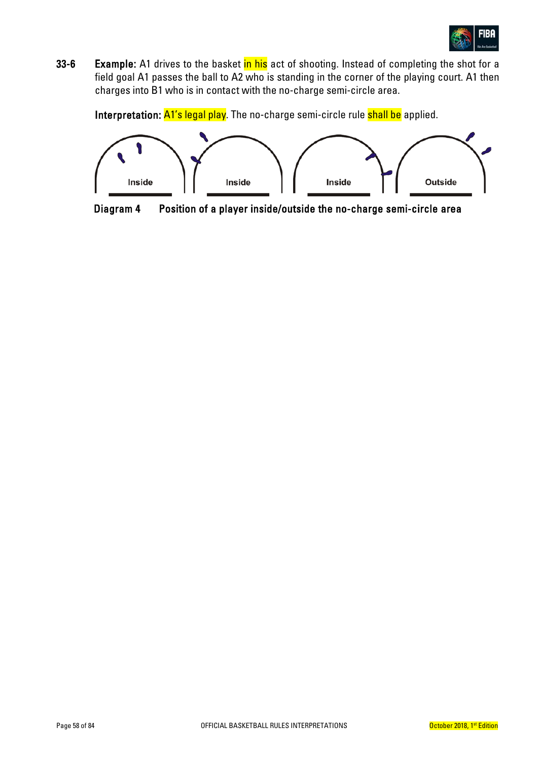**33-6 Example:** A1 drives to the basket in his act of shooting. Instead of completing the shot for a field goal A1 passes the ball to A2 who is standing in the corner of the playing court. A1 then charges into B1 who is in contact with the no-charge semi-circle area.

**Interpretation:** A1's legal play. The no-charge semi-circle rule shall be applied.

Inside Inside Inside Outside

**Diagram 4 Position of a player inside/outside the no-charge semi-circle area**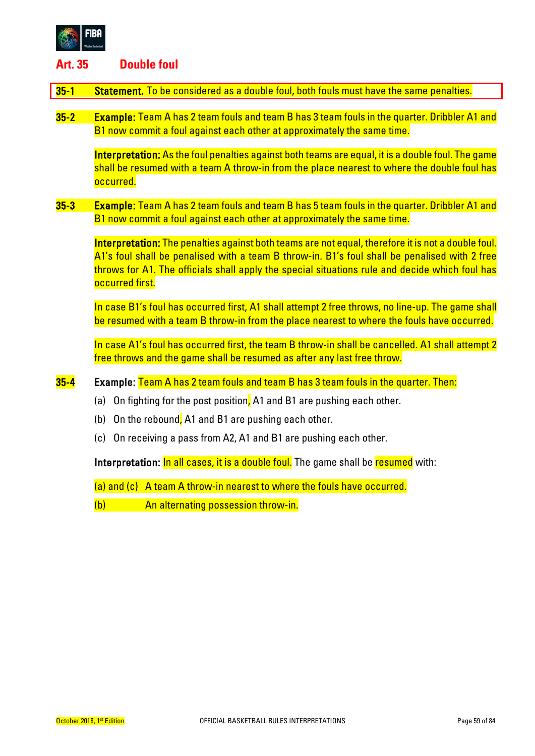## Art. 35 Double foul

**35-1 Statement.** To be considered as a double foul, both fouls must have the same penalties.

**35-2 Example:** Team A has 2 team fouls and team B has 3 team fouls in the quarter. Dribbler A1 and B1 now commit a foul against each other at approximately the same time.

**Interpretation:** As the foul penalties against both teams are equal, it is a double foul. The game shall be resumed with a team A throw-in from the place nearest to where the double foul has occurred.

**35-3 Example:** Team A has 2 team fouls and team B has 5 team fouls in the quarter. Dribbler A1 and B1 now commit a foul against each other at approximately the same time.

**Interpretation:** The penalties against both teams are not equal, therefore it is not a double foul. A1's foul shall be penalised with a team B throw-in. B1's foul shall be penalised with 2 free throws for A1. The officials shall apply the special situations rule and decide which foul has occurred first.

In case B1's foul has occurred first, A1 shall attempt 2 free throws, no line-up. The game shall be resumed with a team B throw-in from the place nearest to where the fouls have occurred.

In case A1's foul has occurred first, the team B throw-in shall be cancelled. A1 shall attempt 2 free throws and the game shall be resumed as after any last free throw.

**35-4 Example:** Team A has 2 team fouls and team B has 3 team fouls in the quarter. Then:

(a) On fighting for the post position, A1 and B1 are pushing each other.

(b) On the rebound, A1 and B1 are pushing each other.

(c) On receiving a pass from A2, A1 and B1 are pushing each other.

**Interpretation:** In all cases, it is a double foul. The game shall be resumed with:

(a) and (c) A team A throw-in nearest to where the fouls have occurred.

(b) An alternating possession throw-in.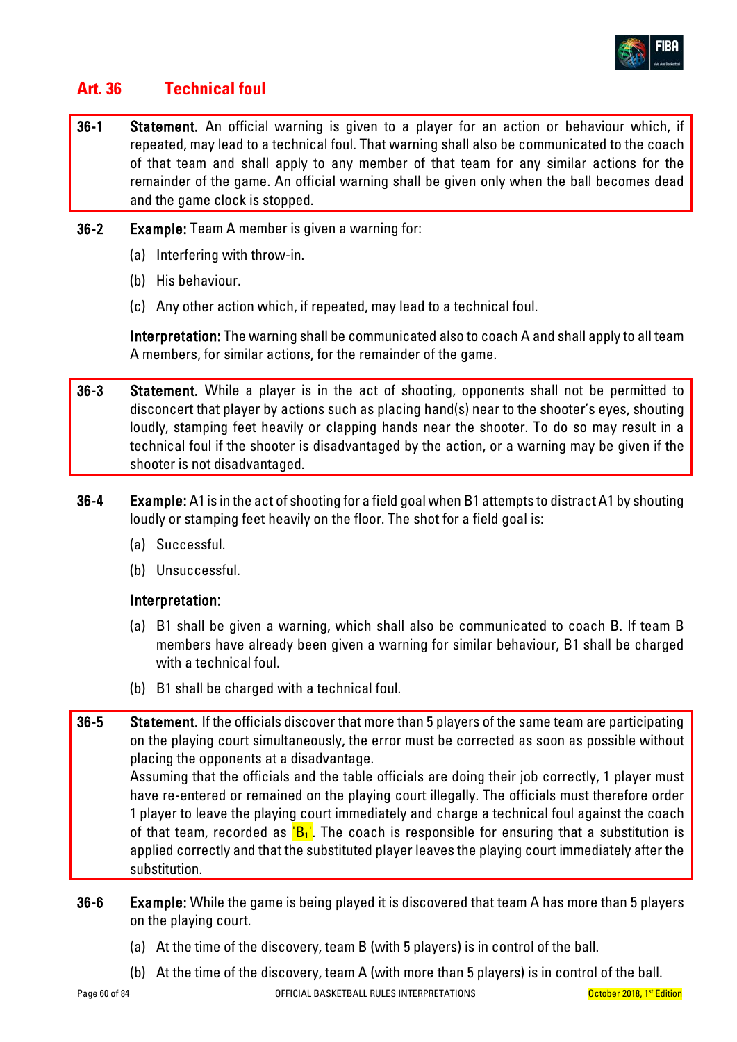## Art. 36 Technical foul

**36-1 Statement.** An official warning is given to a player for an action or behaviour which, if repeated, may lead to a technical foul. That warning shall also be communicated to the coach of that team and shall apply to any member of that team for any similar actions for the remainder of the game. An official warning shall be given only when the ball becomes dead and the game clock is stopped.

**36-2 Example:** Team A member is given a warning for:

(a) Interfering with throw-in.

(b) His behaviour.

(c) Any other action which, if repeated, may lead to a technical foul.

**Interpretation:** The warning shall be communicated also to coach A and shall apply to all team A members, for similar actions, for the remainder of the game.

**36-3 Statement.** While a player is in the act of shooting, opponents shall not be permitted to disconcert that player by actions such as placing hand(s) near to the shooter's eyes, shouting loudly, stamping feet heavily or clapping hands near the shooter. To do so may result in a technical foul if the shooter is disadvantaged by the action, or a warning may be given if the shooter is not disadvantaged.

**36-4 Example:** A1 is in the act of shooting for a field goal when B1 attempts to distract A1 by shouting loudly or stamping feet heavily on the floor. The shot for a field goal is:

(a) Successful.

(b) Unsuccessful.

**Interpretation:**

(a) B1 shall be given a warning, which shall also be communicated to coach B. If team B members have already been given a warning for similar behaviour, B1 shall be charged with a technical foul.

(b) B1 shall be charged with a technical foul.

**36-5 Statement.** If the officials discover that more than 5 players of the same team are participating on the playing court simultaneously, the error must be corrected as soon as possible without placing the opponents at a disadvantage.
Assuming that the officials and the table officials are doing their job correctly, 1 player must have re-entered or remained on the playing court illegally. The officials must therefore order 1 player to leave the playing court immediately and charge a technical foul against the coach of that team, recorded as '$B_1$'. The coach is responsible for ensuring that a substitution is applied correctly and that the substituted player leaves the playing court immediately after the substitution.

**36-6 Example:** While the game is being played it is discovered that team A has more than 5 players on the playing court.

(a) At the time of the discovery, team B (with 5 players) is in control of the ball.

(b) At the time of the discovery, team A (with more than 5 players) is in control of the ball.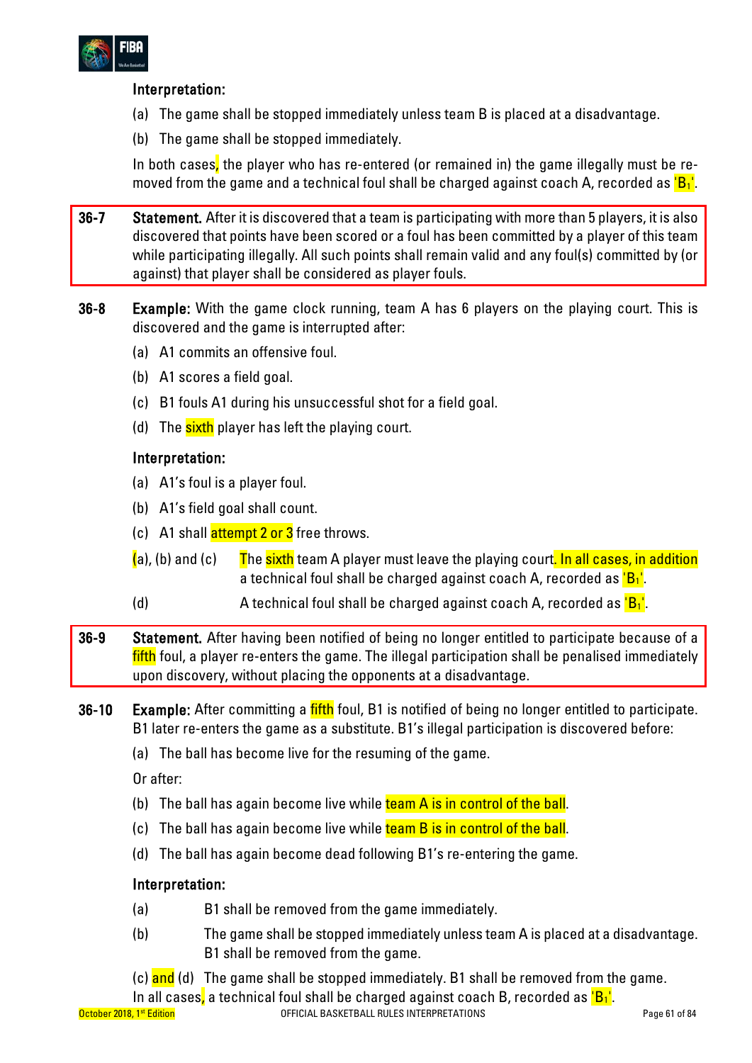**Interpretation:**

(a) The game shall be stopped immediately unless team B is placed at a disadvantage.

(b) The game shall be stopped immediately.

In both cases, the player who has re-entered (or remained in) the game illegally must be removed from the game and a technical foul shall be charged against coach A, recorded as '$B_1$'.

**36-7** **Statement.** After it is discovered that a team is participating with more than 5 players, it is also discovered that points have been scored or a foul has been committed by a player of this team while participating illegally. All such points shall remain valid and any foul(s) committed by (or against) that player shall be considered as player fouls.

**36-8** **Example:** With the game clock running, team A has 6 players on the playing court. This is discovered and the game is interrupted after:

(a) A1 commits an offensive foul.

(b) A1 scores a field goal.

(c) B1 fouls A1 during his unsuccessful shot for a field goal.

(d) The sixth player has left the playing court.

**Interpretation:**

(a) A1's foul is a player foul.

(b) A1's field goal shall count.

(c) A1 shall attempt 2 or 3 free throws.

(a), (b) and (c) The sixth team A player must leave the playing court. In all cases, in addition a technical foul shall be charged against coach A, recorded as '$B_1$'.

(d) A technical foul shall be charged against coach A, recorded as '$B_1$'.

**36-9** **Statement.** After having been notified of being no longer entitled to participate because of a fifth foul, a player re-enters the game. The illegal participation shall be penalised immediately upon discovery, without placing the opponents at a disadvantage.

**36-10** **Example:** After committing a fifth foul, B1 is notified of being no longer entitled to participate. B1 later re-enters the game as a substitute. B1's illegal participation is discovered before:

(a) The ball has become live for the resuming of the game.

Or after:

(b) The ball has again become live while team A is in control of the ball.

(c) The ball has again become live while team B is in control of the ball.

(d) The ball has again become dead following B1's re-entering the game.

**Interpretation:**

(a) B1 shall be removed from the game immediately.

(b) The game shall be stopped immediately unless team A is placed at a disadvantage. B1 shall be removed from the game.

(c) and (d) The game shall be stopped immediately. B1 shall be removed from the game.

In all cases, a technical foul shall be charged against coach B, recorded as '$B_1$'.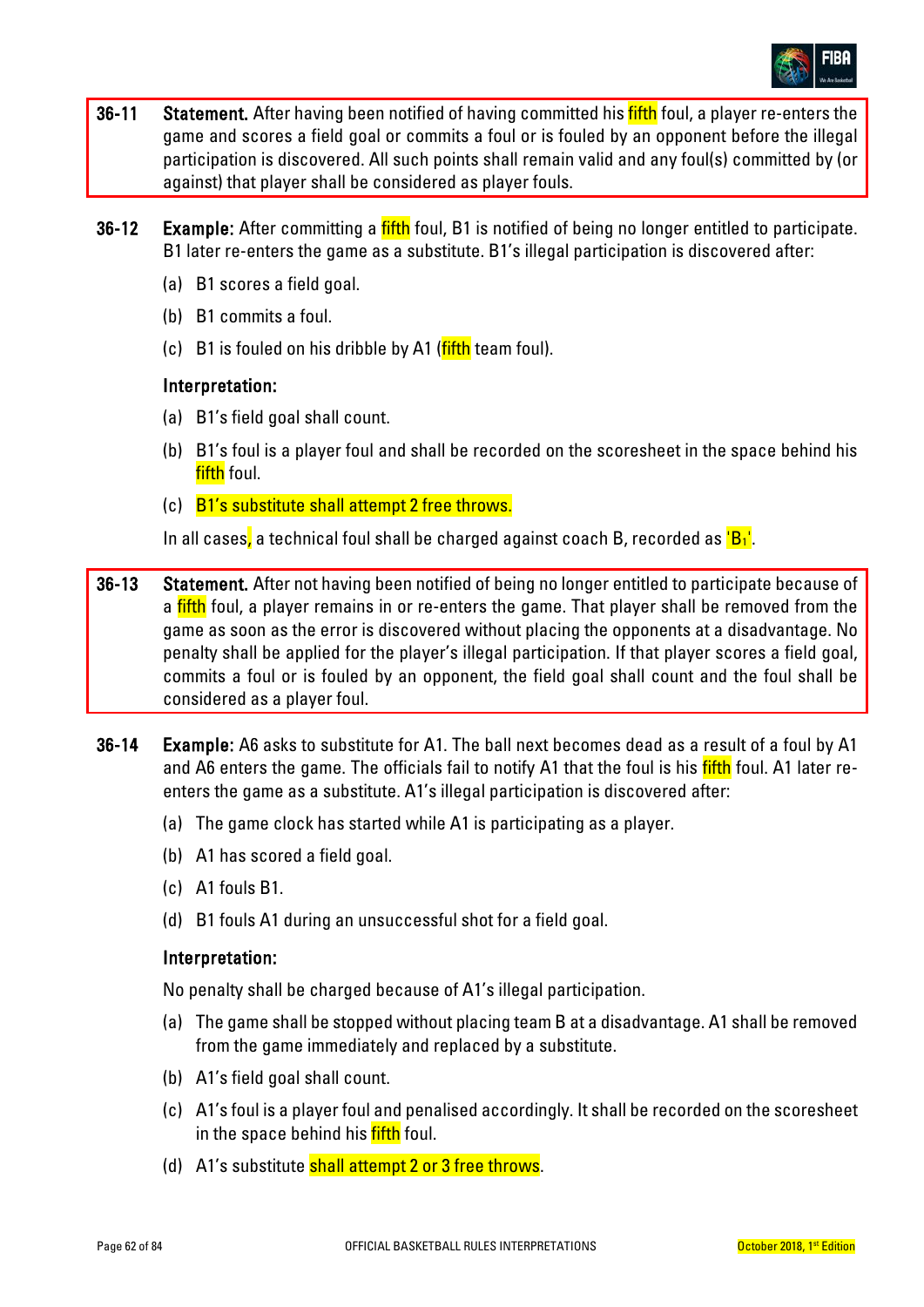**36-11 Statement.** After having been notified of having committed his fifth foul, a player re-enters the game and scores a field goal or commits a foul or is fouled by an opponent before the illegal participation is discovered. All such points shall remain valid and any foul(s) committed by (or against) that player shall be considered as player fouls.

**36-12 Example:** After committing a fifth foul, B1 is notified of being no longer entitled to participate. B1 later re-enters the game as a substitute. B1's illegal participation is discovered after:

(a) B1 scores a field goal.

(b) B1 commits a foul.

(c) B1 is fouled on his dribble by A1 (fifth team foul).

**Interpretation:**

(a) B1's field goal shall count.

(b) B1's foul is a player foul and shall be recorded on the scoresheet in the space behind his fifth foul.

(c) B1's substitute shall attempt 2 free throws.

In all cases, a technical foul shall be charged against coach B, recorded as '$B_1$'.

**36-13 Statement.** After not having been notified of being no longer entitled to participate because of a fifth foul, a player remains in or re-enters the game. That player shall be removed from the game as soon as the error is discovered without placing the opponents at a disadvantage. No penalty shall be applied for the player's illegal participation. If that player scores a field goal, commits a foul or is fouled by an opponent, the field goal shall count and the foul shall be considered as a player foul.

**36-14 Example:** A6 asks to substitute for A1. The ball next becomes dead as a result of a foul by A1 and A6 enters the game. The officials fail to notify A1 that the foul is his fifth foul. A1 later re-enters the game as a substitute. A1's illegal participation is discovered after:

(a) The game clock has started while A1 is participating as a player.

(b) A1 has scored a field goal.

(c) A1 fouls B1.

(d) B1 fouls A1 during an unsuccessful shot for a field goal.

**Interpretation:**

No penalty shall be charged because of A1's illegal participation.

(a) The game shall be stopped without placing team B at a disadvantage. A1 shall be removed from the game immediately and replaced by a substitute.

(b) A1's field goal shall count.

(c) A1's foul is a player foul and penalised accordingly. It shall be recorded on the scoresheet in the space behind his fifth foul.

(d) A1's substitute shall attempt 2 or 3 free throws.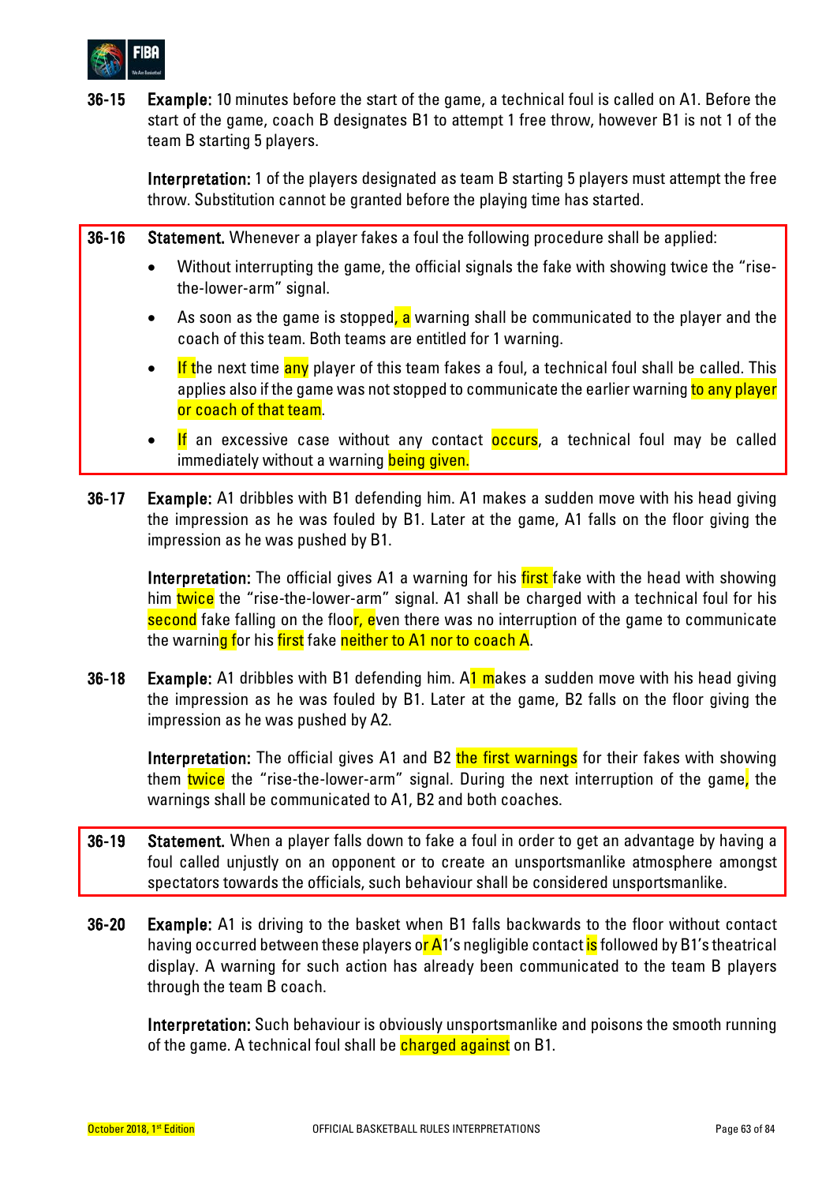**36-15** **Example:** 10 minutes before the start of the game, a technical foul is called on A1. Before the start of the game, coach B designates B1 to attempt 1 free throw, however B1 is not 1 of the team B starting 5 players.

**Interpretation:** 1 of the players designated as team B starting 5 players must attempt the free throw. Substitution cannot be granted before the playing time has started.

**36-16** **Statement.** Whenever a player fakes a foul the following procedure shall be applied:

- Without interrupting the game, the official signals the fake with showing twice the "rise-the-lower-arm" signal.
- As soon as the game is stopped, a warning shall be communicated to the player and the coach of this team. Both teams are entitled for 1 warning.
- If the next time any player of this team fakes a foul, a technical foul shall be called. This applies also if the game was not stopped to communicate the earlier warning to any player or coach of that team.
- If an excessive case without any contact occurs, a technical foul may be called immediately without a warning being given.

**36-17** **Example:** A1 dribbles with B1 defending him. A1 makes a sudden move with his head giving the impression as he was fouled by B1. Later at the game, A1 falls on the floor giving the impression as he was pushed by B1.

**Interpretation:** The official gives A1 a warning for his first fake with the head with showing him twice the "rise-the-lower-arm" signal. A1 shall be charged with a technical foul for his second fake falling on the floor, even there was no interruption of the game to communicate the warning for his first fake neither to A1 nor to coach A.

**36-18** **Example:** A1 dribbles with B1 defending him. A1 makes a sudden move with his head giving the impression as he was fouled by B1. Later at the game, B2 falls on the floor giving the impression as he was pushed by A2.

**Interpretation:** The official gives A1 and B2 the first warnings for their fakes with showing them twice the "rise-the-lower-arm" signal. During the next interruption of the game, the warnings shall be communicated to A1, B2 and both coaches.

**36-19** **Statement.** When a player falls down to fake a foul in order to get an advantage by having a foul called unjustly on an opponent or to create an unsportsmanlike atmosphere amongst spectators towards the officials, such behaviour shall be considered unsportsmanlike.

**36-20** **Example:** A1 is driving to the basket when B1 falls backwards to the floor without contact having occurred between these players or A1's negligible contact is followed by B1's theatrical display. A warning for such action has already been communicated to the team B players through the team B coach.

**Interpretation:** Such behaviour is obviously unsportsmanlike and poisons the smooth running of the game. A technical foul shall be charged against on B1.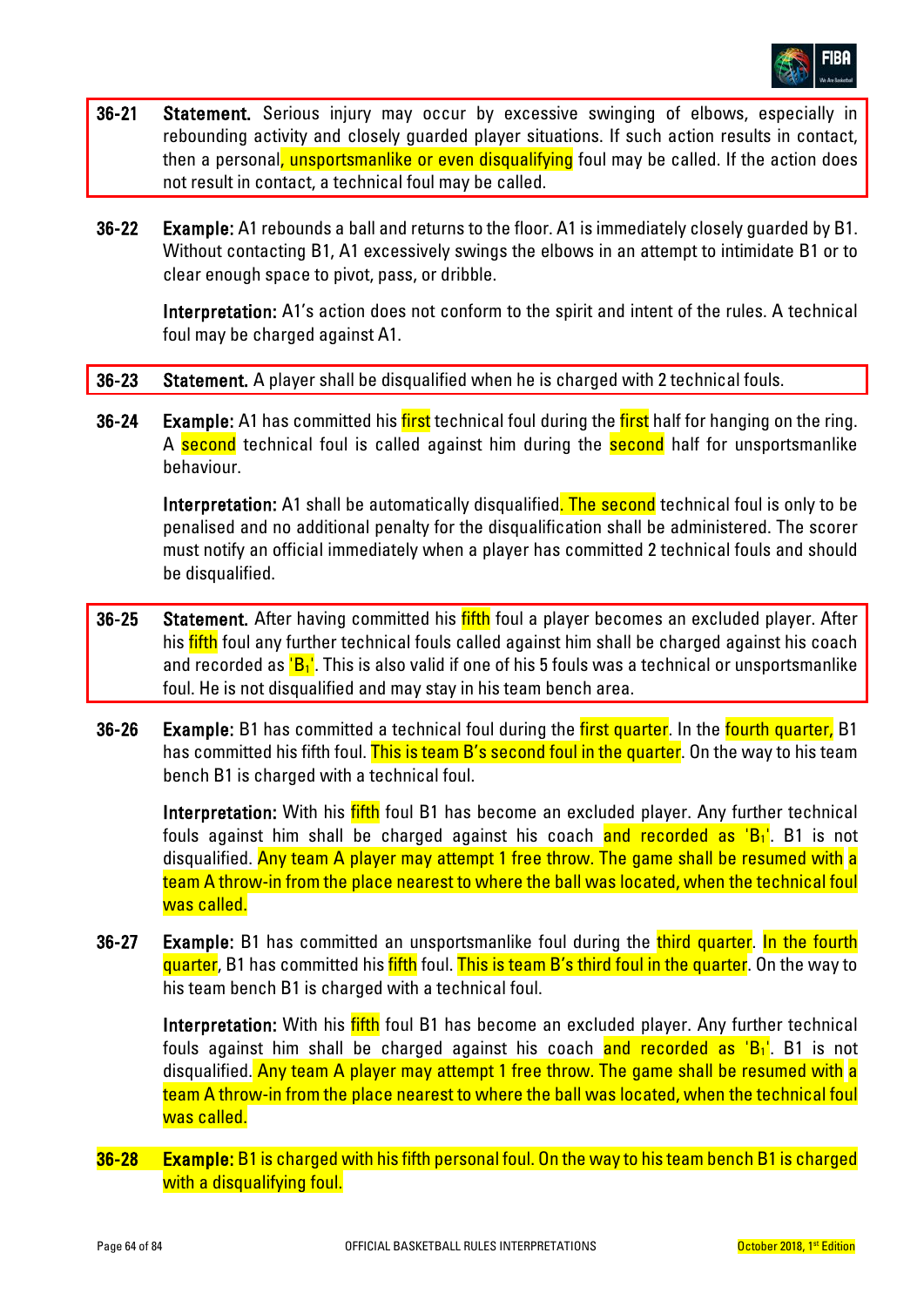**36-21** **Statement.** Serious injury may occur by excessive swinging of elbows, especially in rebounding activity and closely guarded player situations. If such action results in contact, then a personal, unsportsmanlike or even disqualifying foul may be called. If the action does not result in contact, a technical foul may be called.

**36-22** **Example:** A1 rebounds a ball and returns to the floor. A1 is immediately closely guarded by B1. Without contacting B1, A1 excessively swings the elbows in an attempt to intimidate B1 or to clear enough space to pivot, pass, or dribble.

**Interpretation:** A1's action does not conform to the spirit and intent of the rules. A technical foul may be charged against A1.

**36-23** **Statement.** A player shall be disqualified when he is charged with 2 technical fouls.

**36-24** **Example:** A1 has committed his first technical foul during the first half for hanging on the ring. A second technical foul is called against him during the second half for unsportsmanlike behaviour.

**Interpretation:** A1 shall be automatically disqualified. The second technical foul is only to be penalised and no additional penalty for the disqualification shall be administered. The scorer must notify an official immediately when a player has committed 2 technical fouls and should be disqualified.

**36-25** **Statement.** After having committed his fifth foul a player becomes an excluded player. After his fifth foul any further technical fouls called against him shall be charged against his coach and recorded as '$B_1$'. This is also valid if one of his 5 fouls was a technical or unsportsmanlike foul. He is not disqualified and may stay in his team bench area.

**36-26** **Example:** B1 has committed a technical foul during the first quarter. In the fourth quarter, B1 has committed his fifth foul. This is team B's second foul in the quarter. On the way to his team bench B1 is charged with a technical foul.

**Interpretation:** With his fifth foul B1 has become an excluded player. Any further technical fouls against him shall be charged against his coach and recorded as '$B_1$'. B1 is not disqualified. Any team A player may attempt 1 free throw. The game shall be resumed with a team A throw-in from the place nearest to where the ball was located, when the technical foul was called.

**36-27** **Example:** B1 has committed an unsportsmanlike foul during the third quarter. In the fourth quarter, B1 has committed his fifth foul. This is team B's third foul in the quarter. On the way to his team bench B1 is charged with a technical foul.

**Interpretation:** With his fifth foul B1 has become an excluded player. Any further technical fouls against him shall be charged against his coach and recorded as '$B_1$'. B1 is not disqualified. Any team A player may attempt 1 free throw. The game shall be resumed with a team A throw-in from the place nearest to where the ball was located, when the technical foul was called.

**36-28** **Example:** B1 is charged with his fifth personal foul. On the way to his team bench B1 is charged with a disqualifying foul.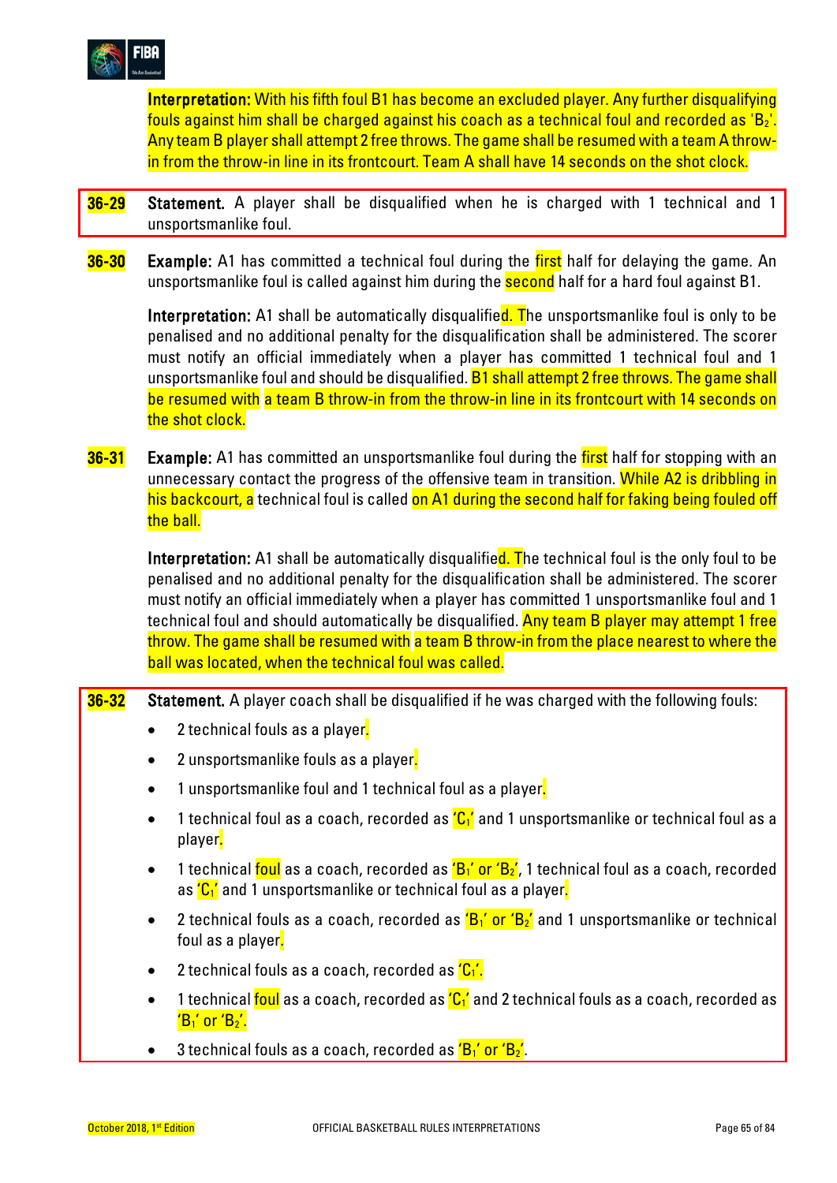**Interpretation:** With his fifth foul B1 has become an excluded player. Any further disqualifying fouls against him shall be charged against his coach as a technical foul and recorded as '$B_2$'. Any team B player shall attempt 2 free throws. The game shall be resumed with a team A throw-in from the throw-in line in its frontcourt. Team A shall have 14 seconds on the shot clock.

**36-29** **Statement.** A player shall be disqualified when he is charged with 1 technical and 1 unsportsmanlike foul.

**36-30** **Example:** A1 has committed a technical foul during the first half for delaying the game. An unsportsmanlike foul is called against him during the second half for a hard foul against B1.

**Interpretation:** A1 shall be automatically disqualified. The unsportsmanlike foul is only to be penalised and no additional penalty for the disqualification shall be administered. The scorer must notify an official immediately when a player has committed 1 technical foul and 1 unsportsmanlike foul and should be disqualified. B1 shall attempt 2 free throws. The game shall be resumed with a team B throw-in from the throw-in line in its frontcourt with 14 seconds on the shot clock.

**36-31** **Example:** A1 has committed an unsportsmanlike foul during the first half for stopping with an unnecessary contact the progress of the offensive team in transition. While A2 is dribbling in his backcourt, a technical foul is called on A1 during the second half for faking being fouled off the ball.

**Interpretation:** A1 shall be automatically disqualified. The technical foul is the only foul to be penalised and no additional penalty for the disqualification shall be administered. The scorer must notify an official immediately when a player has committed 1 unsportsmanlike foul and 1 technical foul and should automatically be disqualified. Any team B player may attempt 1 free throw. The game shall be resumed with a team B throw-in from the place nearest to where the ball was located, when the technical foul was called.

**36-32** **Statement.** A player coach shall be disqualified if he was charged with the following fouls:

- 2 technical fouls as a player.
- 2 unsportsmanlike fouls as a player.
- 1 unsportsmanlike foul and 1 technical foul as a player.
- 1 technical foul as a coach, recorded as '$C_1$' and 1 unsportsmanlike or technical foul as a player.
- 1 technical foul as a coach, recorded as '$B_1$' or '$B_2$', 1 technical foul as a coach, recorded as '$C_1$' and 1 unsportsmanlike or technical foul as a player.
- 2 technical fouls as a coach, recorded as '$B_1$' or '$B_2$' and 1 unsportsmanlike or technical foul as a player.
- 2 technical fouls as a coach, recorded as '$C_1$'.
- 1 technical foul as a coach, recorded as '$C_1$' and 2 technical fouls as a coach, recorded as '$B_1$' or '$B_2$'.
- 3 technical fouls as a coach, recorded as '$B_1$' or '$B_2$'.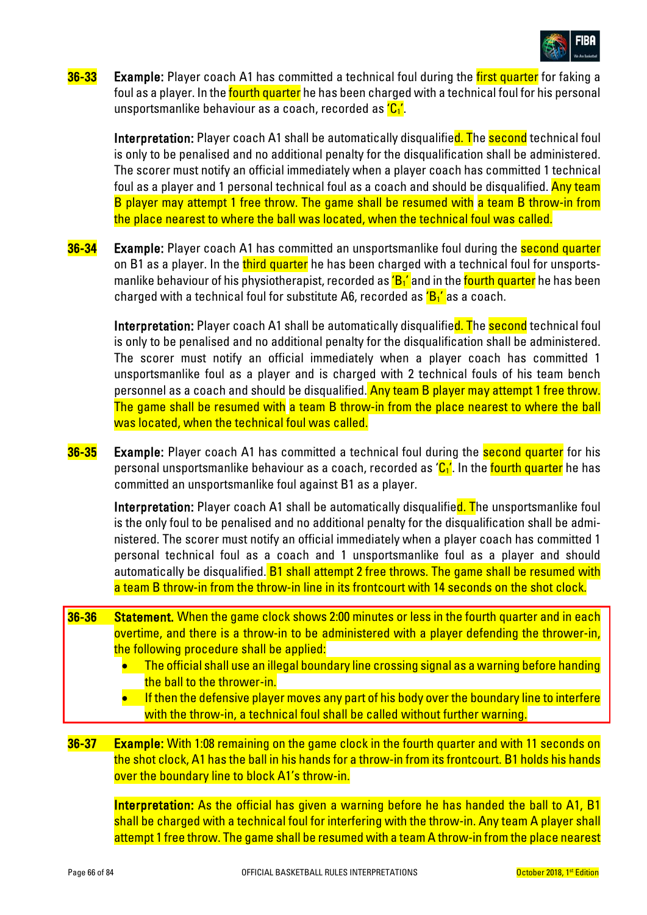**36-33** **Example:** Player coach A1 has committed a technical foul during the first quarter for faking a foul as a player. In the fourth quarter he has been charged with a technical foul for his personal unsportsmanlike behaviour as a coach, recorded as '$C_1$'.

**Interpretation:** Player coach A1 shall be automatically disqualified. The second technical foul is only to be penalised and no additional penalty for the disqualification shall be administered. The scorer must notify an official immediately when a player coach has committed 1 technical foul as a player and 1 personal technical foul as a coach and should be disqualified. Any team B player may attempt 1 free throw. The game shall be resumed with a team B throw-in from the place nearest to where the ball was located, when the technical foul was called.

**36-34** **Example:** Player coach A1 has committed an unsportsmanlike foul during the second quarter on B1 as a player. In the third quarter he has been charged with a technical foul for unsportsmanlike behaviour of his physiotherapist, recorded as '$B_1$' and in the fourth quarter he has been charged with a technical foul for substitute A6, recorded as '$B_1$' as a coach.

**Interpretation:** Player coach A1 shall be automatically disqualified. The second technical foul is only to be penalised and no additional penalty for the disqualification shall be administered. The scorer must notify an official immediately when a player coach has committed 1 unsportsmanlike foul as a player and is charged with 2 technical fouls of his team bench personnel as a coach and should be disqualified. Any team B player may attempt 1 free throw. The game shall be resumed with a team B throw-in from the place nearest to where the ball was located, when the technical foul was called.

**36-35** **Example:** Player coach A1 has committed a technical foul during the second quarter for his personal unsportsmanlike behaviour as a coach, recorded as '$C_1$'. In the fourth quarter he has committed an unsportsmanlike foul against B1 as a player.

**Interpretation:** Player coach A1 shall be automatically disqualified. The unsportsmanlike foul is the only foul to be penalised and no additional penalty for the disqualification shall be administered. The scorer must notify an official immediately when a player coach has committed 1 personal technical foul as a coach and 1 unsportsmanlike foul as a player and should automatically be disqualified. B1 shall attempt 2 free throws. The game shall be resumed with a team B throw-in from the throw-in line in its frontcourt with 14 seconds on the shot clock.

**36-36** **Statement.** When the game clock shows 2:00 minutes or less in the fourth quarter and in each overtime, and there is a throw-in to be administered with a player defending the thrower-in, the following procedure shall be applied:

- The official shall use an illegal boundary line crossing signal as a warning before handing the ball to the thrower-in.
- If then the defensive player moves any part of his body over the boundary line to interfere with the throw-in, a technical foul shall be called without further warning.

**36-37** **Example:** With 1:08 remaining on the game clock in the fourth quarter and with 11 seconds on the shot clock, A1 has the ball in his hands for a throw-in from its frontcourt. B1 holds his hands over the boundary line to block A1's throw-in.

**Interpretation:** As the official has given a warning before he has handed the ball to A1, B1 shall be charged with a technical foul for interfering with the throw-in. Any team A player shall attempt 1 free throw. The game shall be resumed with a team A throw-in from the place nearest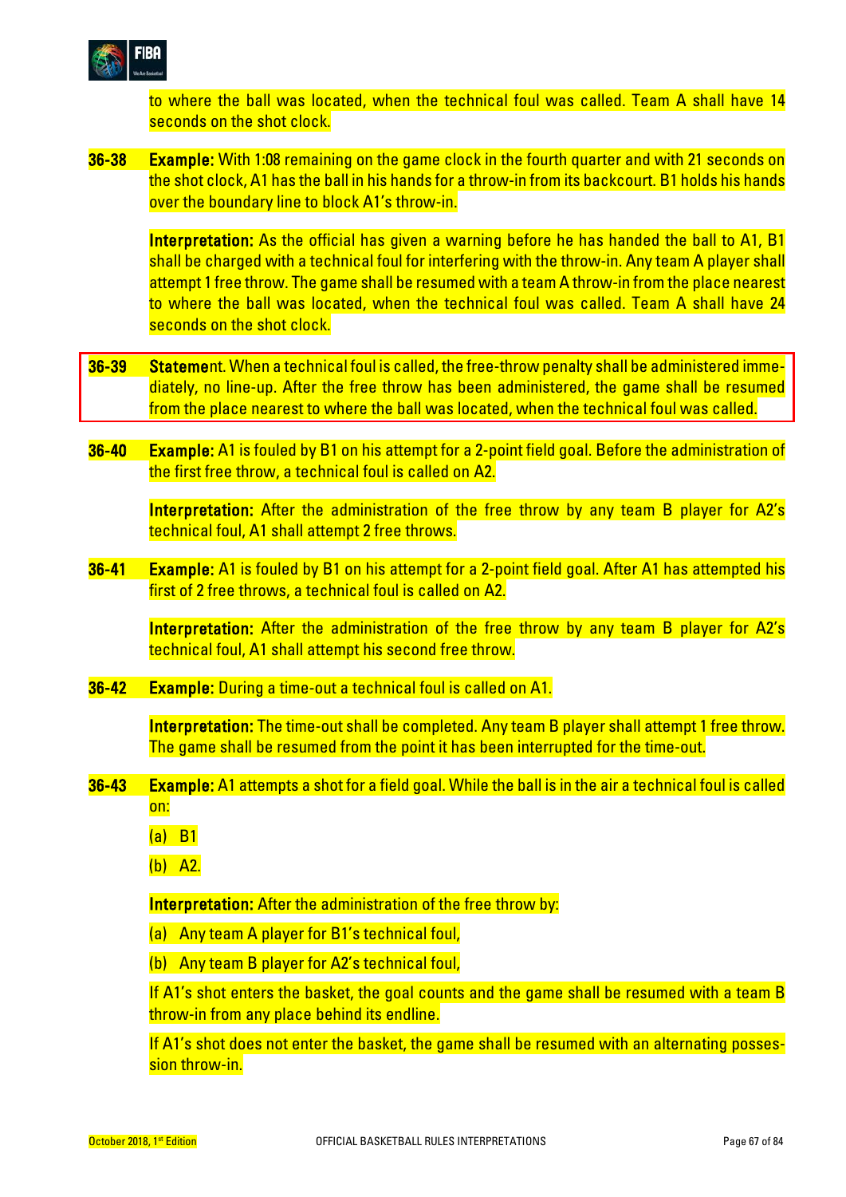to where the ball was located, when the technical foul was called. Team A shall have 14 seconds on the shot clock.

**36-38** **Example:** With 1:08 remaining on the game clock in the fourth quarter and with 21 seconds on the shot clock, A1 has the ball in his hands for a throw-in from its backcourt. B1 holds his hands over the boundary line to block A1's throw-in.

**Interpretation:** As the official has given a warning before he has handed the ball to A1, B1 shall be charged with a technical foul for interfering with the throw-in. Any team A player shall attempt 1 free throw. The game shall be resumed with a team A throw-in from the place nearest to where the ball was located, when the technical foul was called. Team A shall have 24 seconds on the shot clock.

**36-39** **Statemen**t. When a technical foul is called, the free-throw penalty shall be administered immediately, no line-up. After the free throw has been administered, the game shall be resumed from the place nearest to where the ball was located, when the technical foul was called.

**36-40** **Example:** A1 is fouled by B1 on his attempt for a 2-point field goal. Before the administration of the first free throw, a technical foul is called on A2.

**Interpretation:** After the administration of the free throw by any team B player for A2's technical foul, A1 shall attempt 2 free throws.

**36-41** **Example:** A1 is fouled by B1 on his attempt for a 2-point field goal. After A1 has attempted his first of 2 free throws, a technical foul is called on A2.

**Interpretation:** After the administration of the free throw by any team B player for A2's technical foul, A1 shall attempt his second free throw.

**36-42** **Example:** During a time-out a technical foul is called on A1.

**Interpretation:** The time-out shall be completed. Any team B player shall attempt 1 free throw. The game shall be resumed from the point it has been interrupted for the time-out.

**36-43** **Example:** A1 attempts a shot for a field goal. While the ball is in the air a technical foul is called on:

(a) B1

(b) A2.

**Interpretation:** After the administration of the free throw by:

(a) Any team A player for B1's technical foul,

(b) Any team B player for A2's technical foul,

If A1's shot enters the basket, the goal counts and the game shall be resumed with a team B throw-in from any place behind its endline.

If A1's shot does not enter the basket, the game shall be resumed with an alternating possession throw-in.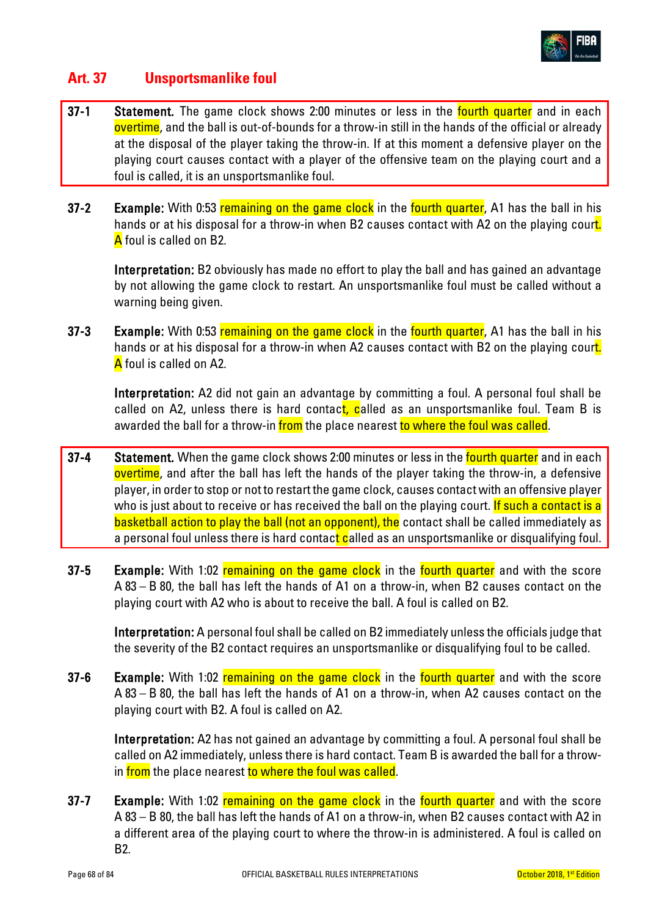## Art. 37 Unsportsmanlike foul

**37-1** **Statement.** The game clock shows 2:00 minutes or less in the fourth quarter and in each overtime, and the ball is out-of-bounds for a throw-in still in the hands of the official or already at the disposal of the player taking the throw-in. If at this moment a defensive player on the playing court causes contact with a player of the offensive team on the playing court and a foul is called, it is an unsportsmanlike foul.

**37-2** **Example:** With 0:53 remaining on the game clock in the fourth quarter, A1 has the ball in his hands or at his disposal for a throw-in when B2 causes contact with A2 on the playing court. A foul is called on B2.

**Interpretation:** B2 obviously has made no effort to play the ball and has gained an advantage by not allowing the game clock to restart. An unsportsmanlike foul must be called without a warning being given.

**37-3** **Example:** With 0:53 remaining on the game clock in the fourth quarter, A1 has the ball in his hands or at his disposal for a throw-in when A2 causes contact with B2 on the playing court. A foul is called on A2.

**Interpretation:** A2 did not gain an advantage by committing a foul. A personal foul shall be called on A2, unless there is hard contact, called as an unsportsmanlike foul. Team B is awarded the ball for a throw-in from the place nearest to where the foul was called.

**37-4** **Statement.** When the game clock shows 2:00 minutes or less in the fourth quarter and in each overtime, and after the ball has left the hands of the player taking the throw-in, a defensive player, in order to stop or not to restart the game clock, causes contact with an offensive player who is just about to receive or has received the ball on the playing court. If such a contact is a basketball action to play the ball (not an opponent), the contact shall be called immediately as a personal foul unless there is hard contact called as an unsportsmanlike or disqualifying foul.

**37-5** **Example:** With 1:02 remaining on the game clock in the fourth quarter and with the score A 83 – B 80, the ball has left the hands of A1 on a throw-in, when B2 causes contact on the playing court with A2 who is about to receive the ball. A foul is called on B2.

**Interpretation:** A personal foul shall be called on B2 immediately unless the officials judge that the severity of the B2 contact requires an unsportsmanlike or disqualifying foul to be called.

**37-6** **Example:** With 1:02 remaining on the game clock in the fourth quarter and with the score A 83 – B 80, the ball has left the hands of A1 on a throw-in, when A2 causes contact on the playing court with B2. A foul is called on A2.

**Interpretation:** A2 has not gained an advantage by committing a foul. A personal foul shall be called on A2 immediately, unless there is hard contact. Team B is awarded the ball for a throw-in from the place nearest to where the foul was called.

**37-7** **Example:** With 1:02 remaining on the game clock in the fourth quarter and with the score A 83 – B 80, the ball has left the hands of A1 on a throw-in, when B2 causes contact with A2 in a different area of the playing court to where the throw-in is administered. A foul is called on B2.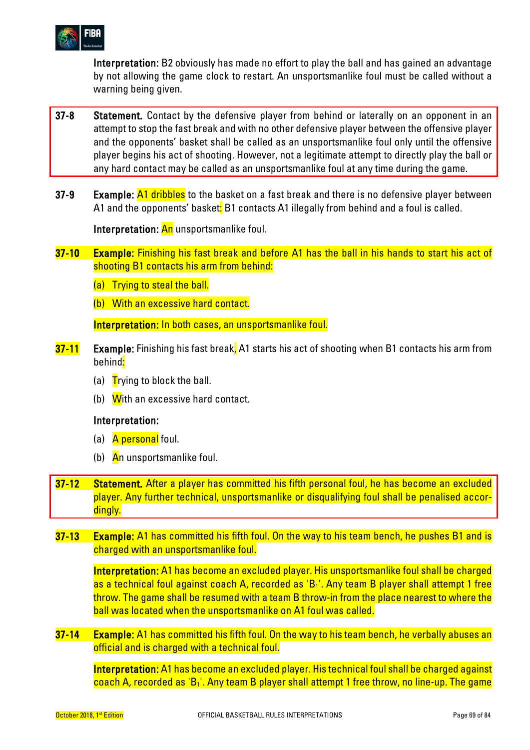**Interpretation:** B2 obviously has made no effort to play the ball and has gained an advantage by not allowing the game clock to restart. An unsportsmanlike foul must be called without a warning being given.

**37-8 Statement.** Contact by the defensive player from behind or laterally on an opponent in an attempt to stop the fast break and with no other defensive player between the offensive player and the opponents' basket shall be called as an unsportsmanlike foul only until the offensive player begins his act of shooting. However, not a legitimate attempt to directly play the ball or any hard contact may be called as an unsportsmanlike foul at any time during the game.

**37-9 Example:** A1 dribbles to the basket on a fast break and there is no defensive player between A1 and the opponents' basket: B1 contacts A1 illegally from behind and a foul is called.

**Interpretation:** An unsportsmanlike foul.

**37-10 Example:** Finishing his fast break and before A1 has the ball in his hands to start his act of shooting B1 contacts his arm from behind:

(a) Trying to steal the ball.

(b) With an excessive hard contact.

**Interpretation:** In both cases, an unsportsmanlike foul.

**37-11 Example:** Finishing his fast break, A1 starts his act of shooting when B1 contacts his arm from behind:

(a) Trying to block the ball.

(b) With an excessive hard contact.

**Interpretation:**

(a) A personal foul.

(b) An unsportsmanlike foul.

**37-12 Statement.** After a player has committed his fifth personal foul, he has become an excluded player. Any further technical, unsportsmanlike or disqualifying foul shall be penalised accordingly.

**37-13 Example:** A1 has committed his fifth foul. On the way to his team bench, he pushes B1 and is charged with an unsportsmanlike foul.

**Interpretation:** A1 has become an excluded player. His unsportsmanlike foul shall be charged as a technical foul against coach A, recorded as '$B_1$'. Any team B player shall attempt 1 free throw. The game shall be resumed with a team B throw-in from the place nearest to where the ball was located when the unsportsmanlike on A1 foul was called.

**37-14 Example:** A1 has committed his fifth foul. On the way to his team bench, he verbally abuses an official and is charged with a technical foul.

**Interpretation:** A1 has become an excluded player. His technical foul shall be charged against coach A, recorded as '$B_1$'. Any team B player shall attempt 1 free throw, no line-up. The game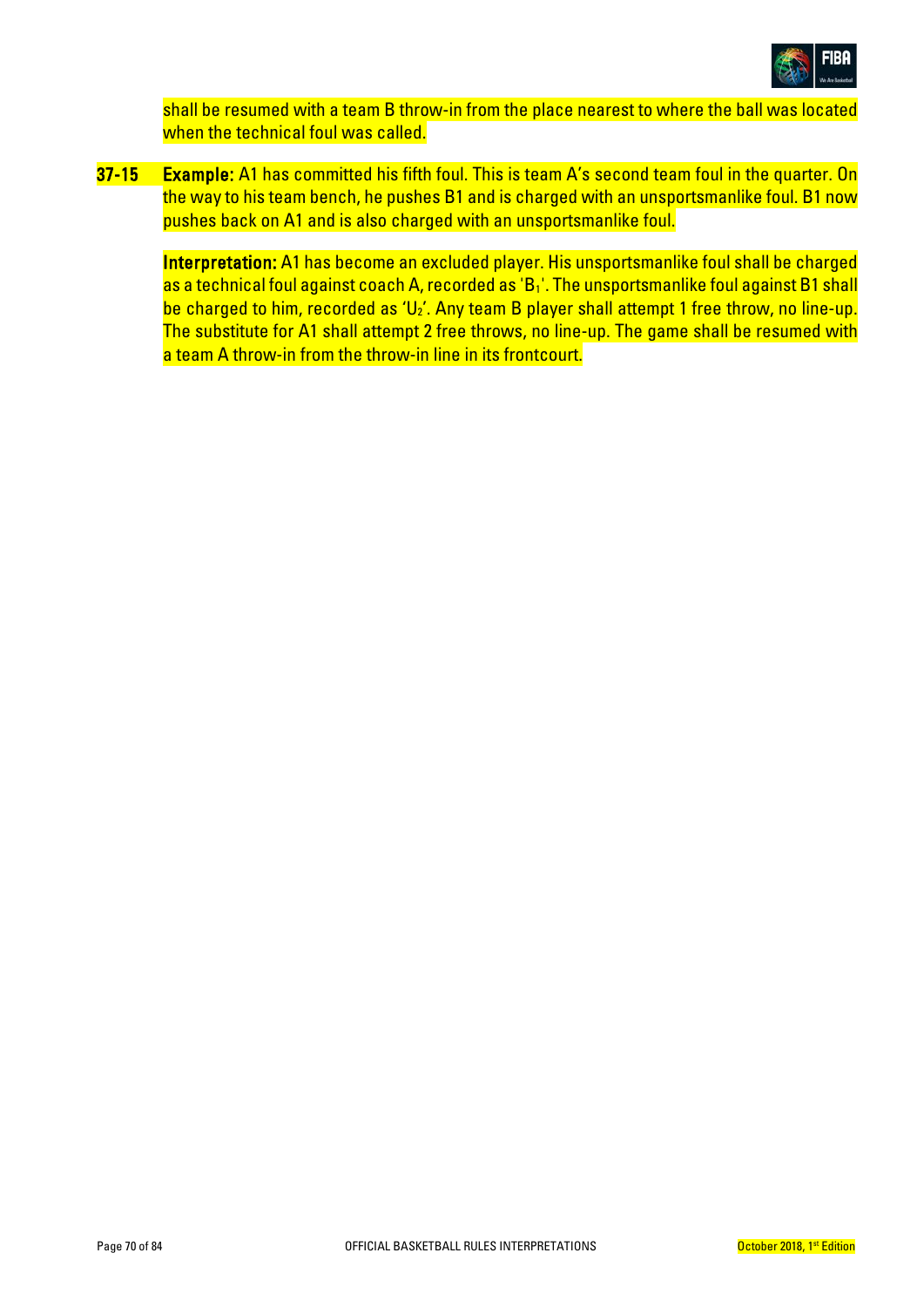shall be resumed with a team B throw-in from the place nearest to where the ball was located when the technical foul was called.

**37-15** **Example:** A1 has committed his fifth foul. This is team A's second team foul in the quarter. On the way to his team bench, he pushes B1 and is charged with an unsportsmanlike foul. B1 now pushes back on A1 and is also charged with an unsportsmanlike foul.

**Interpretation:** A1 has become an excluded player. His unsportsmanlike foul shall be charged as a technical foul against coach A, recorded as '$B_1$'. The unsportsmanlike foul against B1 shall be charged to him, recorded as '$U_2$'. Any team B player shall attempt 1 free throw, no line-up. The substitute for A1 shall attempt 2 free throws, no line-up. The game shall be resumed with a team A throw-in from the throw-in line in its frontcourt.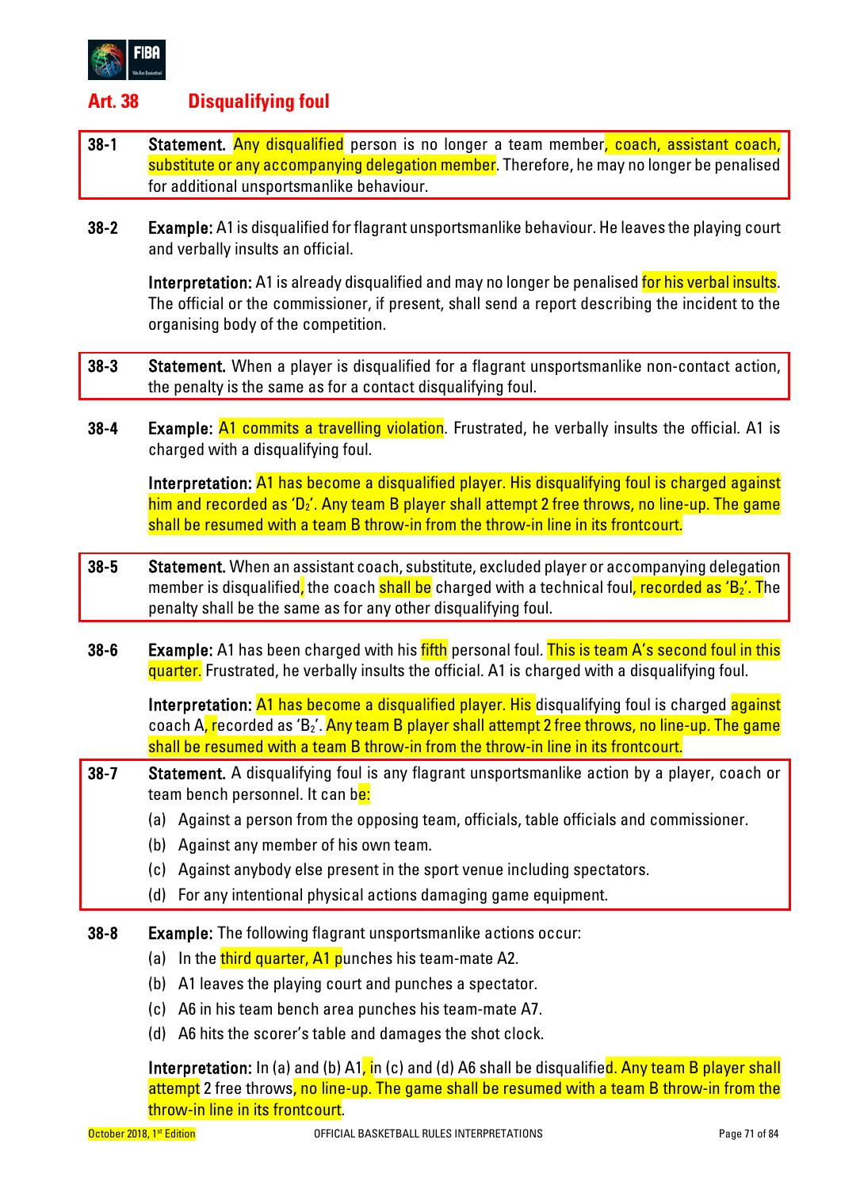## Art. 38 Disqualifying foul

**38-1** **Statement.** Any disqualified person is no longer a team member, coach, assistant coach, substitute or any accompanying delegation member. Therefore, he may no longer be penalised for additional unsportsmanlike behaviour.

**38-2** **Example:** A1 is disqualified for flagrant unsportsmanlike behaviour. He leaves the playing court and verbally insults an official.

**Interpretation:** A1 is already disqualified and may no longer be penalised for his verbal insults. The official or the commissioner, if present, shall send a report describing the incident to the organising body of the competition.

**38-3** **Statement.** When a player is disqualified for a flagrant unsportsmanlike non-contact action, the penalty is the same as for a contact disqualifying foul.

**38-4** **Example:** A1 commits a travelling violation. Frustrated, he verbally insults the official. A1 is charged with a disqualifying foul.

**Interpretation:** A1 has become a disqualified player. His disqualifying foul is charged against him and recorded as '$D_2$'. Any team B player shall attempt 2 free throws, no line-up. The game shall be resumed with a team B throw-in from the throw-in line in its frontcourt.

**38-5** **Statement.** When an assistant coach, substitute, excluded player or accompanying delegation member is disqualified, the coach shall be charged with a technical foul, recorded as '$B_2$'. The penalty shall be the same as for any other disqualifying foul.

**38-6** **Example:** A1 has been charged with his fifth personal foul. This is team A's second foul in this quarter. Frustrated, he verbally insults the official. A1 is charged with a disqualifying foul.

**Interpretation:** A1 has become a disqualified player. His disqualifying foul is charged against coach A, recorded as '$B_2$'. Any team B player shall attempt 2 free throws, no line-up. The game shall be resumed with a team B throw-in from the throw-in line in its frontcourt.

**38-7** **Statement.** A disqualifying foul is any flagrant unsportsmanlike action by a player, coach or team bench personnel. It can be:

(a) Against a person from the opposing team, officials, table officials and commissioner.
(b) Against any member of his own team.
(c) Against anybody else present in the sport venue including spectators.
(d) For any intentional physical actions damaging game equipment.

**38-8** **Example:** The following flagrant unsportsmanlike actions occur:

(a) In the third quarter, A1 punches his team-mate A2.
(b) A1 leaves the playing court and punches a spectator.
(c) A6 in his team bench area punches his team-mate A7.
(d) A6 hits the scorer's table and damages the shot clock.

**Interpretation:** In (a) and (b) A1, in (c) and (d) A6 shall be disqualified. Any team B player shall attempt 2 free throws, no line-up. The game shall be resumed with a team B throw-in from the throw-in line in its frontcourt.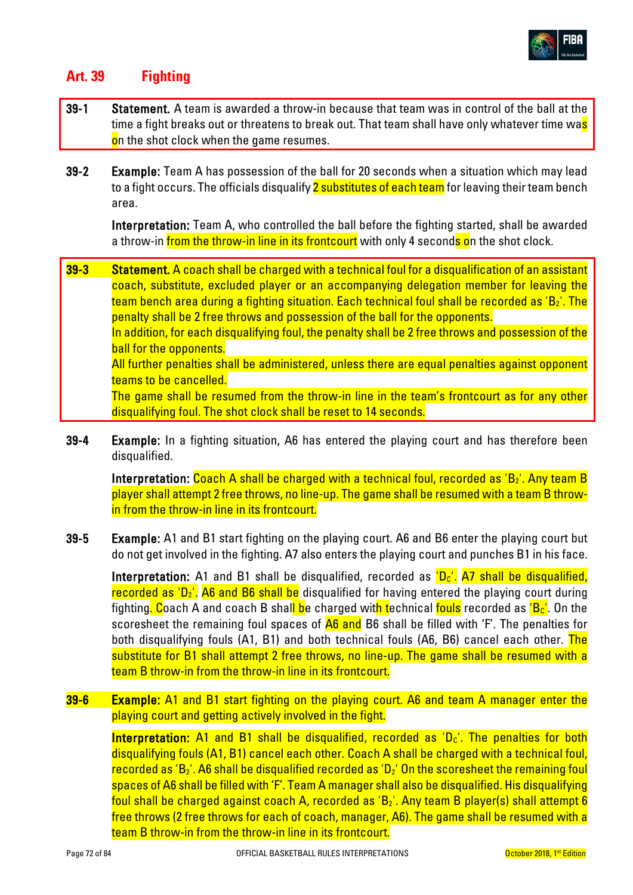# Art. 39 Fighting

**39-1 Statement.** A team is awarded a throw-in because that team was in control of the ball at the time a fight breaks out or threatens to break out. That team shall have only whatever time was on the shot clock when the game resumes.

**39-2 Example:** Team A has possession of the ball for 20 seconds when a situation which may lead to a fight occurs. The officials disqualify 2 substitutes of each team for leaving their team bench area.

**Interpretation:** Team A, who controlled the ball before the fighting started, shall be awarded a throw-in from the throw-in line in its frontcourt with only 4 seconds on the shot clock.

**39-3 Statement.** A coach shall be charged with a technical foul for a disqualification of an assistant coach, substitute, excluded player or an accompanying delegation member for leaving the team bench area during a fighting situation. Each technical foul shall be recorded as '$B_2$'. The penalty shall be 2 free throws and possession of the ball for the opponents.

In addition, for each disqualifying foul, the penalty shall be 2 free throws and possession of the ball for the opponents.

All further penalties shall be administered, unless there are equal penalties against opponent teams to be cancelled.

The game shall be resumed from the throw-in line in the team's frontcourt as for any other disqualifying foul. The shot clock shall be reset to 14 seconds.

**39-4 Example:** In a fighting situation, A6 has entered the playing court and has therefore been disqualified.

**Interpretation:** Coach A shall be charged with a technical foul, recorded as '$B_2$'. Any team B player shall attempt 2 free throws, no line-up. The game shall be resumed with a team B throw-in from the throw-in line in its frontcourt.

**39-5 Example:** A1 and B1 start fighting on the playing court. A6 and B6 enter the playing court but do not get involved in the fighting. A7 also enters the playing court and punches B1 in his face.

**Interpretation:** A1 and B1 shall be disqualified, recorded as '$D_C$'. A7 shall be disqualified, recorded as '$D_2$'. A6 and B6 shall be disqualified for having entered the playing court during fighting. Coach A and coach B shall be charged with technical fouls recorded as '$B_C$'. On the scoresheet the remaining foul spaces of A6 and B6 shall be filled with 'F'. The penalties for both disqualifying fouls (A1, B1) and both technical fouls (A6, B6) cancel each other. The substitute for B1 shall attempt 2 free throws, no line-up. The game shall be resumed with a team B throw-in from the throw-in line in its frontcourt.

**39-6 Example:** A1 and B1 start fighting on the playing court. A6 and team A manager enter the playing court and getting actively involved in the fight.

**Interpretation:** A1 and B1 shall be disqualified, recorded as '$D_C$'. The penalties for both disqualifying fouls (A1, B1) cancel each other. Coach A shall be charged with a technical foul, recorded as '$B_2$'. A6 shall be disqualified recorded as '$D_2$' On the scoresheet the remaining foul spaces of A6 shall be filled with 'F'. Team A manager shall also be disqualified. His disqualifying foul shall be charged against coach A, recorded as '$B_2$'. Any team B player(s) shall attempt 6 free throws (2 free throws for each of coach, manager, A6). The game shall be resumed with a team B throw-in from the throw-in line in its frontcourt.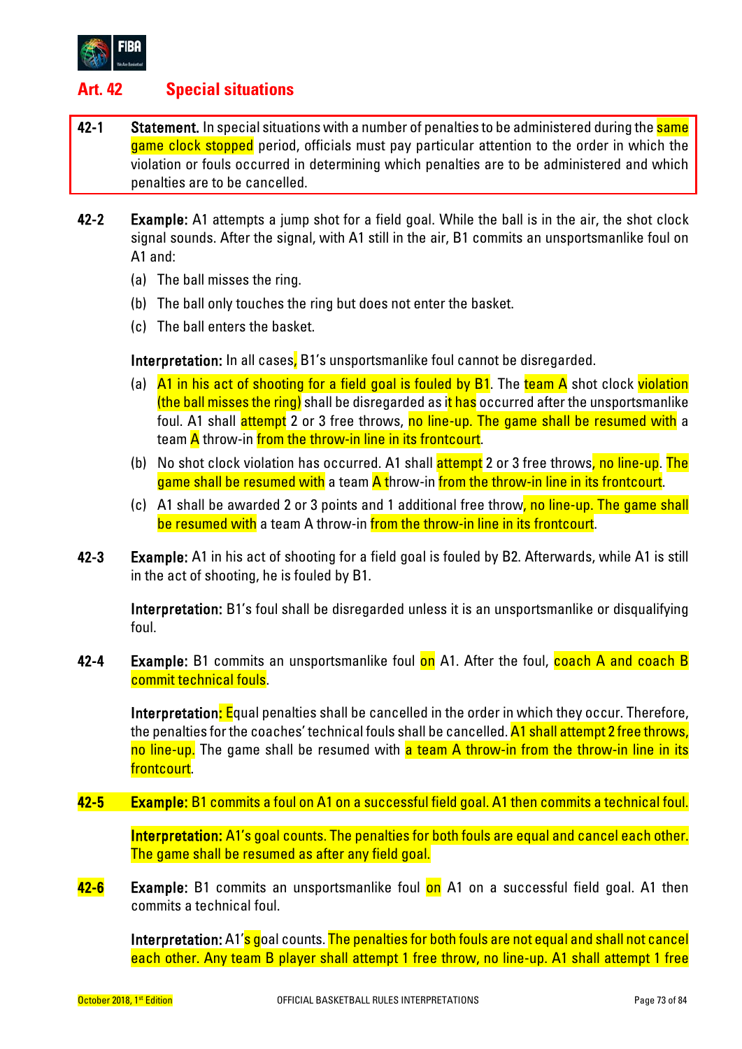## Art. 42 Special situations

**42-1 Statement.** In special situations with a number of penalties to be administered during the same game clock stopped period, officials must pay particular attention to the order in which the violation or fouls occurred in determining which penalties are to be administered and which penalties are to be cancelled.

**42-2 Example:** A1 attempts a jump shot for a field goal. While the ball is in the air, the shot clock signal sounds. After the signal, with A1 still in the air, B1 commits an unsportsmanlike foul on A1 and:

(a) The ball misses the ring.

(b) The ball only touches the ring but does not enter the basket.

(c) The ball enters the basket.

**Interpretation:** In all cases, B1's unsportsmanlike foul cannot be disregarded.

(a) A1 in his act of shooting for a field goal is fouled by B1. The team A shot clock violation (the ball misses the ring) shall be disregarded as it has occurred after the unsportsmanlike foul. A1 shall attempt 2 or 3 free throws, no line-up. The game shall be resumed with a team A throw-in from the throw-in line in its frontcourt.

(b) No shot clock violation has occurred. A1 shall attempt 2 or 3 free throws, no line-up. The game shall be resumed with a team A throw-in from the throw-in line in its frontcourt.

(c) A1 shall be awarded 2 or 3 points and 1 additional free throw, no line-up. The game shall be resumed with a team A throw-in from the throw-in line in its frontcourt.

**42-3 Example:** A1 in his act of shooting for a field goal is fouled by B2. Afterwards, while A1 is still in the act of shooting, he is fouled by B1.

**Interpretation:** B1's foul shall be disregarded unless it is an unsportsmanlike or disqualifying foul.

**42-4 Example:** B1 commits an unsportsmanlike foul on A1. After the foul, coach A and coach B commit technical fouls.

**Interpretation:** Equal penalties shall be cancelled in the order in which they occur. Therefore, the penalties for the coaches' technical fouls shall be cancelled. A1 shall attempt 2 free throws, no line-up. The game shall be resumed with a team A throw-in from the throw-in line in its frontcourt.

**42-5 Example:** B1 commits a foul on A1 on a successful field goal. A1 then commits a technical foul.

**Interpretation:** A1's goal counts. The penalties for both fouls are equal and cancel each other. The game shall be resumed as after any field goal.

**42-6 Example:** B1 commits an unsportsmanlike foul on A1 on a successful field goal. A1 then commits a technical foul.

**Interpretation:** A1's goal counts. The penalties for both fouls are not equal and shall not cancel each other. Any team B player shall attempt 1 free throw, no line-up. A1 shall attempt 1 free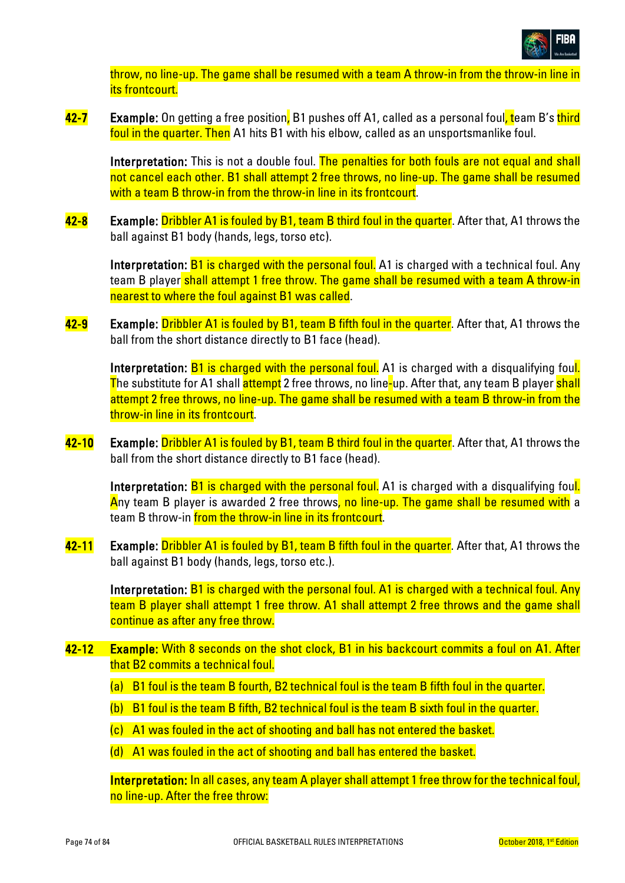throw, no line-up. The game shall be resumed with a team A throw-in from the throw-in line in its frontcourt.

**42-7** **Example:** On getting a free position, B1 pushes off A1, called as a personal foul, team B's third foul in the quarter. Then A1 hits B1 with his elbow, called as an unsportsmanlike foul.

**Interpretation:** This is not a double foul. The penalties for both fouls are not equal and shall not cancel each other. B1 shall attempt 2 free throws, no line-up. The game shall be resumed with a team B throw-in from the throw-in line in its frontcourt.

**42-8** **Example:** Dribbler A1 is fouled by B1, team B third foul in the quarter. After that, A1 throws the ball against B1 body (hands, legs, torso etc).

**Interpretation:** B1 is charged with the personal foul. A1 is charged with a technical foul. Any team B player shall attempt 1 free throw. The game shall be resumed with a team A throw-in nearest to where the foul against B1 was called.

**42-9** **Example:** Dribbler A1 is fouled by B1, team B fifth foul in the quarter. After that, A1 throws the ball from the short distance directly to B1 face (head).

**Interpretation:** B1 is charged with the personal foul. A1 is charged with a disqualifying foul. The substitute for A1 shall attempt 2 free throws, no line-up. After that, any team B player shall attempt 2 free throws, no line-up. The game shall be resumed with a team B throw-in from the throw-in line in its frontcourt.

**42-10** **Example:** Dribbler A1 is fouled by B1, team B third foul in the quarter. After that, A1 throws the ball from the short distance directly to B1 face (head).

**Interpretation:** B1 is charged with the personal foul. A1 is charged with a disqualifying foul. Any team B player is awarded 2 free throws, no line-up. The game shall be resumed with a team B throw-in from the throw-in line in its frontcourt.

**42-11** **Example:** Dribbler A1 is fouled by B1, team B fifth foul in the quarter. After that, A1 throws the ball against B1 body (hands, legs, torso etc.).

**Interpretation:** B1 is charged with the personal foul. A1 is charged with a technical foul. Any team B player shall attempt 1 free throw. A1 shall attempt 2 free throws and the game shall continue as after any free throw.

**42-12** **Example:** With 8 seconds on the shot clock, B1 in his backcourt commits a foul on A1. After that B2 commits a technical foul.

(a) B1 foul is the team B fourth, B2 technical foul is the team B fifth foul in the quarter.

(b) B1 foul is the team B fifth, B2 technical foul is the team B sixth foul in the quarter.

(c) A1 was fouled in the act of shooting and ball has not entered the basket.

(d) A1 was fouled in the act of shooting and ball has entered the basket.

**Interpretation:** In all cases, any team A player shall attempt 1 free throw for the technical foul, no line-up. After the free throw: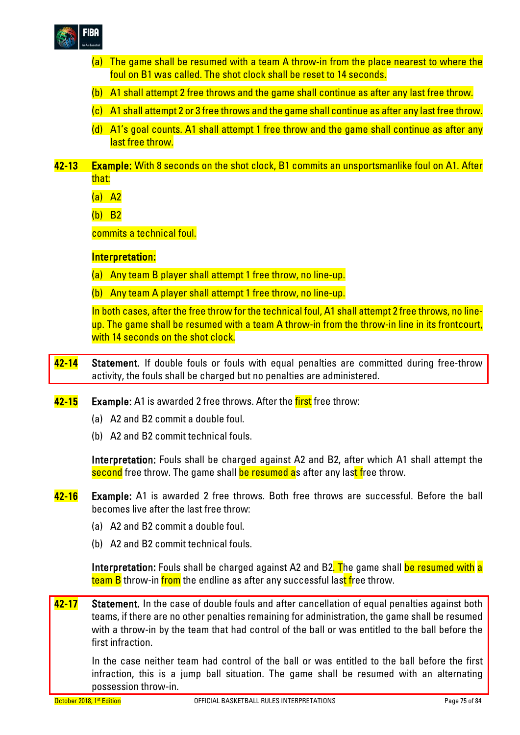(a) The game shall be resumed with a team A throw-in from the place nearest to where the foul on B1 was called. The shot clock shall be reset to 14 seconds.

(b) A1 shall attempt 2 free throws and the game shall continue as after any last free throw.

(c) A1 shall attempt 2 or 3 free throws and the game shall continue as after any last free throw.

(d) A1's goal counts. A1 shall attempt 1 free throw and the game shall continue as after any last free throw.

**42-13** **Example:** With 8 seconds on the shot clock, B1 commits an unsportsmanlike foul on A1. After that:

(a) A2

(b) B2

commits a technical foul.

**Interpretation:**

(a) Any team B player shall attempt 1 free throw, no line-up.

(b) Any team A player shall attempt 1 free throw, no line-up.

In both cases, after the free throw for the technical foul, A1 shall attempt 2 free throws, no line-up. The game shall be resumed with a team A throw-in from the throw-in line in its frontcourt, with 14 seconds on the shot clock.

**42-14** **Statement.** If double fouls or fouls with equal penalties are committed during free-throw activity, the fouls shall be charged but no penalties are administered.

**42-15** **Example:** A1 is awarded 2 free throws. After the first free throw:

(a) A2 and B2 commit a double foul.

(b) A2 and B2 commit technical fouls.

**Interpretation:** Fouls shall be charged against A2 and B2, after which A1 shall attempt the second free throw. The game shall be resumed as after any last free throw.

**42-16** **Example:** A1 is awarded 2 free throws. Both free throws are successful. Before the ball becomes live after the last free throw:

(a) A2 and B2 commit a double foul.

(b) A2 and B2 commit technical fouls.

**Interpretation:** Fouls shall be charged against A2 and B2. The game shall be resumed with a team B throw-in from the endline as after any successful last free throw.

**42-17** **Statement.** In the case of double fouls and after cancellation of equal penalties against both teams, if there are no other penalties remaining for administration, the game shall be resumed with a throw-in by the team that had control of the ball or was entitled to the ball before the first infraction.

In the case neither team had control of the ball or was entitled to the ball before the first infraction, this is a jump ball situation. The game shall be resumed with an alternating possession throw-in.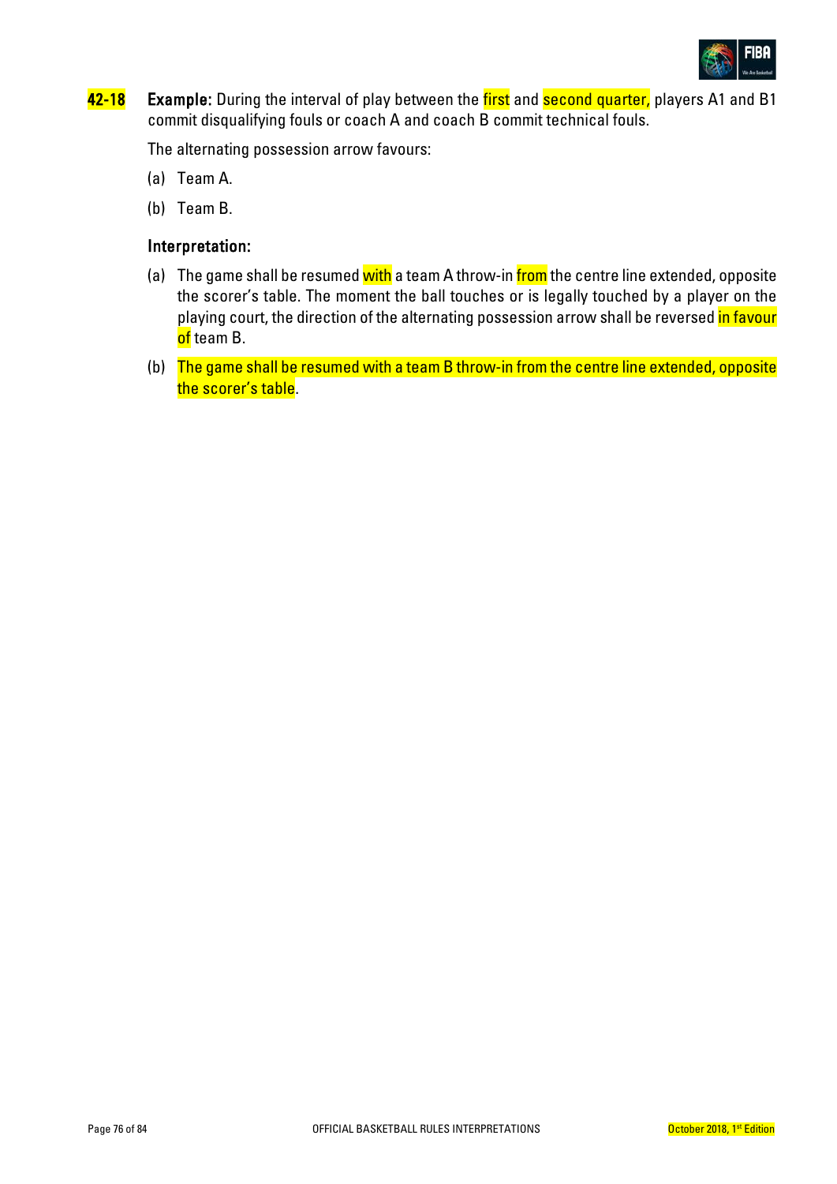**42-18** **Example:** During the interval of play between the first and second quarter, players A1 and B1 commit disqualifying fouls or coach A and coach B commit technical fouls.

The alternating possession arrow favours:

(a) Team A.

(b) Team B.

**Interpretation:**

(a) The game shall be resumed with a team A throw-in from the centre line extended, opposite the scorer's table. The moment the ball touches or is legally touched by a player on the playing court, the direction of the alternating possession arrow shall be reversed in favour of team B.

(b) The game shall be resumed with a team B throw-in from the centre line extended, opposite the scorer's table.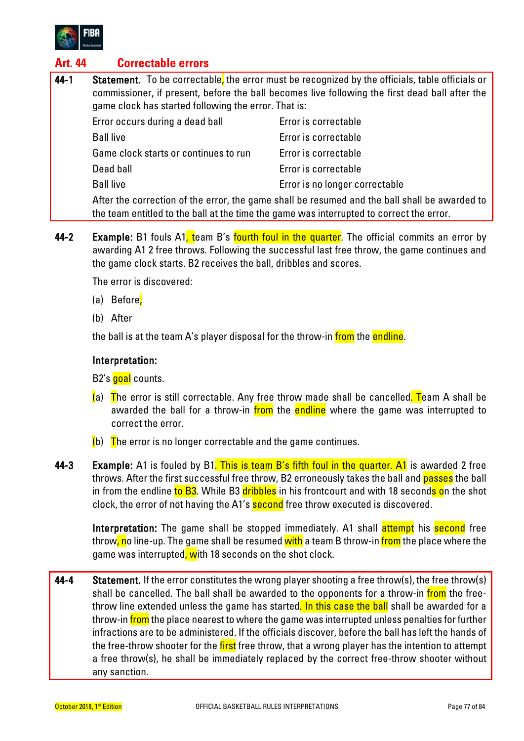## Art. 44 Correctable errors

**44-1** **Statement.** To be correctable, the error must be recognized by the officials, table officials or commissioner, if present, before the ball becomes live following the first dead ball after the game clock has started following the error. That is:

| | |
|---|---|
| Error occurs during a dead ball | Error is correctable |
| Ball live | Error is correctable |
| Game clock starts or continues to run | Error is correctable |
| Dead ball | Error is correctable |
| Ball live | Error is no longer correctable |

After the correction of the error, the game shall be resumed and the ball shall be awarded to the team entitled to the ball at the time the game was interrupted to correct the error.

**44-2** **Example:** B1 fouls A1, team B's fourth foul in the quarter. The official commits an error by awarding A1 2 free throws. Following the successful last free throw, the game continues and the game clock starts. B2 receives the ball, dribbles and scores.

The error is discovered:

(a) Before,

(b) After

the ball is at the team A's player disposal for the throw-in from the endline.

**Interpretation:**

B2's goal counts.

(a) The error is still correctable. Any free throw made shall be cancelled. Team A shall be awarded the ball for a throw-in from the endline where the game was interrupted to correct the error.

(b) The error is no longer correctable and the game continues.

**44-3** **Example:** A1 is fouled by B1. This is team B's fifth foul in the quarter. A1 is awarded 2 free throws. After the first successful free throw, B2 erroneously takes the ball and passes the ball in from the endline to B3. While B3 dribbles in his frontcourt and with 18 seconds on the shot clock, the error of not having the A1's second free throw executed is discovered.

**Interpretation:** The game shall be stopped immediately. A1 shall attempt his second free throw, no line-up. The game shall be resumed with a team B throw-in from the place where the game was interrupted, with 18 seconds on the shot clock.

**44-4** **Statement.** If the error constitutes the wrong player shooting a free throw(s), the free throw(s) shall be cancelled. The ball shall be awarded to the opponents for a throw-in from the free-throw line extended unless the game has started. In this case the ball shall be awarded for a throw-in from the place nearest to where the game was interrupted unless penalties for further infractions are to be administered. If the officials discover, before the ball has left the hands of the free-throw shooter for the first free throw, that a wrong player has the intention to attempt a free throw(s), he shall be immediately replaced by the correct free-throw shooter without any sanction.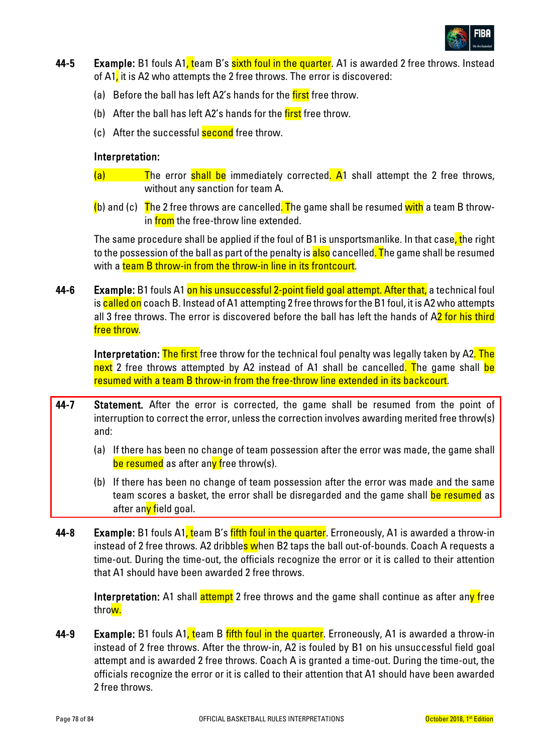**44-5** **Example:** B1 fouls A1, team B's sixth foul in the quarter. A1 is awarded 2 free throws. Instead of A1, it is A2 who attempts the 2 free throws. The error is discovered:

(a) Before the ball has left A2's hands for the first free throw.

(b) After the ball has left A2's hands for the first free throw.

(c) After the successful second free throw.

**Interpretation:**

(a) The error shall be immediately corrected. A1 shall attempt the 2 free throws, without any sanction for team A.

(b) and (c) The 2 free throws are cancelled. The game shall be resumed with a team B throw-in from the free-throw line extended.

The same procedure shall be applied if the foul of B1 is unsportsmanlike. In that case, the right to the possession of the ball as part of the penalty is also cancelled. The game shall be resumed with a team B throw-in from the throw-in line in its frontcourt.

**44-6** **Example:** B1 fouls A1 on his unsuccessful 2-point field goal attempt. After that, a technical foul is called on coach B. Instead of A1 attempting 2 free throws for the B1 foul, it is A2 who attempts all 3 free throws. The error is discovered before the ball has left the hands of A2 for his third free throw.

**Interpretation:** The first free throw for the technical foul penalty was legally taken by A2. The next 2 free throws attempted by A2 instead of A1 shall be cancelled. The game shall be resumed with a team B throw-in from the free-throw line extended in its backcourt.

**44-7** **Statement.** After the error is corrected, the game shall be resumed from the point of interruption to correct the error, unless the correction involves awarding merited free throw(s) and:

(a) If there has been no change of team possession after the error was made, the game shall be resumed as after any free throw(s).

(b) If there has been no change of team possession after the error was made and the same team scores a basket, the error shall be disregarded and the game shall be resumed as after any field goal.

**44-8** **Example:** B1 fouls A1, team B's fifth foul in the quarter. Erroneously, A1 is awarded a throw-in instead of 2 free throws. A2 dribbles when B2 taps the ball out-of-bounds. Coach A requests a time-out. During the time-out, the officials recognize the error or it is called to their attention that A1 should have been awarded 2 free throws.

**Interpretation:** A1 shall attempt 2 free throws and the game shall continue as after any free throw.

**44-9** **Example:** B1 fouls A1, team B fifth foul in the quarter. Erroneously, A1 is awarded a throw-in instead of 2 free throws. After the throw-in, A2 is fouled by B1 on his unsuccessful field goal attempt and is awarded 2 free throws. Coach A is granted a time-out. During the time-out, the officials recognize the error or it is called to their attention that A1 should have been awarded 2 free throws.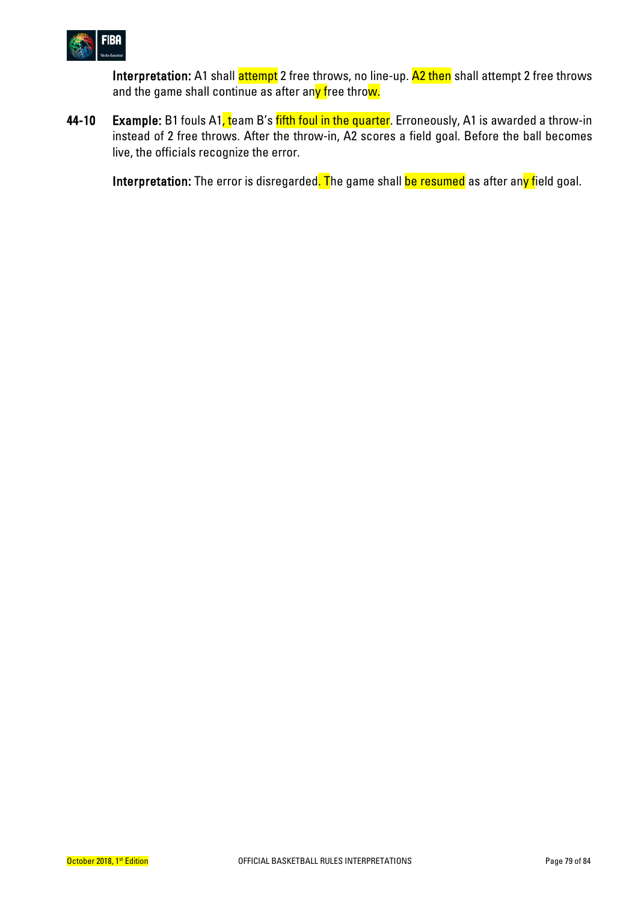**Interpretation:** A1 shall attempt 2 free throws, no line-up. A2 then shall attempt 2 free throws and the game shall continue as after any free throw.

**44-10** **Example:** B1 fouls A1, team B's fifth foul in the quarter. Erroneously, A1 is awarded a throw-in instead of 2 free throws. After the throw-in, A2 scores a field goal. Before the ball becomes live, the officials recognize the error.

**Interpretation:** The error is disregarded. The game shall be resumed as after any field goal.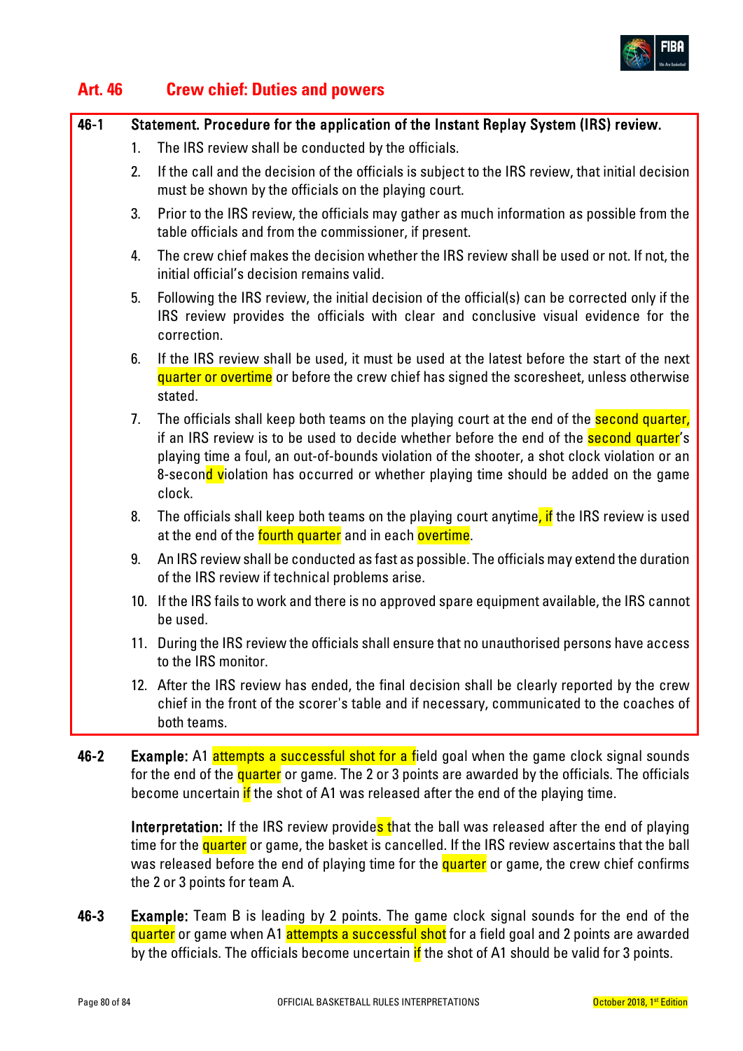## Art. 46 Crew chief: Duties and powers

**46-1 Statement. Procedure for the application of the Instant Replay System (IRS) review.**

1. The IRS review shall be conducted by the officials.
2. If the call and the decision of the officials is subject to the IRS review, that initial decision must be shown by the officials on the playing court.
3. Prior to the IRS review, the officials may gather as much information as possible from the table officials and from the commissioner, if present.
4. The crew chief makes the decision whether the IRS review shall be used or not. If not, the initial official's decision remains valid.
5. Following the IRS review, the initial decision of the official(s) can be corrected only if the IRS review provides the officials with clear and conclusive visual evidence for the correction.
6. If the IRS review shall be used, it must be used at the latest before the start of the next quarter or overtime or before the crew chief has signed the scoresheet, unless otherwise stated.
7. The officials shall keep both teams on the playing court at the end of the second quarter, if an IRS review is to be used to decide whether before the end of the second quarter's playing time a foul, an out-of-bounds violation of the shooter, a shot clock violation or an 8-second violation has occurred or whether playing time should be added on the game clock.
8. The officials shall keep both teams on the playing court anytime, if the IRS review is used at the end of the fourth quarter and in each overtime.
9. An IRS review shall be conducted as fast as possible. The officials may extend the duration of the IRS review if technical problems arise.
10. If the IRS fails to work and there is no approved spare equipment available, the IRS cannot be used.
11. During the IRS review the officials shall ensure that no unauthorised persons have access to the IRS monitor.
12. After the IRS review has ended, the final decision shall be clearly reported by the crew chief in the front of the scorer's table and if necessary, communicated to the coaches of both teams.

**46-2** **Example:** A1 attempts a successful shot for a field goal when the game clock signal sounds for the end of the quarter or game. The 2 or 3 points are awarded by the officials. The officials become uncertain if the shot of A1 was released after the end of the playing time.

**Interpretation:** If the IRS review provides that the ball was released after the end of playing time for the quarter or game, the basket is cancelled. If the IRS review ascertains that the ball was released before the end of playing time for the quarter or game, the crew chief confirms the 2 or 3 points for team A.

**46-3** **Example:** Team B is leading by 2 points. The game clock signal sounds for the end of the quarter or game when A1 attempts a successful shot for a field goal and 2 points are awarded by the officials. The officials become uncertain if the shot of A1 should be valid for 3 points.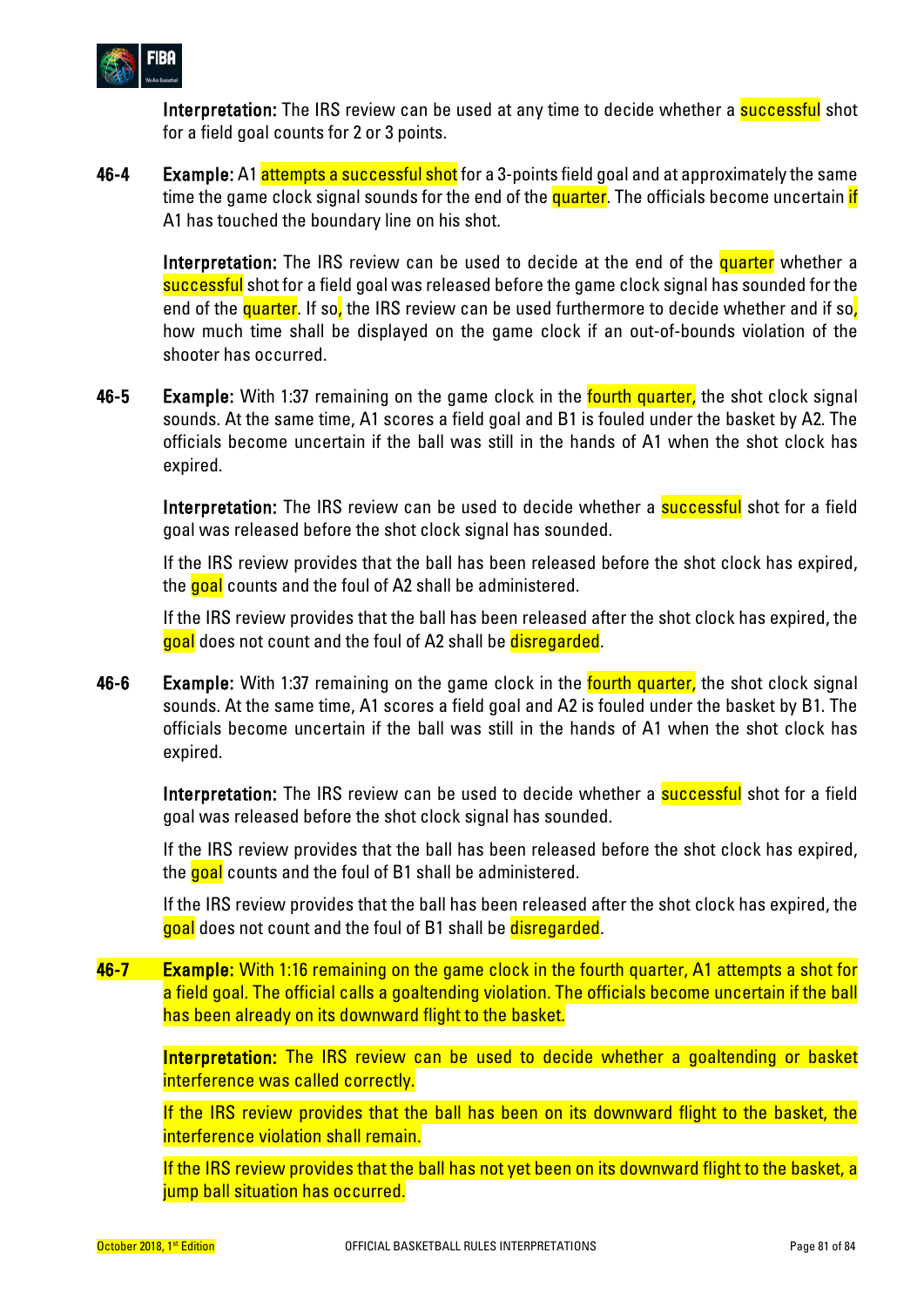**Interpretation:** The IRS review can be used at any time to decide whether a successful shot for a field goal counts for 2 or 3 points.

**46-4** **Example:** A1 attempts a successful shot for a 3-points field goal and at approximately the same time the game clock signal sounds for the end of the quarter. The officials become uncertain if A1 has touched the boundary line on his shot.

**Interpretation:** The IRS review can be used to decide at the end of the quarter whether a successful shot for a field goal was released before the game clock signal has sounded for the end of the quarter. If so, the IRS review can be used furthermore to decide whether and if so, how much time shall be displayed on the game clock if an out-of-bounds violation of the shooter has occurred.

**46-5** **Example:** With 1:37 remaining on the game clock in the fourth quarter, the shot clock signal sounds. At the same time, A1 scores a field goal and B1 is fouled under the basket by A2. The officials become uncertain if the ball was still in the hands of A1 when the shot clock has expired.

**Interpretation:** The IRS review can be used to decide whether a successful shot for a field goal was released before the shot clock signal has sounded.

If the IRS review provides that the ball has been released before the shot clock has expired, the goal counts and the foul of A2 shall be administered.

If the IRS review provides that the ball has been released after the shot clock has expired, the goal does not count and the foul of A2 shall be disregarded.

**46-6** **Example:** With 1:37 remaining on the game clock in the fourth quarter, the shot clock signal sounds. At the same time, A1 scores a field goal and A2 is fouled under the basket by B1. The officials become uncertain if the ball was still in the hands of A1 when the shot clock has expired.

**Interpretation:** The IRS review can be used to decide whether a successful shot for a field goal was released before the shot clock signal has sounded.

If the IRS review provides that the ball has been released before the shot clock has expired, the goal counts and the foul of B1 shall be administered.

If the IRS review provides that the ball has been released after the shot clock has expired, the goal does not count and the foul of B1 shall be disregarded.

**46-7** **Example:** With 1:16 remaining on the game clock in the fourth quarter, A1 attempts a shot for a field goal. The official calls a goaltending violation. The officials become uncertain if the ball has been already on its downward flight to the basket.

**Interpretation:** The IRS review can be used to decide whether a goaltending or basket interference was called correctly.

If the IRS review provides that the ball has been on its downward flight to the basket, the interference violation shall remain.

If the IRS review provides that the ball has not yet been on its downward flight to the basket, a jump ball situation has occurred.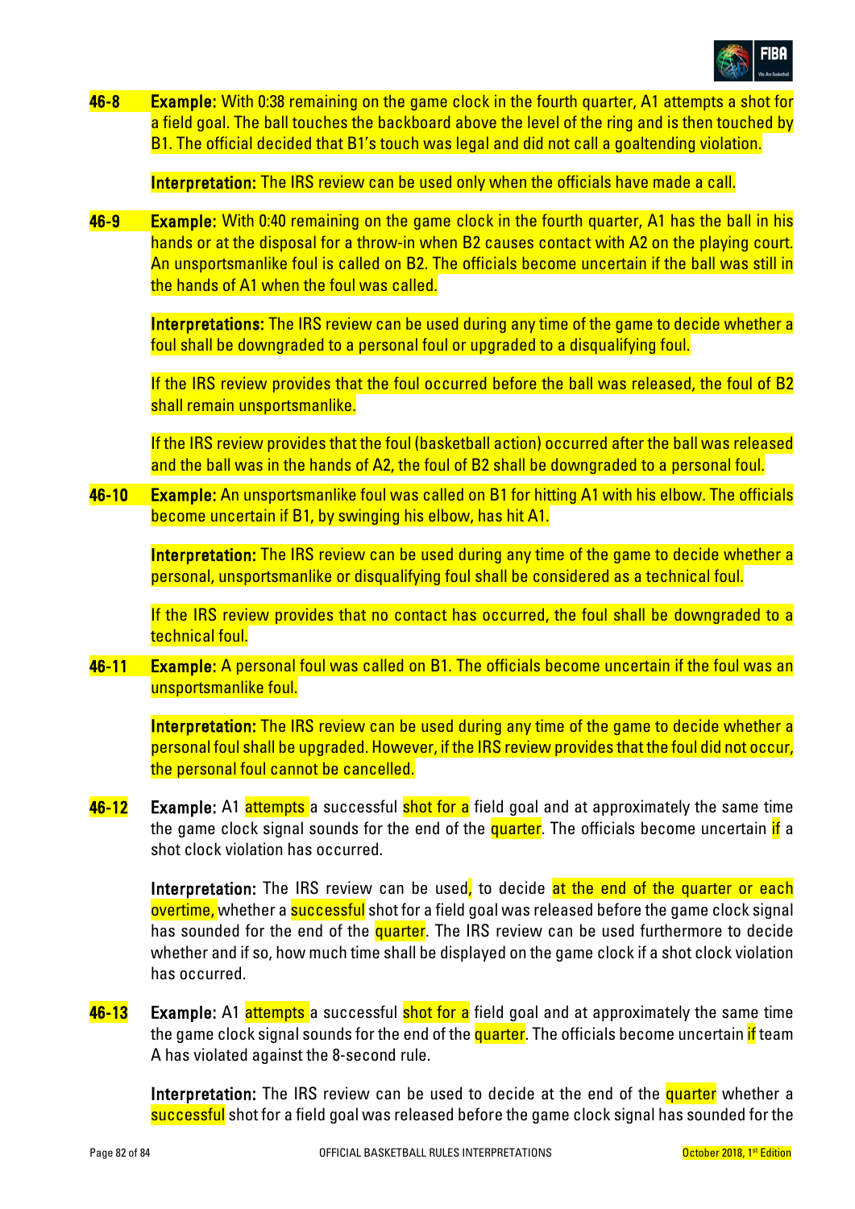**46-8** **Example:** With 0:38 remaining on the game clock in the fourth quarter, A1 attempts a shot for a field goal. The ball touches the backboard above the level of the ring and is then touched by B1. The official decided that B1's touch was legal and did not call a goaltending violation.

**Interpretation:** The IRS review can be used only when the officials have made a call.

**46-9** **Example:** With 0:40 remaining on the game clock in the fourth quarter, A1 has the ball in his hands or at the disposal for a throw-in when B2 causes contact with A2 on the playing court. An unsportsmanlike foul is called on B2. The officials become uncertain if the ball was still in the hands of A1 when the foul was called.

**Interpretations:** The IRS review can be used during any time of the game to decide whether a foul shall be downgraded to a personal foul or upgraded to a disqualifying foul.

If the IRS review provides that the foul occurred before the ball was released, the foul of B2 shall remain unsportsmanlike.

If the IRS review provides that the foul (basketball action) occurred after the ball was released and the ball was in the hands of A2, the foul of B2 shall be downgraded to a personal foul.

**46-10** **Example:** An unsportsmanlike foul was called on B1 for hitting A1 with his elbow. The officials become uncertain if B1, by swinging his elbow, has hit A1.

**Interpretation:** The IRS review can be used during any time of the game to decide whether a personal, unsportsmanlike or disqualifying foul shall be considered as a technical foul.

If the IRS review provides that no contact has occurred, the foul shall be downgraded to a technical foul.

**46-11** **Example:** A personal foul was called on B1. The officials become uncertain if the foul was an unsportsmanlike foul.

**Interpretation:** The IRS review can be used during any time of the game to decide whether a personal foul shall be upgraded. However, if the IRS review provides that the foul did not occur, the personal foul cannot be cancelled.

**46-12** **Example:** A1 attempts a successful shot for a field goal and at approximately the same time the game clock signal sounds for the end of the quarter. The officials become uncertain if a shot clock violation has occurred.

**Interpretation:** The IRS review can be used, to decide at the end of the quarter or each overtime, whether a successful shot for a field goal was released before the game clock signal has sounded for the end of the quarter. The IRS review can be used furthermore to decide whether and if so, how much time shall be displayed on the game clock if a shot clock violation has occurred.

**46-13** **Example:** A1 attempts a successful shot for a field goal and at approximately the same time the game clock signal sounds for the end of the quarter. The officials become uncertain if team A has violated against the 8-second rule.

**Interpretation:** The IRS review can be used to decide at the end of the quarter whether a successful shot for a field goal was released before the game clock signal has sounded for the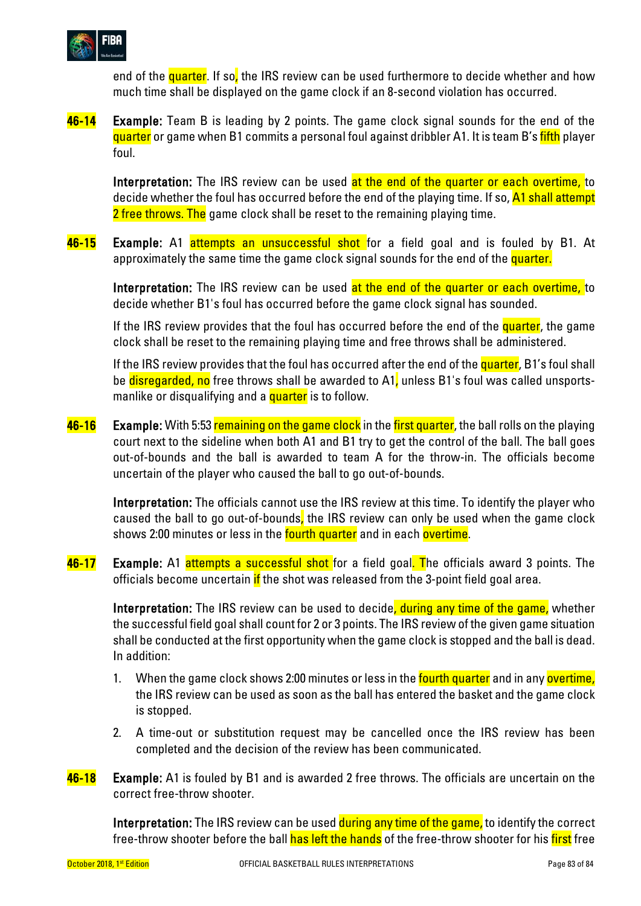end of the quarter. If so, the IRS review can be used furthermore to decide whether and how much time shall be displayed on the game clock if an 8-second violation has occurred.

**46-14** **Example:** Team B is leading by 2 points. The game clock signal sounds for the end of the quarter or game when B1 commits a personal foul against dribbler A1. It is team B's fifth player foul.

**Interpretation:** The IRS review can be used at the end of the quarter or each overtime, to decide whether the foul has occurred before the end of the playing time. If so, A1 shall attempt 2 free throws. The game clock shall be reset to the remaining playing time.

**46-15** **Example:** A1 attempts an unsuccessful shot for a field goal and is fouled by B1. At approximately the same time the game clock signal sounds for the end of the quarter.

**Interpretation:** The IRS review can be used at the end of the quarter or each overtime, to decide whether B1's foul has occurred before the game clock signal has sounded.

If the IRS review provides that the foul has occurred before the end of the quarter, the game clock shall be reset to the remaining playing time and free throws shall be administered.

If the IRS review provides that the foul has occurred after the end of the quarter, B1's foul shall be disregarded, no free throws shall be awarded to A1, unless B1's foul was called unsportsmanlike or disqualifying and a quarter is to follow.

**46-16** **Example:** With 5:53 remaining on the game clock in the first quarter, the ball rolls on the playing court next to the sideline when both A1 and B1 try to get the control of the ball. The ball goes out-of-bounds and the ball is awarded to team A for the throw-in. The officials become uncertain of the player who caused the ball to go out-of-bounds.

**Interpretation:** The officials cannot use the IRS review at this time. To identify the player who caused the ball to go out-of-bounds, the IRS review can only be used when the game clock shows 2:00 minutes or less in the fourth quarter and in each overtime.

**46-17** **Example:** A1 attempts a successful shot for a field goal. The officials award 3 points. The officials become uncertain if the shot was released from the 3-point field goal area.

**Interpretation:** The IRS review can be used to decide, during any time of the game, whether the successful field goal shall count for 2 or 3 points. The IRS review of the given game situation shall be conducted at the first opportunity when the game clock is stopped and the ball is dead. In addition:

1. When the game clock shows 2:00 minutes or less in the fourth quarter and in any overtime, the IRS review can be used as soon as the ball has entered the basket and the game clock is stopped.
2. A time-out or substitution request may be cancelled once the IRS review has been completed and the decision of the review has been communicated.

**46-18** **Example:** A1 is fouled by B1 and is awarded 2 free throws. The officials are uncertain on the correct free-throw shooter.

**Interpretation:** The IRS review can be used during any time of the game, to identify the correct free-throw shooter before the ball has left the hands of the free-throw shooter for his first free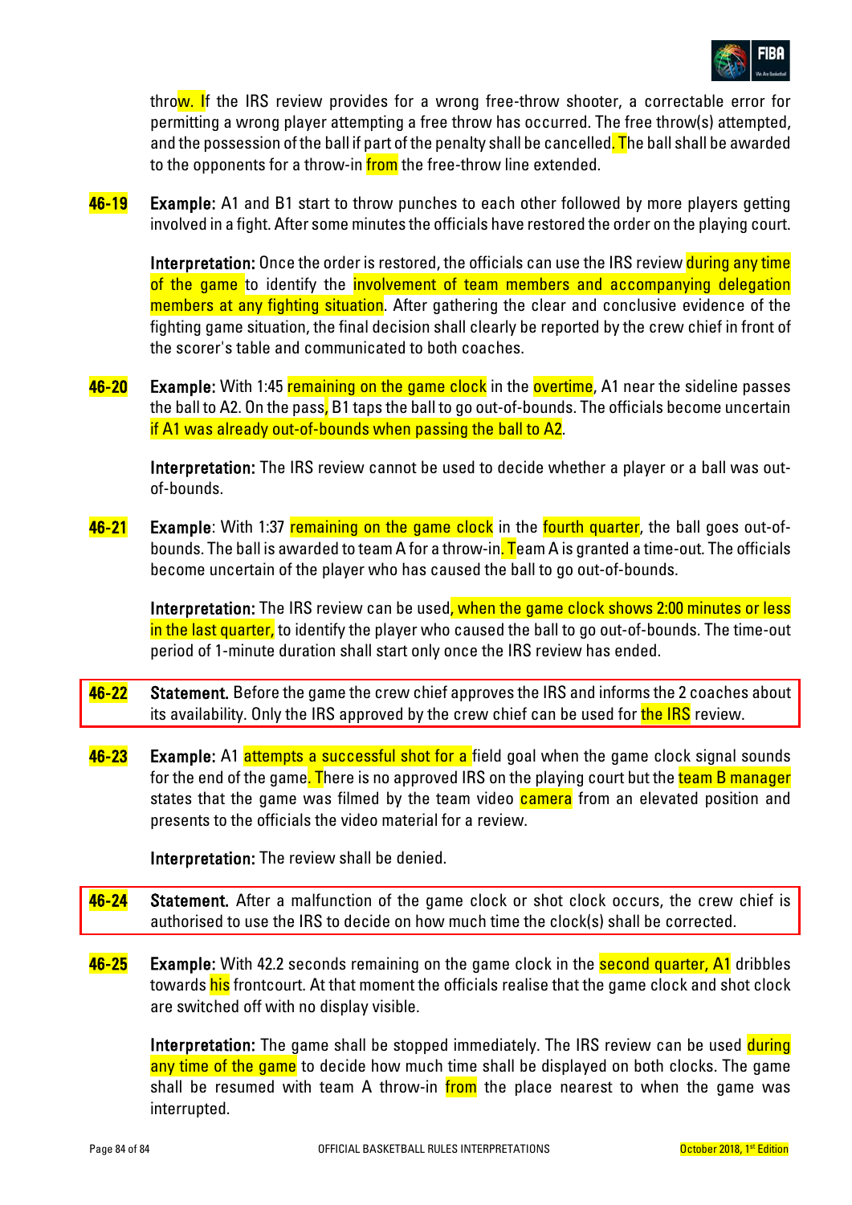throw. If the IRS review provides for a wrong free-throw shooter, a correctable error for permitting a wrong player attempting a free throw has occurred. The free throw(s) attempted, and the possession of the ball if part of the penalty shall be cancelled. The ball shall be awarded to the opponents for a throw-in from the free-throw line extended.

**46-19** **Example:** A1 and B1 start to throw punches to each other followed by more players getting involved in a fight. After some minutes the officials have restored the order on the playing court.

**Interpretation:** Once the order is restored, the officials can use the IRS review during any time of the game to identify the involvement of team members and accompanying delegation members at any fighting situation. After gathering the clear and conclusive evidence of the fighting game situation, the final decision shall clearly be reported by the crew chief in front of the scorer's table and communicated to both coaches.

**46-20** **Example:** With 1:45 remaining on the game clock in the overtime, A1 near the sideline passes the ball to A2. On the pass, B1 taps the ball to go out-of-bounds. The officials become uncertain if A1 was already out-of-bounds when passing the ball to A2.

**Interpretation:** The IRS review cannot be used to decide whether a player or a ball was out-of-bounds.

**46-21** **Example**: With 1:37 remaining on the game clock in the fourth quarter, the ball goes out-of-bounds. The ball is awarded to team A for a throw-in. Team A is granted a time-out. The officials become uncertain of the player who has caused the ball to go out-of-bounds.

**Interpretation:** The IRS review can be used, when the game clock shows 2:00 minutes or less in the last quarter, to identify the player who caused the ball to go out-of-bounds. The time-out period of 1-minute duration shall start only once the IRS review has ended.

**46-22** **Statement.** Before the game the crew chief approves the IRS and informs the 2 coaches about its availability. Only the IRS approved by the crew chief can be used for the IRS review.

**46-23** **Example:** A1 attempts a successful shot for a field goal when the game clock signal sounds for the end of the game. There is no approved IRS on the playing court but the team B manager states that the game was filmed by the team video camera from an elevated position and presents to the officials the video material for a review.

**Interpretation:** The review shall be denied.

**46-24** **Statement.** After a malfunction of the game clock or shot clock occurs, the crew chief is authorised to use the IRS to decide on how much time the clock(s) shall be corrected.

**46-25** **Example:** With 42.2 seconds remaining on the game clock in the second quarter, A1 dribbles towards his frontcourt. At that moment the officials realise that the game clock and shot clock are switched off with no display visible.

**Interpretation:** The game shall be stopped immediately. The IRS review can be used during any time of the game to decide how much time shall be displayed on both clocks. The game shall be resumed with team A throw-in from the place nearest to when the game was interrupted.